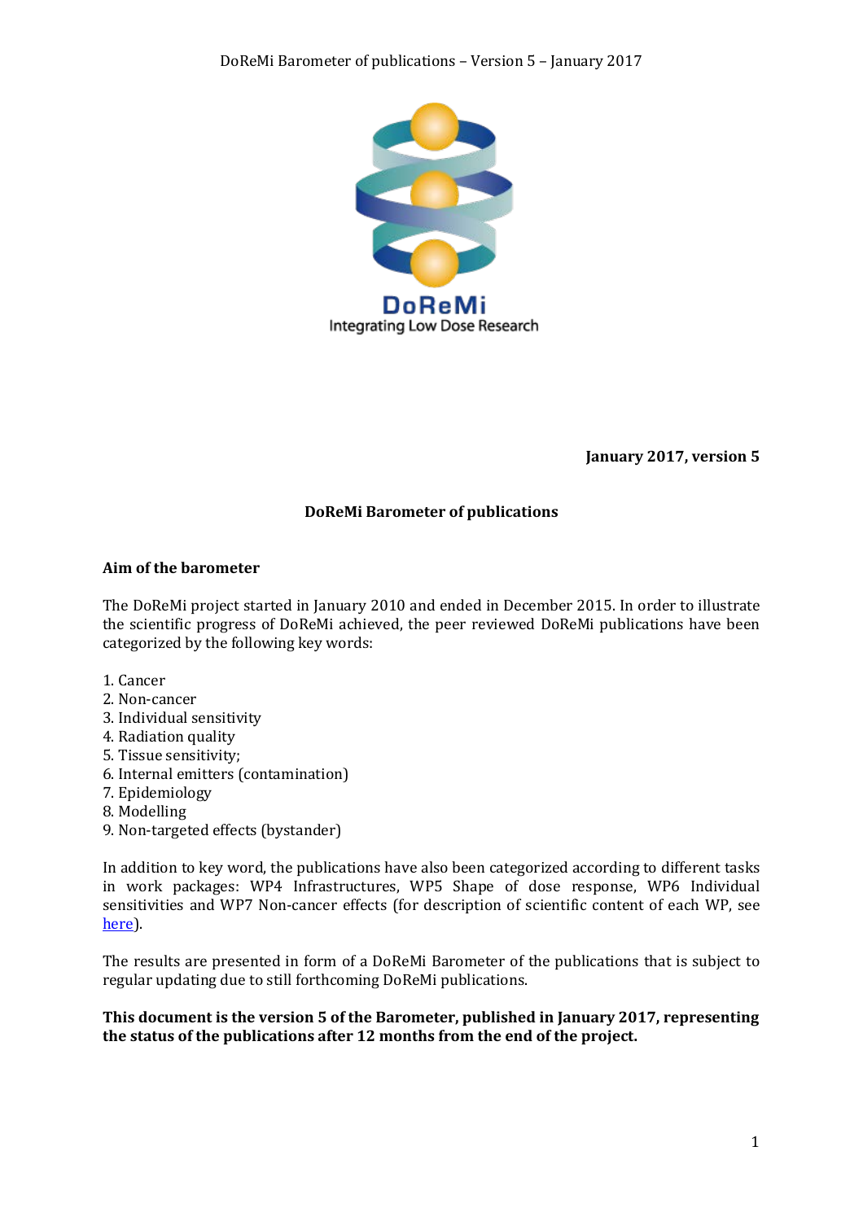DoReMi

Integrating Low Dose Research

**January 2017, version 5**

## DoReMi Barometer of publications

### Aim of the barometer

The DoReMi project started in January 2010 and ended in December 2015. In order to illustrate the scientific progress of DoReMi achieved, the peer reviewed DoReMi publications have been categorized by the following key words:

1. Cancer
2. Non-cancer
3. Individual sensitivity
4. Radiation quality
5. Tissue sensitivity;
6. Internal emitters (contamination)
7. Epidemiology
8. Modelling
9. Non-targeted effects (bystander)

In addition to key word, the publications have also been categorized according to different tasks in work packages: WP4 Infrastructures, WP5 Shape of dose response, WP6 Individual sensitivities and WP7 Non-cancer effects (for description of scientific content of each WP, see here).

The results are presented in form of a DoReMi Barometer of the publications that is subject to regular updating due to still forthcoming DoReMi publications.

**This document is the version 5 of the Barometer, published in January 2017, representing the status of the publications after 12 months from the end of the project.**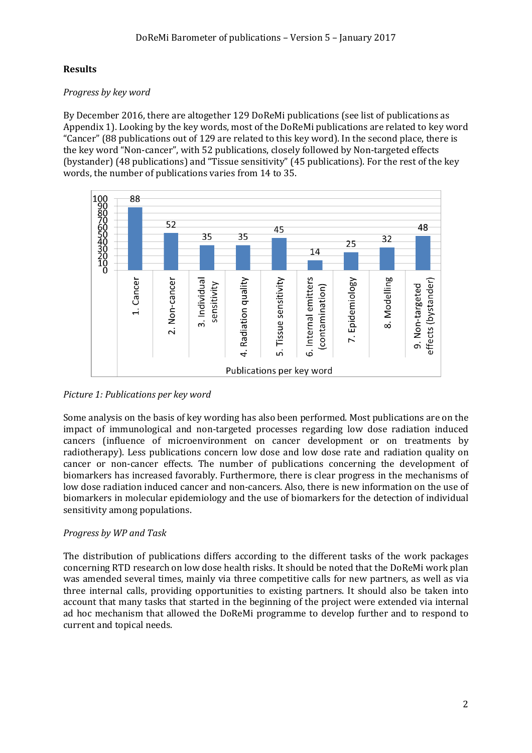## Results

*Progress by key word*

By December 2016, there are altogether 129 DoReMi publications (see list of publications as Appendix 1). Looking by the key words, most of the DoReMi publications are related to key word "Cancer" (88 publications out of 129 are related to this key word). In the second place, there is the key word "Non-cancer", with 52 publications, closely followed by Non-targeted effects (bystander) (48 publications) and "Tissue sensitivity" (45 publications). For the rest of the key words, the number of publications varies from 14 to 35.

| Key word | Publications |
|---|---|
| 1. Cancer | 88 |
| 2. Non-cancer | 52 |
| 3. Individual sensitivity | 35 |
| 4. Radiation quality | 35 |
| 5. Tissue sensitivity | 45 |
| 6. Internal emitters (contamination) | 14 |
| 7. Epidemiology | 25 |
| 8. Modelling | 32 |
| 9. Non-targeted effects (bystander) | 48 |

*Picture 1: Publications per key word*

Some analysis on the basis of key wording has also been performed. Most publications are on the impact of immunological and non-targeted processes regarding low dose radiation induced cancers (influence of microenvironment on cancer development or on treatments by radiotherapy). Less publications concern low dose and low dose rate and radiation quality on cancer or non-cancer effects. The number of publications concerning the development of biomarkers has increased favorably. Furthermore, there is clear progress in the mechanisms of low dose radiation induced cancer and non-cancers. Also, there is new information on the use of biomarkers in molecular epidemiology and the use of biomarkers for the detection of individual sensitivity among populations.

*Progress by WP and Task*

The distribution of publications differs according to the different tasks of the work packages concerning RTD research on low dose health risks. It should be noted that the DoReMi work plan was amended several times, mainly via three competitive calls for new partners, as well as via three internal calls, providing opportunities to existing partners. It should also be taken into account that many tasks that started in the beginning of the project were extended via internal ad hoc mechanism that allowed the DoReMi programme to develop further and to respond to current and topical needs.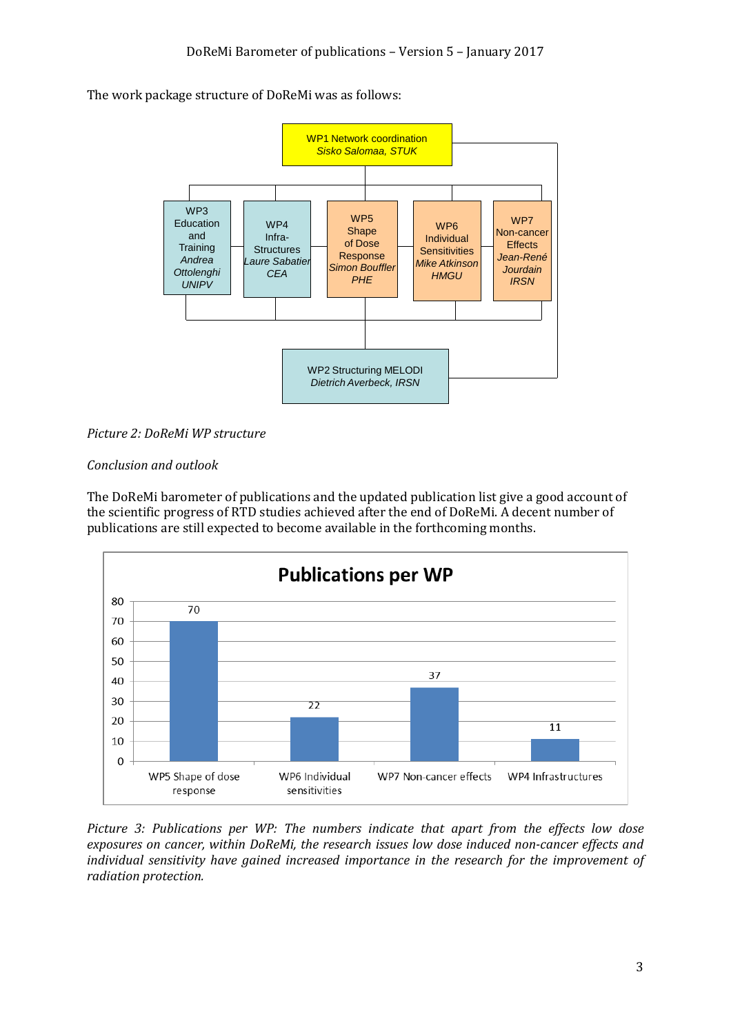The work package structure of DoReMi was as follows:

WP1 Network coordination
*Sisko Salomaa, STUK*

WP3 Education and Training
*Andrea Ottolenghi UNIPV*

WP4 Infra-Structures
*Laure Sabatier CEA*

WP5 Shape of Dose Response
*Simon Bouffler PHE*

WP6 Individual Sensitivities
*Mike Atkinson HMGU*

WP7 Non-cancer Effects
*Jean-René Jourdain IRSN*

WP2 Structuring MELODI
*Dietrich Averbeck, IRSN*

*Picture 2: DoReMi WP structure*

*Conclusion and outlook*

The DoReMi barometer of publications and the updated publication list give a good account of the scientific progress of RTD studies achieved after the end of DoReMi. A decent number of publications are still expected to become available in the forthcoming months.

**Publications per WP**

| WP | Publications |
|---|---|
| WP5 Shape of dose response | 70 |
| WP6 Individual sensitivities | 22 |
| WP7 Non-cancer effects | 37 |
| WP4 Infrastructures | 11 |

*Picture 3: Publications per WP: The numbers indicate that apart from the effects low dose exposures on cancer, within DoReMi, the research issues low dose induced non-cancer effects and individual sensitivity have gained increased importance in the research for the improvement of radiation protection.*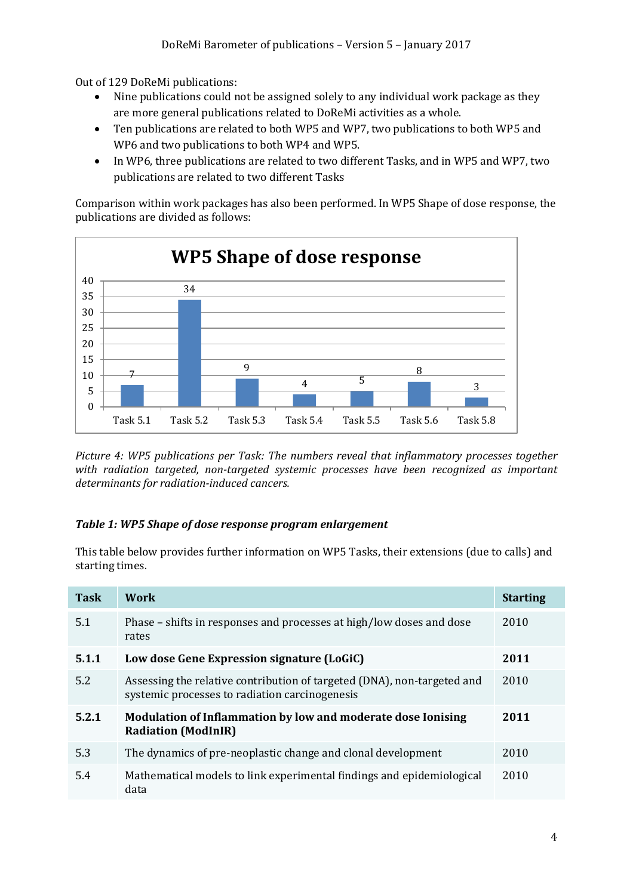Out of 129 DoReMi publications:

- Nine publications could not be assigned solely to any individual work package as they are more general publications related to DoReMi activities as a whole.
- Ten publications are related to both WP5 and WP7, two publications to both WP5 and WP6 and two publications to both WP4 and WP5.
- In WP6, three publications are related to two different Tasks, and in WP5 and WP7, two publications are related to two different Tasks

Comparison within work packages has also been performed. In WP5 Shape of dose response, the publications are divided as follows:

**WP5 Shape of dose response**

| Task | Publications |
|---|---|
| Task 5.1 | 7 |
| Task 5.2 | 34 |
| Task 5.3 | 9 |
| Task 5.4 | 4 |
| Task 5.5 | 5 |
| Task 5.6 | 8 |
| Task 5.8 | 3 |

*Picture 4: WP5 publications per Task: The numbers reveal that inflammatory processes together with radiation targeted, non-targeted systemic processes have been recognized as important determinants for radiation-induced cancers.*

***Table 1: WP5 Shape of dose response program enlargement***

This table below provides further information on WP5 Tasks, their extensions (due to calls) and starting times.

| Task | Work | Starting |
|---|---|---|
| 5.1 | Phase – shifts in responses and processes at high/low doses and dose rates | 2010 |
| **5.1.1** | **Low dose Gene Expression signature (LoGiC)** | **2011** |
| 5.2 | Assessing the relative contribution of targeted (DNA), non-targeted and systemic processes to radiation carcinogenesis | 2010 |
| **5.2.1** | **Modulation of Inflammation by low and moderate dose Ionising Radiation (ModInIR)** | **2011** |
| 5.3 | The dynamics of pre-neoplastic change and clonal development | 2010 |
| 5.4 | Mathematical models to link experimental findings and epidemiological data | 2010 |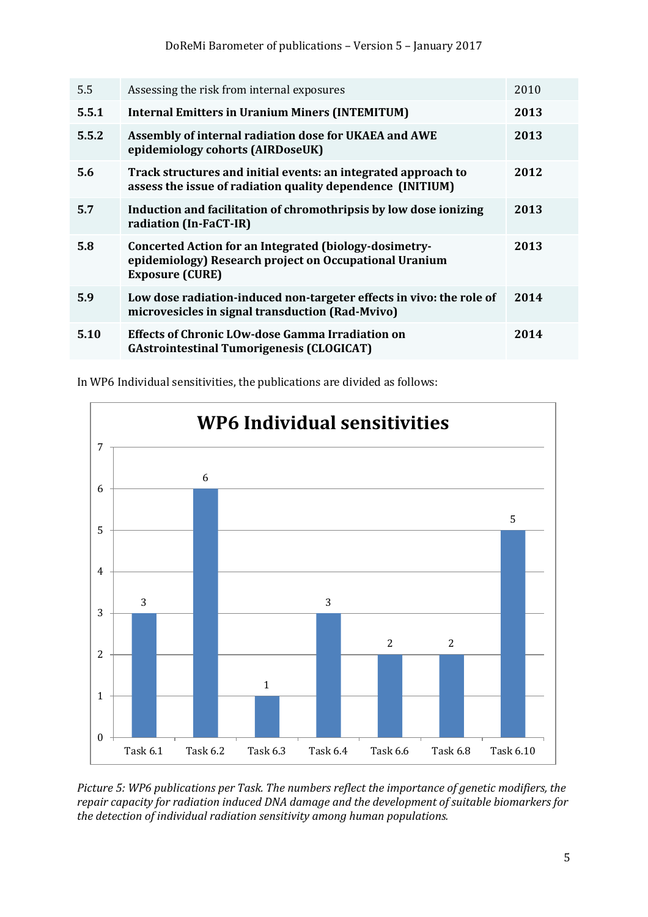| 5.5 | Assessing the risk from internal exposures | 2010 |
|---|---|---|
| **5.5.1** | **Internal Emitters in Uranium Miners (INTEMITUM)** | **2013** |
| **5.5.2** | **Assembly of internal radiation dose for UKAEA and AWE epidemiology cohorts (AIRDoseUK)** | **2013** |
| **5.6** | **Track structures and initial events: an integrated approach to assess the issue of radiation quality dependence (INITIUM)** | **2012** |
| **5.7** | **Induction and facilitation of chromothripsis by low dose ionizing radiation (In-FaCT-IR)** | **2013** |
| **5.8** | **Concerted Action for an Integrated (biology-dosimetry-epidemiology) Research project on Occupational Uranium Exposure (CURE)** | **2013** |
| **5.9** | **Low dose radiation-induced non-targeter effects in vivo: the role of microvesicles in signal transduction (Rad-Mvivo)** | **2014** |
| **5.10** | **Effects of Chronic LOw-dose Gamma Irradiation on GAstrointestinal Tumorigenesis (CLOGICAT)** | **2014** |

In WP6 Individual sensitivities, the publications are divided as follows:

**WP6 Individual sensitivities**

| Task | Publications |
|---|---|
| Task 6.1 | 3 |
| Task 6.2 | 6 |
| Task 6.3 | 1 |
| Task 6.4 | 3 |
| Task 6.6 | 2 |
| Task 6.8 | 2 |
| Task 6.10 | 5 |

*Picture 5: WP6 publications per Task. The numbers reflect the importance of genetic modifiers, the repair capacity for radiation induced DNA damage and the development of suitable biomarkers for the detection of individual radiation sensitivity among human populations.*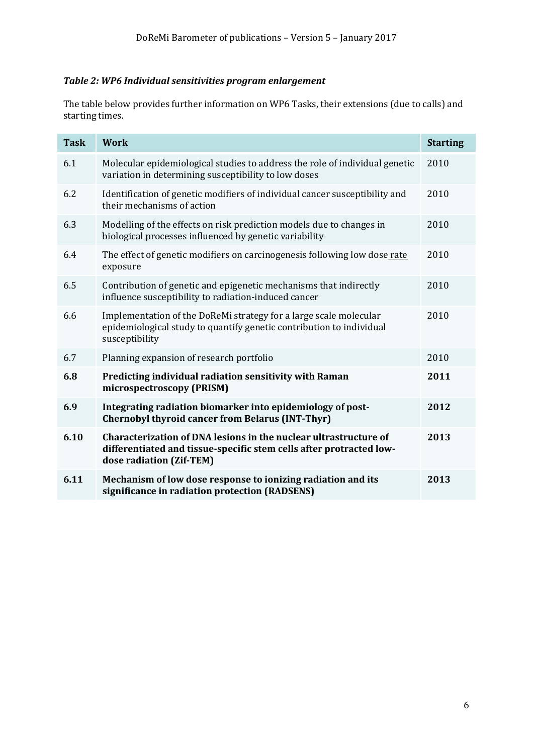***Table 2: WP6 Individual sensitivities program enlargement***

The table below provides further information on WP6 Tasks, their extensions (due to calls) and starting times.

| Task | Work | Starting |
|---|---|---|
| 6.1 | Molecular epidemiological studies to address the role of individual genetic variation in determining susceptibility to low doses | 2010 |
| 6.2 | Identification of genetic modifiers of individual cancer susceptibility and their mechanisms of action | 2010 |
| 6.3 | Modelling of the effects on risk prediction models due to changes in biological processes influenced by genetic variability | 2010 |
| 6.4 | The effect of genetic modifiers on carcinogenesis following low dose rate exposure | 2010 |
| 6.5 | Contribution of genetic and epigenetic mechanisms that indirectly influence susceptibility to radiation-induced cancer | 2010 |
| 6.6 | Implementation of the DoReMi strategy for a large scale molecular epidemiological study to quantify genetic contribution to individual susceptibility | 2010 |
| 6.7 | Planning expansion of research portfolio | 2010 |
| **6.8** | **Predicting individual radiation sensitivity with Raman microspectroscopy (PRISM)** | **2011** |
| **6.9** | **Integrating radiation biomarker into epidemiology of post-Chernobyl thyroid cancer from Belarus (INT-Thyr)** | **2012** |
| **6.10** | **Characterization of DNA lesions in the nuclear ultrastructure of differentiated and tissue-specific stem cells after protracted low-dose radiation (Zif-TEM)** | **2013** |
| **6.11** | **Mechanism of low dose response to ionizing radiation and its significance in radiation protection (RADSENS)** | **2013** |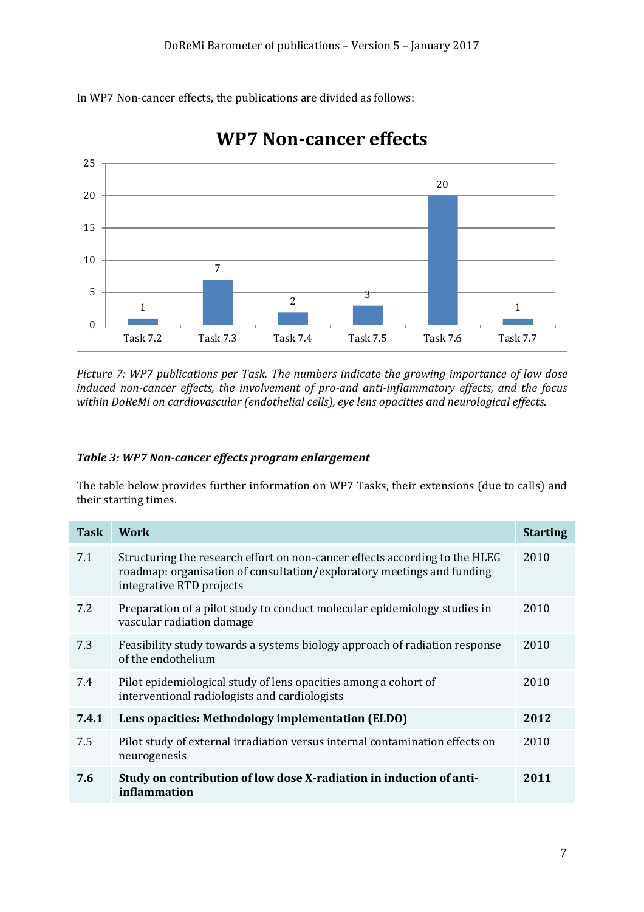In WP7 Non-cancer effects, the publications are divided as follows:

**WP7 Non-cancer effects**

| Task | Publications |
|---|---|
| Task 7.2 | 1 |
| Task 7.3 | 7 |
| Task 7.4 | 2 |
| Task 7.5 | 3 |
| Task 7.6 | 20 |
| Task 7.7 | 1 |

*Picture 7: WP7 publications per Task. The numbers indicate the growing importance of low dose induced non-cancer effects, the involvement of pro-and anti-inflammatory effects, and the focus within DoReMi on cardiovascular (endothelial cells), eye lens opacities and neurological effects.*

***Table 3: WP7 Non-cancer effects program enlargement***

The table below provides further information on WP7 Tasks, their extensions (due to calls) and their starting times.

| Task | Work | Starting |
|---|---|---|
| 7.1 | Structuring the research effort on non-cancer effects according to the HLEG roadmap: organisation of consultation/exploratory meetings and funding integrative RTD projects | 2010 |
| 7.2 | Preparation of a pilot study to conduct molecular epidemiology studies in vascular radiation damage | 2010 |
| 7.3 | Feasibility study towards a systems biology approach of radiation response of the endothelium | 2010 |
| 7.4 | Pilot epidemiological study of lens opacities among a cohort of interventional radiologists and cardiologists | 2010 |
| **7.4.1** | **Lens opacities: Methodology implementation (ELDO)** | **2012** |
| 7.5 | Pilot study of external irradiation versus internal contamination effects on neurogenesis | 2010 |
| **7.6** | **Study on contribution of low dose X-radiation in induction of anti-inflammation** | **2011** |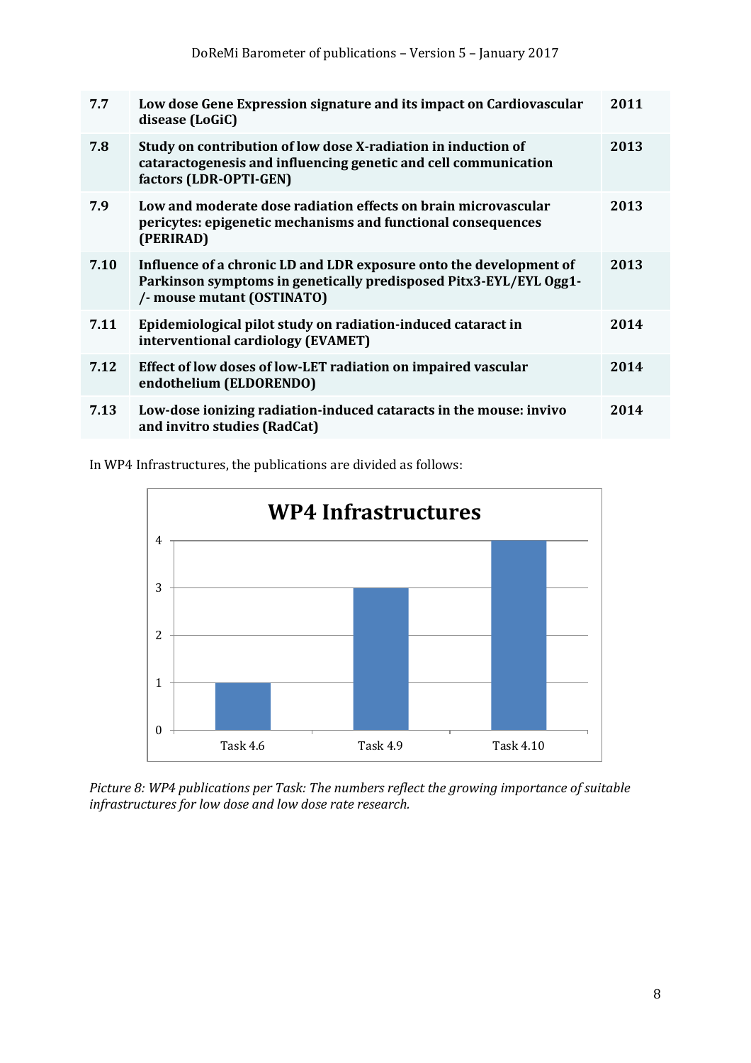| | | |
|---|---|---|
| **7.7** | **Low dose Gene Expression signature and its impact on Cardiovascular disease (LoGiC)** | **2011** |
| **7.8** | **Study on contribution of low dose X-radiation in induction of cataractogenesis and influencing genetic and cell communication factors (LDR-OPTI-GEN)** | **2013** |
| **7.9** | **Low and moderate dose radiation effects on brain microvascular pericytes: epigenetic mechanisms and functional consequences (PERIRAD)** | **2013** |
| **7.10** | **Influence of a chronic LD and LDR exposure onto the development of Parkinson symptoms in genetically predisposed Pitx3-EYL/EYL Ogg1-/- mouse mutant (OSTINATO)** | **2013** |
| **7.11** | **Epidemiological pilot study on radiation-induced cataract in interventional cardiology (EVAMET)** | **2014** |
| **7.12** | **Effect of low doses of low-LET radiation on impaired vascular endothelium (ELDORENDO)** | **2014** |
| **7.13** | **Low-dose ionizing radiation-induced cataracts in the mouse: invivo and invitro studies (RadCat)** | **2014** |

In WP4 Infrastructures, the publications are divided as follows:

**WP4 Infrastructures**

| Task | Publications |
|---|---|
| Task 4.6 | 1 |
| Task 4.9 | 3 |
| Task 4.10 | 4 |

*Picture 8: WP4 publications per Task: The numbers reflect the growing importance of suitable infrastructures for low dose and low dose rate research.*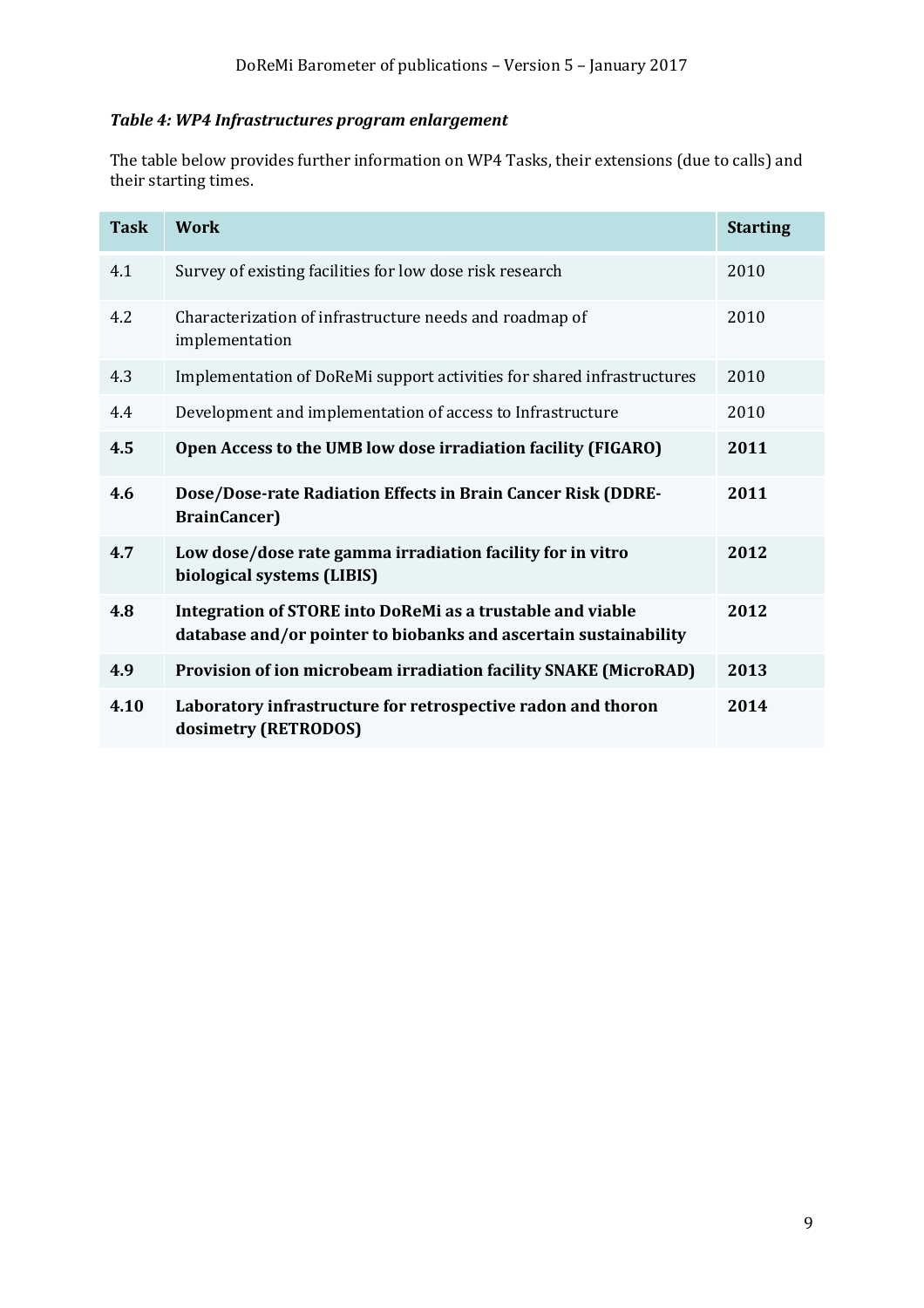***Table 4: WP4 Infrastructures program enlargement***

The table below provides further information on WP4 Tasks, their extensions (due to calls) and their starting times.

| Task | Work | Starting |
|---|---|---|
| 4.1 | Survey of existing facilities for low dose risk research | 2010 |
| 4.2 | Characterization of infrastructure needs and roadmap of implementation | 2010 |
| 4.3 | Implementation of DoReMi support activities for shared infrastructures | 2010 |
| 4.4 | Development and implementation of access to Infrastructure | 2010 |
| **4.5** | **Open Access to the UMB low dose irradiation facility (FIGARO)** | **2011** |
| **4.6** | **Dose/Dose-rate Radiation Effects in Brain Cancer Risk (DDRE-BrainCancer)** | **2011** |
| **4.7** | **Low dose/dose rate gamma irradiation facility for in vitro biological systems (LIBIS)** | **2012** |
| **4.8** | **Integration of STORE into DoReMi as a trustable and viable database and/or pointer to biobanks and ascertain sustainability** | **2012** |
| **4.9** | **Provision of ion microbeam irradiation facility SNAKE (MicroRAD)** | **2013** |
| **4.10** | **Laboratory infrastructure for retrospective radon and thoron dosimetry (RETRODOS)** | **2014** |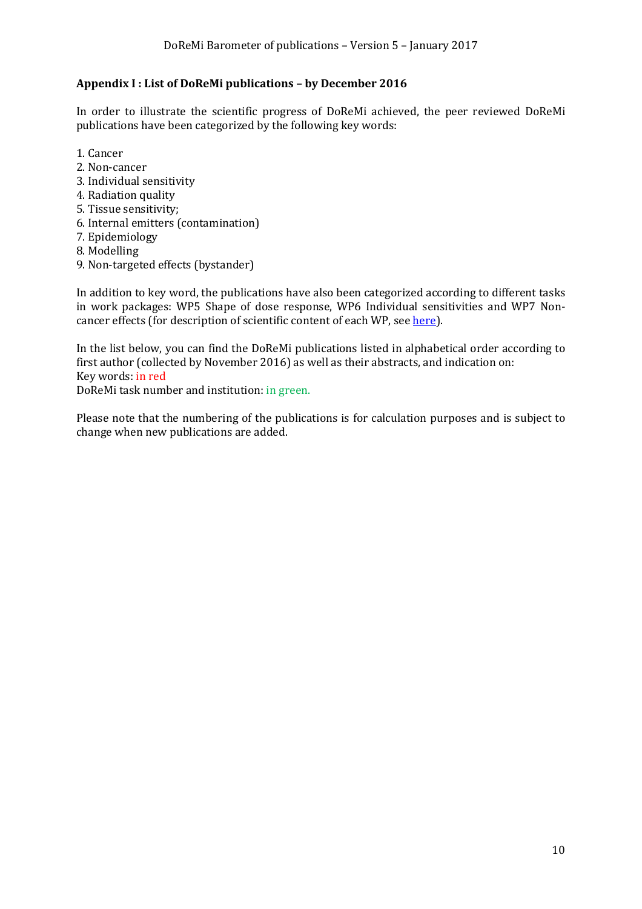## Appendix I : List of DoReMi publications – by December 2016

In order to illustrate the scientific progress of DoReMi achieved, the peer reviewed DoReMi publications have been categorized by the following key words:

1. Cancer
2. Non-cancer
3. Individual sensitivity
4. Radiation quality
5. Tissue sensitivity;
6. Internal emitters (contamination)
7. Epidemiology
8. Modelling
9. Non-targeted effects (bystander)

In addition to key word, the publications have also been categorized according to different tasks in work packages: WP5 Shape of dose response, WP6 Individual sensitivities and WP7 Non-cancer effects (for description of scientific content of each WP, see here).

In the list below, you can find the DoReMi publications listed in alphabetical order according to first author (collected by November 2016) as well as their abstracts, and indication on:
Key words: in red
DoReMi task number and institution: in green.

Please note that the numbering of the publications is for calculation purposes and is subject to change when new publications are added.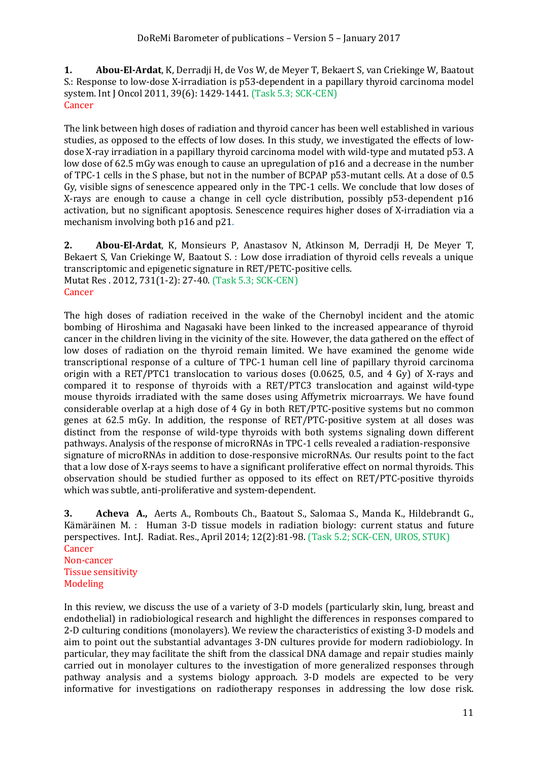**1.** **Abou-El-Ardat**, K, Derradji H, de Vos W, de Meyer T, Bekaert S, van Criekinge W, Baatout S.: Response to low-dose X-irradiation is p53-dependent in a papillary thyroid carcinoma model system. Int J Oncol 2011, 39(6): 1429-1441. (Task 5.3; SCK-CEN)
Cancer

The link between high doses of radiation and thyroid cancer has been well established in various studies, as opposed to the effects of low doses. In this study, we investigated the effects of low-dose X-ray irradiation in a papillary thyroid carcinoma model with wild-type and mutated p53. A low dose of 62.5 mGy was enough to cause an upregulation of p16 and a decrease in the number of TPC-1 cells in the S phase, but not in the number of BCPAP p53-mutant cells. At a dose of 0.5 Gy, visible signs of senescence appeared only in the TPC-1 cells. We conclude that low doses of X-rays are enough to cause a change in cell cycle distribution, possibly p53-dependent p16 activation, but no significant apoptosis. Senescence requires higher doses of X-irradiation via a mechanism involving both p16 and p21.

**2.** **Abou-El-Ardat**, K, Monsieurs P, Anastasov N, Atkinson M, Derradji H, De Meyer T, Bekaert S, Van Criekinge W, Baatout S. : Low dose irradiation of thyroid cells reveals a unique transcriptomic and epigenetic signature in RET/PETC-positive cells.
Mutat Res . 2012, 731(1-2): 27-40. (Task 5.3; SCK-CEN)
Cancer

The high doses of radiation received in the wake of the Chernobyl incident and the atomic bombing of Hiroshima and Nagasaki have been linked to the increased appearance of thyroid cancer in the children living in the vicinity of the site. However, the data gathered on the effect of low doses of radiation on the thyroid remain limited. We have examined the genome wide transcriptional response of a culture of TPC-1 human cell line of papillary thyroid carcinoma origin with a RET/PTC1 translocation to various doses (0.0625, 0.5, and 4 Gy) of X-rays and compared it to response of thyroids with a RET/PTC3 translocation and against wild-type mouse thyroids irradiated with the same doses using Affymetrix microarrays. We have found considerable overlap at a high dose of 4 Gy in both RET/PTC-positive systems but no common genes at 62.5 mGy. In addition, the response of RET/PTC-positive system at all doses was distinct from the response of wild-type thyroids with both systems signaling down different pathways. Analysis of the response of microRNAs in TPC-1 cells revealed a radiation-responsive signature of microRNAs in addition to dose-responsive microRNAs. Our results point to the fact that a low dose of X-rays seems to have a significant proliferative effect on normal thyroids. This observation should be studied further as opposed to its effect on RET/PTC-positive thyroids which was subtle, anti-proliferative and system-dependent.

**3.** **Acheva A.,** Aerts A., Rombouts Ch., Baatout S., Salomaa S., Manda K., Hildebrandt G., Kämäräinen M. : Human 3-D tissue models in radiation biology: current status and future perspectives. Int.J. Radiat. Res., April 2014; 12(2):81-98. (Task 5.2; SCK-CEN, UROS, STUK)
Cancer
Non-cancer
Tissue sensitivity
Modeling

In this review, we discuss the use of a variety of 3-D models (particularly skin, lung, breast and endothelial) in radiobiological research and highlight the differences in responses compared to 2-D culturing conditions (monolayers). We review the characteristics of existing 3-D models and aim to point out the substantial advantages 3-DN cultures provide for modern radiobiology. In particular, they may facilitate the shift from the classical DNA damage and repair studies mainly carried out in monolayer cultures to the investigation of more generalized responses through pathway analysis and a systems biology approach. 3-D models are expected to be very informative for investigations on radiotherapy responses in addressing the low dose risk.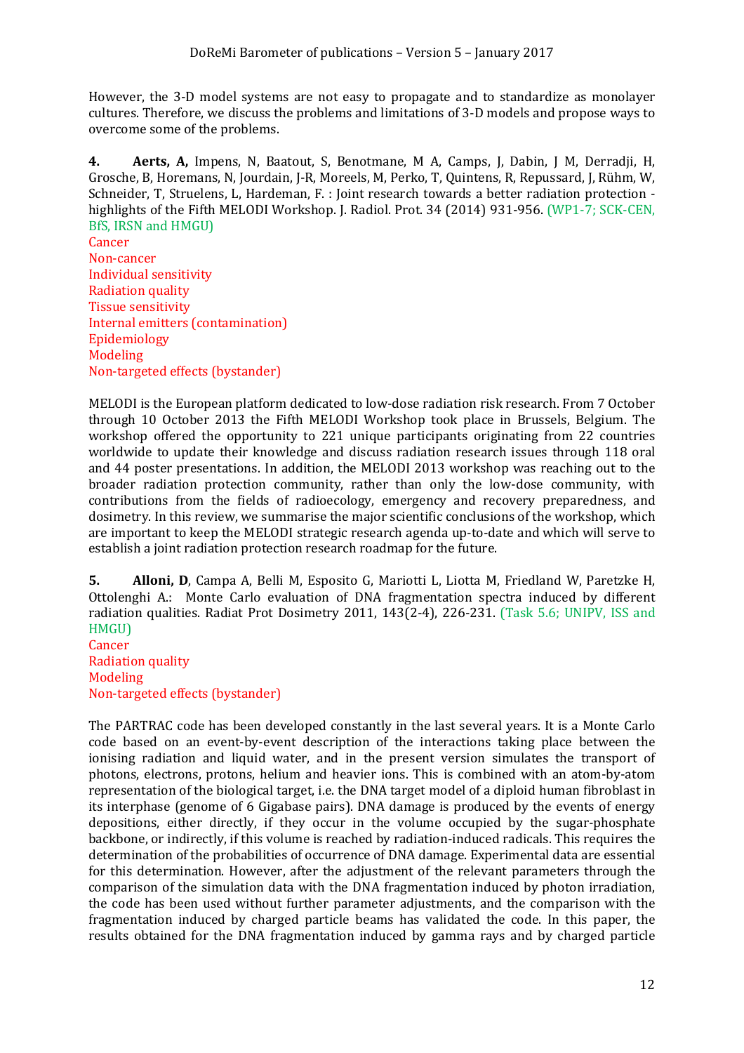However, the 3-D model systems are not easy to propagate and to standardize as monolayer cultures. Therefore, we discuss the problems and limitations of 3-D models and propose ways to overcome some of the problems.

**4. Aerts, A,** Impens, N, Baatout, S, Benotmane, M A, Camps, J, Dabin, J M, Derradji, H, Grosche, B, Horemans, N, Jourdain, J-R, Moreels, M, Perko, T, Quintens, R, Repussard, J, Rühm, W, Schneider, T, Struelens, L, Hardeman, F. : Joint research towards a better radiation protection - highlights of the Fifth MELODI Workshop. J. Radiol. Prot. 34 (2014) 931-956. (WP1-7; SCK-CEN, BfS, IRSN and HMGU)

Cancer
Non-cancer
Individual sensitivity
Radiation quality
Tissue sensitivity
Internal emitters (contamination)
Epidemiology
Modeling
Non-targeted effects (bystander)

MELODI is the European platform dedicated to low-dose radiation risk research. From 7 October through 10 October 2013 the Fifth MELODI Workshop took place in Brussels, Belgium. The workshop offered the opportunity to 221 unique participants originating from 22 countries worldwide to update their knowledge and discuss radiation research issues through 118 oral and 44 poster presentations. In addition, the MELODI 2013 workshop was reaching out to the broader radiation protection community, rather than only the low-dose community, with contributions from the fields of radioecology, emergency and recovery preparedness, and dosimetry. In this review, we summarise the major scientific conclusions of the workshop, which are important to keep the MELODI strategic research agenda up-to-date and which will serve to establish a joint radiation protection research roadmap for the future.

**5. Alloni, D**, Campa A, Belli M, Esposito G, Mariotti L, Liotta M, Friedland W, Paretzke H, Ottolenghi A.: Monte Carlo evaluation of DNA fragmentation spectra induced by different radiation qualities. Radiat Prot Dosimetry 2011, 143(2-4), 226-231. (Task 5.6; UNIPV, ISS and HMGU)

Cancer
Radiation quality
Modeling
Non-targeted effects (bystander)

The PARTRAC code has been developed constantly in the last several years. It is a Monte Carlo code based on an event-by-event description of the interactions taking place between the ionising radiation and liquid water, and in the present version simulates the transport of photons, electrons, protons, helium and heavier ions. This is combined with an atom-by-atom representation of the biological target, i.e. the DNA target model of a diploid human fibroblast in its interphase (genome of 6 Gigabase pairs). DNA damage is produced by the events of energy depositions, either directly, if they occur in the volume occupied by the sugar-phosphate backbone, or indirectly, if this volume is reached by radiation-induced radicals. This requires the determination of the probabilities of occurrence of DNA damage. Experimental data are essential for this determination. However, after the adjustment of the relevant parameters through the comparison of the simulation data with the DNA fragmentation induced by photon irradiation, the code has been used without further parameter adjustments, and the comparison with the fragmentation induced by charged particle beams has validated the code. In this paper, the results obtained for the DNA fragmentation induced by gamma rays and by charged particle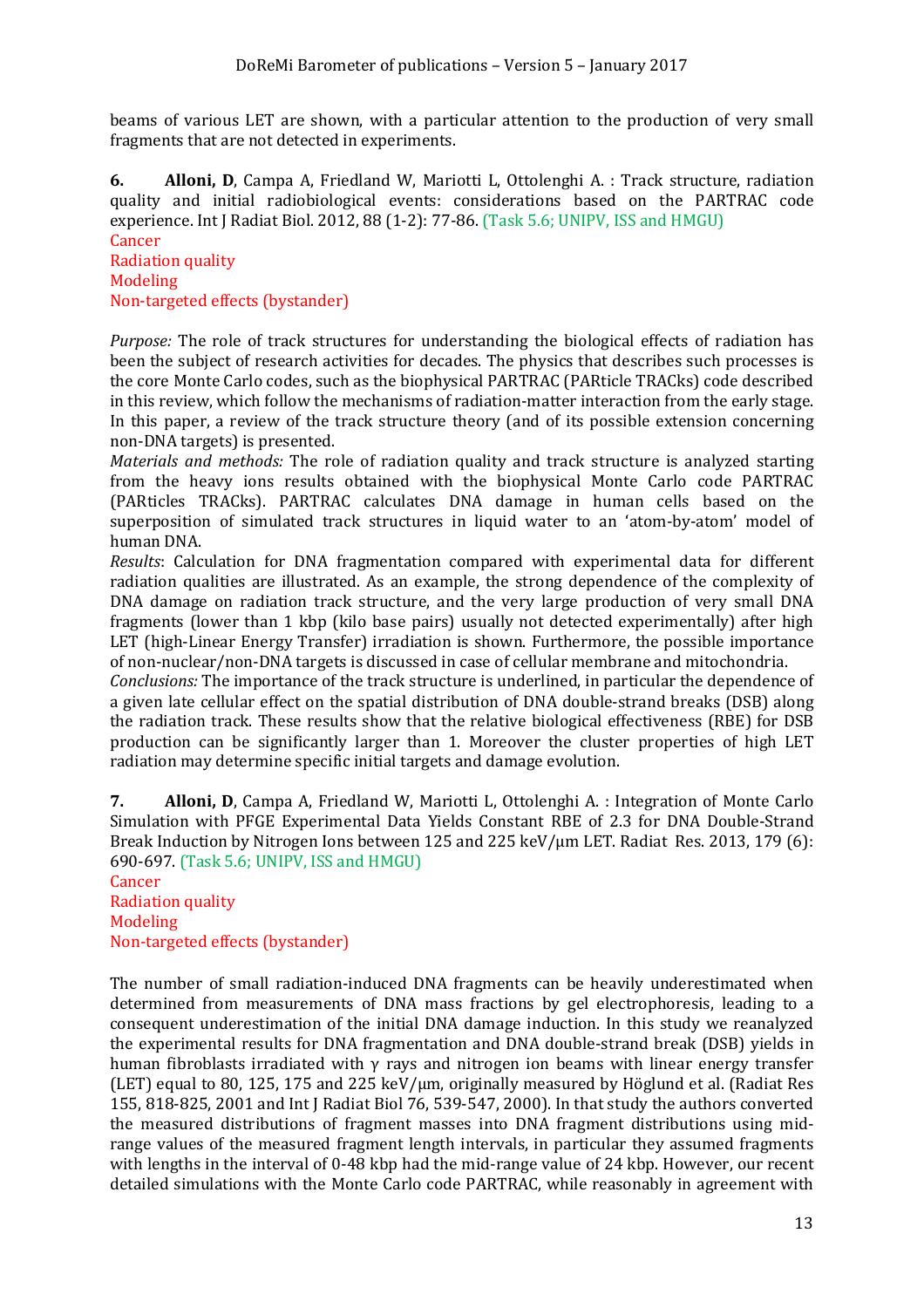beams of various LET are shown, with a particular attention to the production of very small fragments that are not detected in experiments.

**6.** **Alloni, D**, Campa A, Friedland W, Mariotti L, Ottolenghi A. : Track structure, radiation quality and initial radiobiological events: considerations based on the PARTRAC code experience. Int J Radiat Biol. 2012, 88 (1-2): 77-86. (Task 5.6; UNIPV, ISS and HMGU)
Cancer
Radiation quality
Modeling
Non-targeted effects (bystander)

*Purpose:* The role of track structures for understanding the biological effects of radiation has been the subject of research activities for decades. The physics that describes such processes is the core Monte Carlo codes, such as the biophysical PARTRAC (PARticle TRACks) code described in this review, which follow the mechanisms of radiation-matter interaction from the early stage. In this paper, a review of the track structure theory (and of its possible extension concerning non-DNA targets) is presented.
*Materials and methods:* The role of radiation quality and track structure is analyzed starting from the heavy ions results obtained with the biophysical Monte Carlo code PARTRAC (PARticles TRACks). PARTRAC calculates DNA damage in human cells based on the superposition of simulated track structures in liquid water to an 'atom-by-atom' model of human DNA.
*Results*: Calculation for DNA fragmentation compared with experimental data for different radiation qualities are illustrated. As an example, the strong dependence of the complexity of DNA damage on radiation track structure, and the very large production of very small DNA fragments (lower than 1 kbp (kilo base pairs) usually not detected experimentally) after high LET (high-Linear Energy Transfer) irradiation is shown. Furthermore, the possible importance of non-nuclear/non-DNA targets is discussed in case of cellular membrane and mitochondria.
*Conclusions:* The importance of the track structure is underlined, in particular the dependence of a given late cellular effect on the spatial distribution of DNA double-strand breaks (DSB) along the radiation track. These results show that the relative biological effectiveness (RBE) for DSB production can be significantly larger than 1. Moreover the cluster properties of high LET radiation may determine specific initial targets and damage evolution.

**7.** **Alloni, D**, Campa A, Friedland W, Mariotti L, Ottolenghi A. : Integration of Monte Carlo Simulation with PFGE Experimental Data Yields Constant RBE of 2.3 for DNA Double-Strand Break Induction by Nitrogen Ions between 125 and 225 keV/μm LET. Radiat Res. 2013, 179 (6): 690-697. (Task 5.6; UNIPV, ISS and HMGU)
Cancer
Radiation quality
Modeling
Non-targeted effects (bystander)

The number of small radiation-induced DNA fragments can be heavily underestimated when determined from measurements of DNA mass fractions by gel electrophoresis, leading to a consequent underestimation of the initial DNA damage induction. In this study we reanalyzed the experimental results for DNA fragmentation and DNA double-strand break (DSB) yields in human fibroblasts irradiated with γ rays and nitrogen ion beams with linear energy transfer (LET) equal to 80, 125, 175 and 225 keV/μm, originally measured by Höglund et al. (Radiat Res 155, 818-825, 2001 and Int J Radiat Biol 76, 539-547, 2000). In that study the authors converted the measured distributions of fragment masses into DNA fragment distributions using mid-range values of the measured fragment length intervals, in particular they assumed fragments with lengths in the interval of 0-48 kbp had the mid-range value of 24 kbp. However, our recent detailed simulations with the Monte Carlo code PARTRAC, while reasonably in agreement with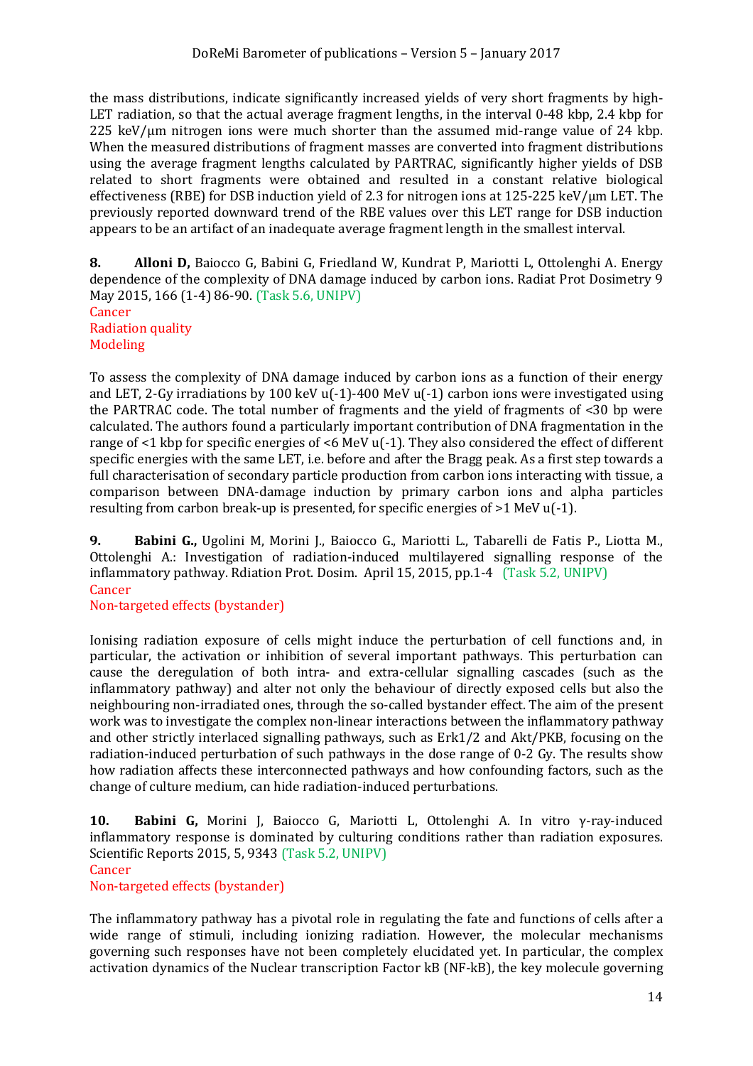the mass distributions, indicate significantly increased yields of very short fragments by high-LET radiation, so that the actual average fragment lengths, in the interval 0-48 kbp, 2.4 kbp for 225 keV/μm nitrogen ions were much shorter than the assumed mid-range value of 24 kbp. When the measured distributions of fragment masses are converted into fragment distributions using the average fragment lengths calculated by PARTRAC, significantly higher yields of DSB related to short fragments were obtained and resulted in a constant relative biological effectiveness (RBE) for DSB induction yield of 2.3 for nitrogen ions at 125-225 keV/μm LET. The previously reported downward trend of the RBE values over this LET range for DSB induction appears to be an artifact of an inadequate average fragment length in the smallest interval.

**8.** **Alloni D,** Baiocco G, Babini G, Friedland W, Kundrat P, Mariotti L, Ottolenghi A. Energy dependence of the complexity of DNA damage induced by carbon ions. Radiat Prot Dosimetry 9 May 2015, 166 (1-4) 86-90. (Task 5.6, UNIPV)
Cancer
Radiation quality
Modeling

To assess the complexity of DNA damage induced by carbon ions as a function of their energy and LET, 2-Gy irradiations by 100 keV u(-1)-400 MeV u(-1) carbon ions were investigated using the PARTRAC code. The total number of fragments and the yield of fragments of <30 bp were calculated. The authors found a particularly important contribution of DNA fragmentation in the range of <1 kbp for specific energies of <6 MeV u(-1). They also considered the effect of different specific energies with the same LET, i.e. before and after the Bragg peak. As a first step towards a full characterisation of secondary particle production from carbon ions interacting with tissue, a comparison between DNA-damage induction by primary carbon ions and alpha particles resulting from carbon break-up is presented, for specific energies of >1 MeV u(-1).

**9.** **Babini G.,** Ugolini M, Morini J., Baiocco G., Mariotti L., Tabarelli de Fatis P., Liotta M., Ottolenghi A.: Investigation of radiation-induced multilayered signalling response of the inflammatory pathway. Rdiation Prot. Dosim. April 15, 2015, pp.1-4 (Task 5.2, UNIPV)
Cancer
Non-targeted effects (bystander)

Ionising radiation exposure of cells might induce the perturbation of cell functions and, in particular, the activation or inhibition of several important pathways. This perturbation can cause the deregulation of both intra- and extra-cellular signalling cascades (such as the inflammatory pathway) and alter not only the behaviour of directly exposed cells but also the neighbouring non-irradiated ones, through the so-called bystander effect. The aim of the present work was to investigate the complex non-linear interactions between the inflammatory pathway and other strictly interlaced signalling pathways, such as Erk1/2 and Akt/PKB, focusing on the radiation-induced perturbation of such pathways in the dose range of 0-2 Gy. The results show how radiation affects these interconnected pathways and how confounding factors, such as the change of culture medium, can hide radiation-induced perturbations.

**10.** **Babini G,** Morini J, Baiocco G, Mariotti L, Ottolenghi A. In vitro γ-ray-induced inflammatory response is dominated by culturing conditions rather than radiation exposures. Scientific Reports 2015, 5, 9343 (Task 5.2, UNIPV)
Cancer
Non-targeted effects (bystander)

The inflammatory pathway has a pivotal role in regulating the fate and functions of cells after a wide range of stimuli, including ionizing radiation. However, the molecular mechanisms governing such responses have not been completely elucidated yet. In particular, the complex activation dynamics of the Nuclear transcription Factor kB (NF-kB), the key molecule governing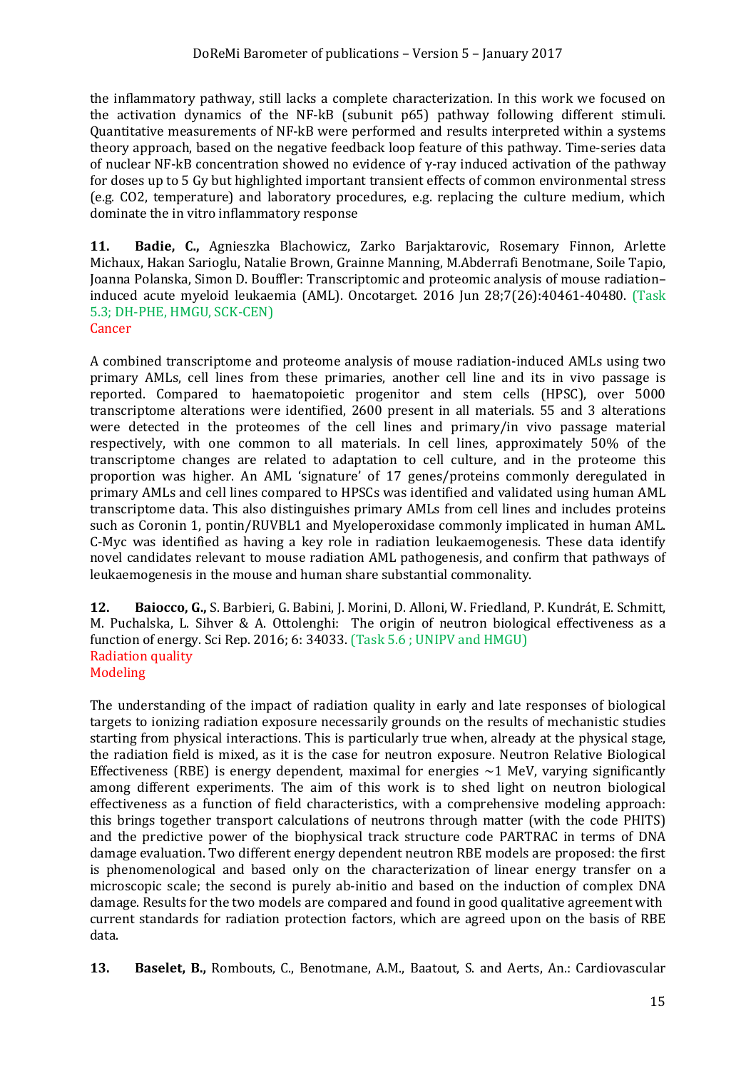the inflammatory pathway, still lacks a complete characterization. In this work we focused on the activation dynamics of the NF-kB (subunit p65) pathway following different stimuli. Quantitative measurements of NF-kB were performed and results interpreted within a systems theory approach, based on the negative feedback loop feature of this pathway. Time-series data of nuclear NF-kB concentration showed no evidence of γ-ray induced activation of the pathway for doses up to 5 Gy but highlighted important transient effects of common environmental stress (e.g. CO2, temperature) and laboratory procedures, e.g. replacing the culture medium, which dominate the in vitro inflammatory response

**11. Badie, C.,** Agnieszka Blachowicz, Zarko Barjaktarovic, Rosemary Finnon, Arlette Michaux, Hakan Sarioglu, Natalie Brown, Grainne Manning, M.Abderrafi Benotmane, Soile Tapio, Joanna Polanska, Simon D. Bouffler: Transcriptomic and proteomic analysis of mouse radiation–induced acute myeloid leukaemia (AML). Oncotarget. 2016 Jun 28;7(26):40461-40480. (Task 5.3; DH-PHE, HMGU, SCK-CEN)
Cancer

A combined transcriptome and proteome analysis of mouse radiation-induced AMLs using two primary AMLs, cell lines from these primaries, another cell line and its in vivo passage is reported. Compared to haematopoietic progenitor and stem cells (HPSC), over 5000 transcriptome alterations were identified, 2600 present in all materials. 55 and 3 alterations were detected in the proteomes of the cell lines and primary/in vivo passage material respectively, with one common to all materials. In cell lines, approximately 50% of the transcriptome changes are related to adaptation to cell culture, and in the proteome this proportion was higher. An AML 'signature' of 17 genes/proteins commonly deregulated in primary AMLs and cell lines compared to HPSCs was identified and validated using human AML transcriptome data. This also distinguishes primary AMLs from cell lines and includes proteins such as Coronin 1, pontin/RUVBL1 and Myeloperoxidase commonly implicated in human AML. C-Myc was identified as having a key role in radiation leukaemogenesis. These data identify novel candidates relevant to mouse radiation AML pathogenesis, and confirm that pathways of leukaemogenesis in the mouse and human share substantial commonality.

**12. Baiocco, G.,** S. Barbieri, G. Babini, J. Morini, D. Alloni, W. Friedland, P. Kundrát, E. Schmitt, M. Puchalska, L. Sihver & A. Ottolenghi: The origin of neutron biological effectiveness as a function of energy. Sci Rep. 2016; 6: 34033. (Task 5.6 ; UNIPV and HMGU)
Radiation quality
Modeling

The understanding of the impact of radiation quality in early and late responses of biological targets to ionizing radiation exposure necessarily grounds on the results of mechanistic studies starting from physical interactions. This is particularly true when, already at the physical stage, the radiation field is mixed, as it is the case for neutron exposure. Neutron Relative Biological Effectiveness (RBE) is energy dependent, maximal for energies ~1 MeV, varying significantly among different experiments. The aim of this work is to shed light on neutron biological effectiveness as a function of field characteristics, with a comprehensive modeling approach: this brings together transport calculations of neutrons through matter (with the code PHITS) and the predictive power of the biophysical track structure code PARTRAC in terms of DNA damage evaluation. Two different energy dependent neutron RBE models are proposed: the first is phenomenological and based only on the characterization of linear energy transfer on a microscopic scale; the second is purely ab-initio and based on the induction of complex DNA damage. Results for the two models are compared and found in good qualitative agreement with current standards for radiation protection factors, which are agreed upon on the basis of RBE data.

**13. Baselet, B.,** Rombouts, C., Benotmane, A.M., Baatout, S. and Aerts, An.: Cardiovascular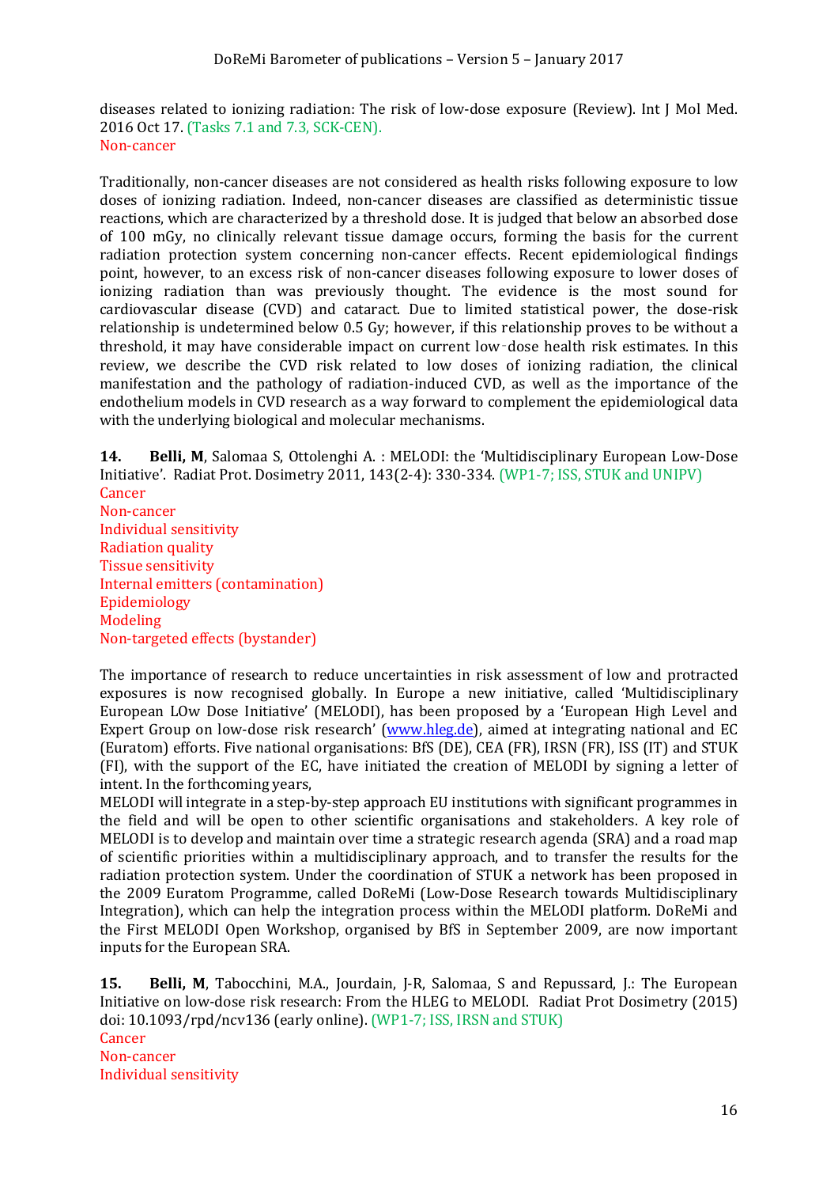diseases related to ionizing radiation: The risk of low-dose exposure (Review). Int J Mol Med. 2016 Oct 17. (Tasks 7.1 and 7.3, SCK-CEN).
Non-cancer

Traditionally, non-cancer diseases are not considered as health risks following exposure to low doses of ionizing radiation. Indeed, non-cancer diseases are classified as deterministic tissue reactions, which are characterized by a threshold dose. It is judged that below an absorbed dose of 100 mGy, no clinically relevant tissue damage occurs, forming the basis for the current radiation protection system concerning non-cancer effects. Recent epidemiological findings point, however, to an excess risk of non-cancer diseases following exposure to lower doses of ionizing radiation than was previously thought. The evidence is the most sound for cardiovascular disease (CVD) and cataract. Due to limited statistical power, the dose-risk relationship is undetermined below 0.5 Gy; however, if this relationship proves to be without a threshold, it may have considerable impact on current low-dose health risk estimates. In this review, we describe the CVD risk related to low doses of ionizing radiation, the clinical manifestation and the pathology of radiation-induced CVD, as well as the importance of the endothelium models in CVD research as a way forward to complement the epidemiological data with the underlying biological and molecular mechanisms.

**14.** **Belli, M**, Salomaa S, Ottolenghi A. : MELODI: the 'Multidisciplinary European Low-Dose Initiative'. Radiat Prot. Dosimetry 2011, 143(2-4): 330-334. (WP1-7; ISS, STUK and UNIPV)
Cancer
Non-cancer
Individual sensitivity
Radiation quality
Tissue sensitivity
Internal emitters (contamination)
Epidemiology
Modeling
Non-targeted effects (bystander)

The importance of research to reduce uncertainties in risk assessment of low and protracted exposures is now recognised globally. In Europe a new initiative, called 'Multidisciplinary European LOw Dose Initiative' (MELODI), has been proposed by a 'European High Level and Expert Group on low-dose risk research' (www.hleg.de), aimed at integrating national and EC (Euratom) efforts. Five national organisations: BfS (DE), CEA (FR), IRSN (FR), ISS (IT) and STUK (FI), with the support of the EC, have initiated the creation of MELODI by signing a letter of intent. In the forthcoming years,
MELODI will integrate in a step-by-step approach EU institutions with significant programmes in the field and will be open to other scientific organisations and stakeholders. A key role of MELODI is to develop and maintain over time a strategic research agenda (SRA) and a road map of scientific priorities within a multidisciplinary approach, and to transfer the results for the radiation protection system. Under the coordination of STUK a network has been proposed in the 2009 Euratom Programme, called DoReMi (Low-Dose Research towards Multidisciplinary Integration), which can help the integration process within the MELODI platform. DoReMi and the First MELODI Open Workshop, organised by BfS in September 2009, are now important inputs for the European SRA.

**15.** **Belli, M**, Tabocchini, M.A., Jourdain, J-R, Salomaa, S and Repussard, J.: The European Initiative on low-dose risk research: From the HLEG to MELODI. Radiat Prot Dosimetry (2015) doi: 10.1093/rpd/ncv136 (early online). (WP1-7; ISS, IRSN and STUK)
Cancer
Non-cancer
Individual sensitivity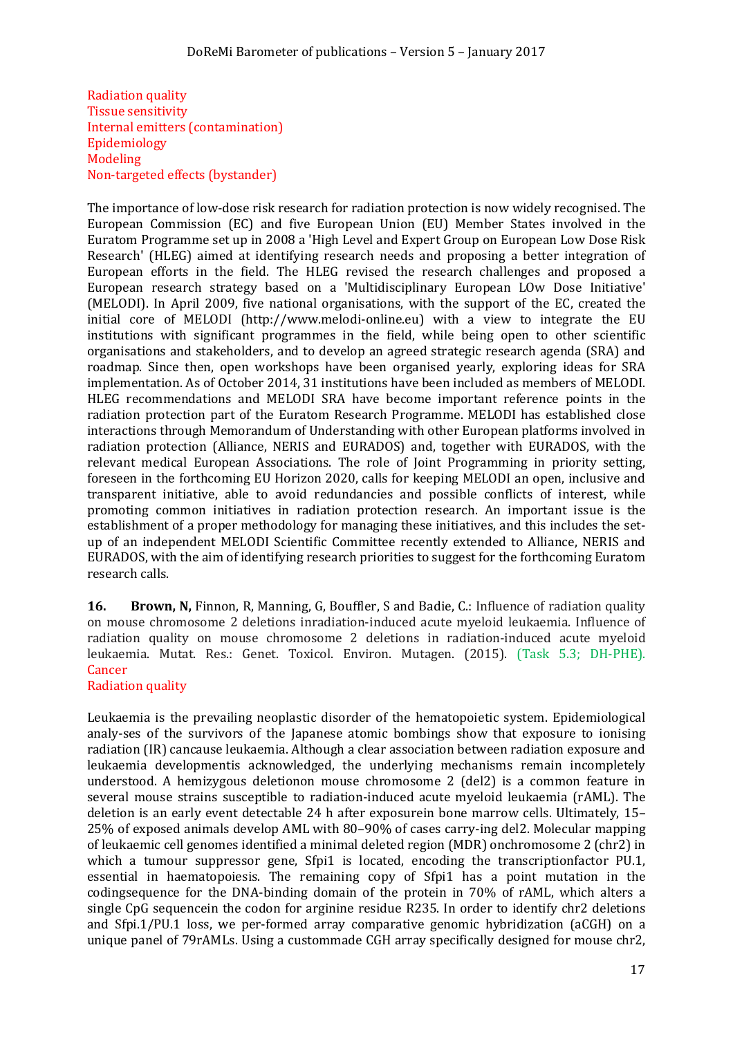Radiation quality
Tissue sensitivity
Internal emitters (contamination)
Epidemiology
Modeling
Non-targeted effects (bystander)

The importance of low-dose risk research for radiation protection is now widely recognised. The European Commission (EC) and five European Union (EU) Member States involved in the Euratom Programme set up in 2008 a 'High Level and Expert Group on European Low Dose Risk Research' (HLEG) aimed at identifying research needs and proposing a better integration of European efforts in the field. The HLEG revised the research challenges and proposed a European research strategy based on a 'Multidisciplinary European LOw Dose Initiative' (MELODI). In April 2009, five national organisations, with the support of the EC, created the initial core of MELODI (http://www.melodi-online.eu) with a view to integrate the EU institutions with significant programmes in the field, while being open to other scientific organisations and stakeholders, and to develop an agreed strategic research agenda (SRA) and roadmap. Since then, open workshops have been organised yearly, exploring ideas for SRA implementation. As of October 2014, 31 institutions have been included as members of MELODI. HLEG recommendations and MELODI SRA have become important reference points in the radiation protection part of the Euratom Research Programme. MELODI has established close interactions through Memorandum of Understanding with other European platforms involved in radiation protection (Alliance, NERIS and EURADOS) and, together with EURADOS, with the relevant medical European Associations. The role of Joint Programming in priority setting, foreseen in the forthcoming EU Horizon 2020, calls for keeping MELODI an open, inclusive and transparent initiative, able to avoid redundancies and possible conflicts of interest, while promoting common initiatives in radiation protection research. An important issue is the establishment of a proper methodology for managing these initiatives, and this includes the set-up of an independent MELODI Scientific Committee recently extended to Alliance, NERIS and EURADOS, with the aim of identifying research priorities to suggest for the forthcoming Euratom research calls.

**16.** **Brown, N,** Finnon, R, Manning, G, Bouffler, S and Badie, C.: Influence of radiation quality on mouse chromosome 2 deletions inradiation-induced acute myeloid leukaemia. Influence of radiation quality on mouse chromosome 2 deletions in radiation-induced acute myeloid leukaemia. Mutat. Res.: Genet. Toxicol. Environ. Mutagen. (2015). (Task 5.3; DH-PHE).
Cancer
Radiation quality

Leukaemia is the prevailing neoplastic disorder of the hematopoietic system. Epidemiological analy-ses of the survivors of the Japanese atomic bombings show that exposure to ionising radiation (IR) cancause leukaemia. Although a clear association between radiation exposure and leukaemia developmentis acknowledged, the underlying mechanisms remain incompletely understood. A hemizygous deletionon mouse chromosome 2 (del2) is a common feature in several mouse strains susceptible to radiation-induced acute myeloid leukaemia (rAML). The deletion is an early event detectable 24 h after exposurein bone marrow cells. Ultimately, 15–25% of exposed animals develop AML with 80–90% of cases carry-ing del2. Molecular mapping of leukaemic cell genomes identified a minimal deleted region (MDR) onchromosome 2 (chr2) in which a tumour suppressor gene, Sfpi1 is located, encoding the transcriptionfactor PU.1, essential in haematopoiesis. The remaining copy of Sfpi1 has a point mutation in the codingsequence for the DNA-binding domain of the protein in 70% of rAML, which alters a single CpG sequencein the codon for arginine residue R235. In order to identify chr2 deletions and Sfpi.1/PU.1 loss, we per-formed array comparative genomic hybridization (aCGH) on a unique panel of 79rAMLs. Using a custommade CGH array specifically designed for mouse chr2,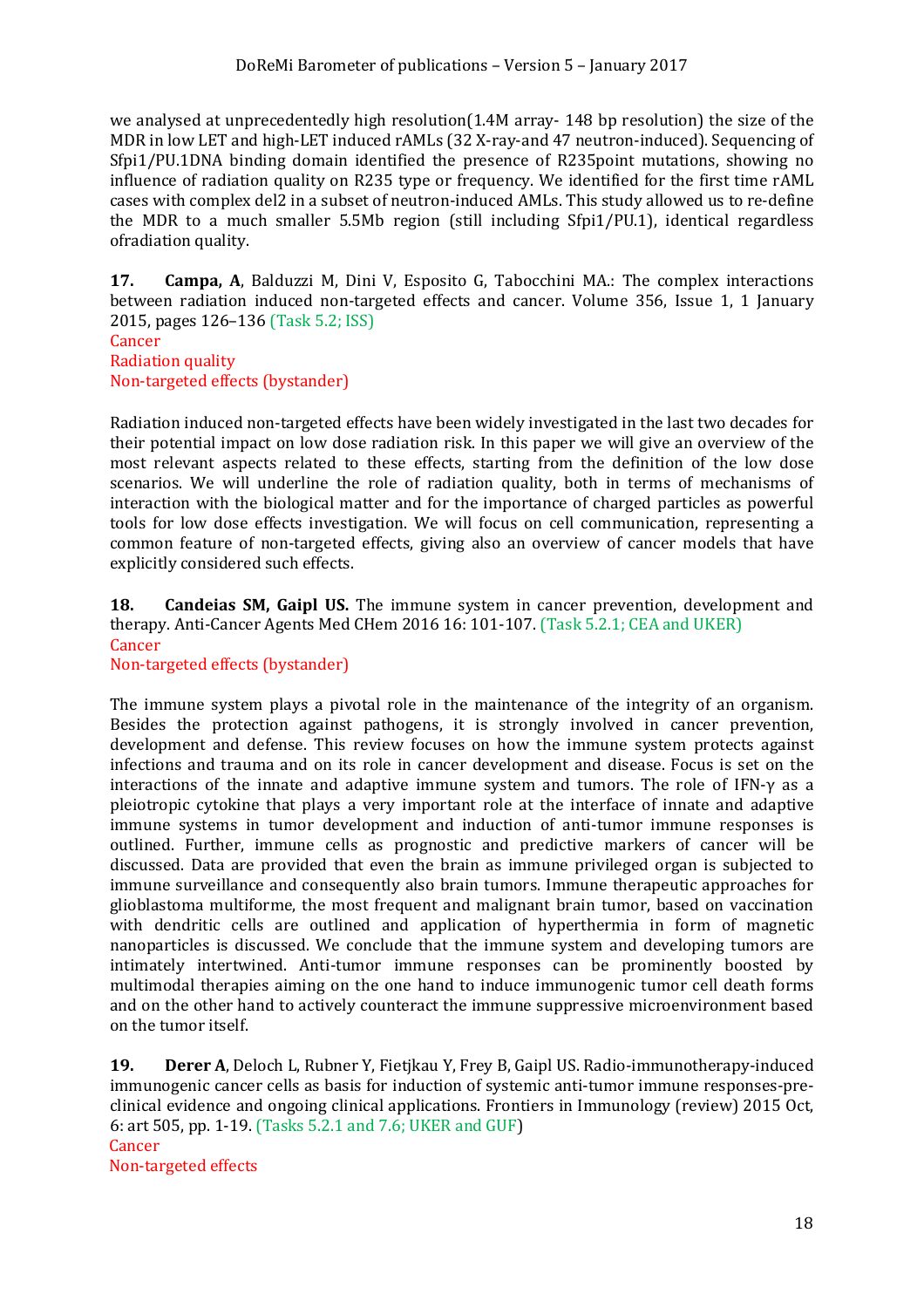we analysed at unprecedentedly high resolution(1.4M array- 148 bp resolution) the size of the MDR in low LET and high-LET induced rAMLs (32 X-ray-and 47 neutron-induced). Sequencing of Sfpi1/PU.1DNA binding domain identified the presence of R235point mutations, showing no influence of radiation quality on R235 type or frequency. We identified for the first time rAML cases with complex del2 in a subset of neutron-induced AMLs. This study allowed us to re-define the MDR to a much smaller 5.5Mb region (still including Sfpi1/PU.1), identical regardless ofradiation quality.

**17.** **Campa, A**, Balduzzi M, Dini V, Esposito G, Tabocchini MA.: The complex interactions between radiation induced non-targeted effects and cancer. Volume 356, Issue 1, 1 January 2015, pages 126–136 (Task 5.2; ISS)
Cancer
Radiation quality
Non-targeted effects (bystander)

Radiation induced non-targeted effects have been widely investigated in the last two decades for their potential impact on low dose radiation risk. In this paper we will give an overview of the most relevant aspects related to these effects, starting from the definition of the low dose scenarios. We will underline the role of radiation quality, both in terms of mechanisms of interaction with the biological matter and for the importance of charged particles as powerful tools for low dose effects investigation. We will focus on cell communication, representing a common feature of non-targeted effects, giving also an overview of cancer models that have explicitly considered such effects.

**18.** **Candeias SM, Gaipl US.** The immune system in cancer prevention, development and therapy. Anti-Cancer Agents Med CHem 2016 16: 101-107. (Task 5.2.1; CEA and UKER)
Cancer
Non-targeted effects (bystander)

The immune system plays a pivotal role in the maintenance of the integrity of an organism. Besides the protection against pathogens, it is strongly involved in cancer prevention, development and defense. This review focuses on how the immune system protects against infections and trauma and on its role in cancer development and disease. Focus is set on the interactions of the innate and adaptive immune system and tumors. The role of IFN-γ as a pleiotropic cytokine that plays a very important role at the interface of innate and adaptive immune systems in tumor development and induction of anti-tumor immune responses is outlined. Further, immune cells as prognostic and predictive markers of cancer will be discussed. Data are provided that even the brain as immune privileged organ is subjected to immune surveillance and consequently also brain tumors. Immune therapeutic approaches for glioblastoma multiforme, the most frequent and malignant brain tumor, based on vaccination with dendritic cells are outlined and application of hyperthermia in form of magnetic nanoparticles is discussed. We conclude that the immune system and developing tumors are intimately intertwined. Anti-tumor immune responses can be prominently boosted by multimodal therapies aiming on the one hand to induce immunogenic tumor cell death forms and on the other hand to actively counteract the immune suppressive microenvironment based on the tumor itself.

**19.** **Derer A**, Deloch L, Rubner Y, Fietjkau Y, Frey B, Gaipl US. Radio-immunotherapy-induced immunogenic cancer cells as basis for induction of systemic anti-tumor immune responses-pre-clinical evidence and ongoing clinical applications. Frontiers in Immunology (review) 2015 Oct, 6: art 505, pp. 1-19. (Tasks 5.2.1 and 7.6; UKER and GUF)
Cancer
Non-targeted effects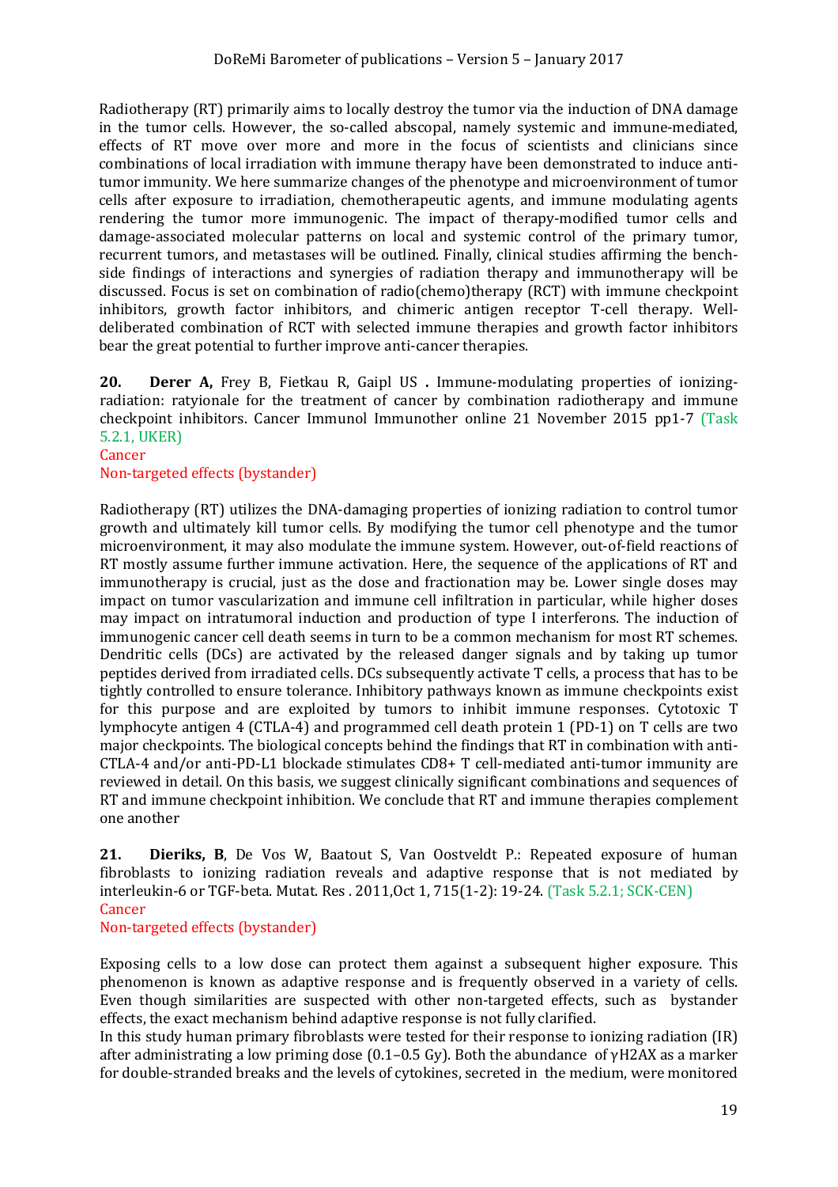Radiotherapy (RT) primarily aims to locally destroy the tumor via the induction of DNA damage in the tumor cells. However, the so-called abscopal, namely systemic and immune-mediated, effects of RT move over more and more in the focus of scientists and clinicians since combinations of local irradiation with immune therapy have been demonstrated to induce anti-tumor immunity. We here summarize changes of the phenotype and microenvironment of tumor cells after exposure to irradiation, chemotherapeutic agents, and immune modulating agents rendering the tumor more immunogenic. The impact of therapy-modified tumor cells and damage-associated molecular patterns on local and systemic control of the primary tumor, recurrent tumors, and metastases will be outlined. Finally, clinical studies affirming the bench-side findings of interactions and synergies of radiation therapy and immunotherapy will be discussed. Focus is set on combination of radio(chemo)therapy (RCT) with immune checkpoint inhibitors, growth factor inhibitors, and chimeric antigen receptor T-cell therapy. Well-deliberated combination of RCT with selected immune therapies and growth factor inhibitors bear the great potential to further improve anti-cancer therapies.

**20. Derer A,** Frey B, Fietkau R, Gaipl US **.** Immune-modulating properties of ionizing-radiation: ratyionale for the treatment of cancer by combination radiotherapy and immune checkpoint inhibitors. Cancer Immunol Immunother online 21 November 2015 pp1-7 (Task 5.2.1, UKER)
Cancer
Non-targeted effects (bystander)

Radiotherapy (RT) utilizes the DNA-damaging properties of ionizing radiation to control tumor growth and ultimately kill tumor cells. By modifying the tumor cell phenotype and the tumor microenvironment, it may also modulate the immune system. However, out-of-field reactions of RT mostly assume further immune activation. Here, the sequence of the applications of RT and immunotherapy is crucial, just as the dose and fractionation may be. Lower single doses may impact on tumor vascularization and immune cell infiltration in particular, while higher doses may impact on intratumoral induction and production of type I interferons. The induction of immunogenic cancer cell death seems in turn to be a common mechanism for most RT schemes. Dendritic cells (DCs) are activated by the released danger signals and by taking up tumor peptides derived from irradiated cells. DCs subsequently activate T cells, a process that has to be tightly controlled to ensure tolerance. Inhibitory pathways known as immune checkpoints exist for this purpose and are exploited by tumors to inhibit immune responses. Cytotoxic T lymphocyte antigen 4 (CTLA-4) and programmed cell death protein 1 (PD-1) on T cells are two major checkpoints. The biological concepts behind the findings that RT in combination with anti-CTLA-4 and/or anti-PD-L1 blockade stimulates CD8+ T cell-mediated anti-tumor immunity are reviewed in detail. On this basis, we suggest clinically significant combinations and sequences of RT and immune checkpoint inhibition. We conclude that RT and immune therapies complement one another

**21. Dieriks, B**, De Vos W, Baatout S, Van Oostveldt P.: Repeated exposure of human fibroblasts to ionizing radiation reveals and adaptive response that is not mediated by interleukin-6 or TGF-beta. Mutat. Res . 2011,Oct 1, 715(1-2): 19-24. (Task 5.2.1; SCK-CEN)
Cancer
Non-targeted effects (bystander)

Exposing cells to a low dose can protect them against a subsequent higher exposure. This phenomenon is known as adaptive response and is frequently observed in a variety of cells. Even though similarities are suspected with other non-targeted effects, such as bystander effects, the exact mechanism behind adaptive response is not fully clarified.
In this study human primary fibroblasts were tested for their response to ionizing radiation (IR) after administrating a low priming dose (0.1–0.5 Gy). Both the abundance of γH2AX as a marker for double-stranded breaks and the levels of cytokines, secreted in the medium, were monitored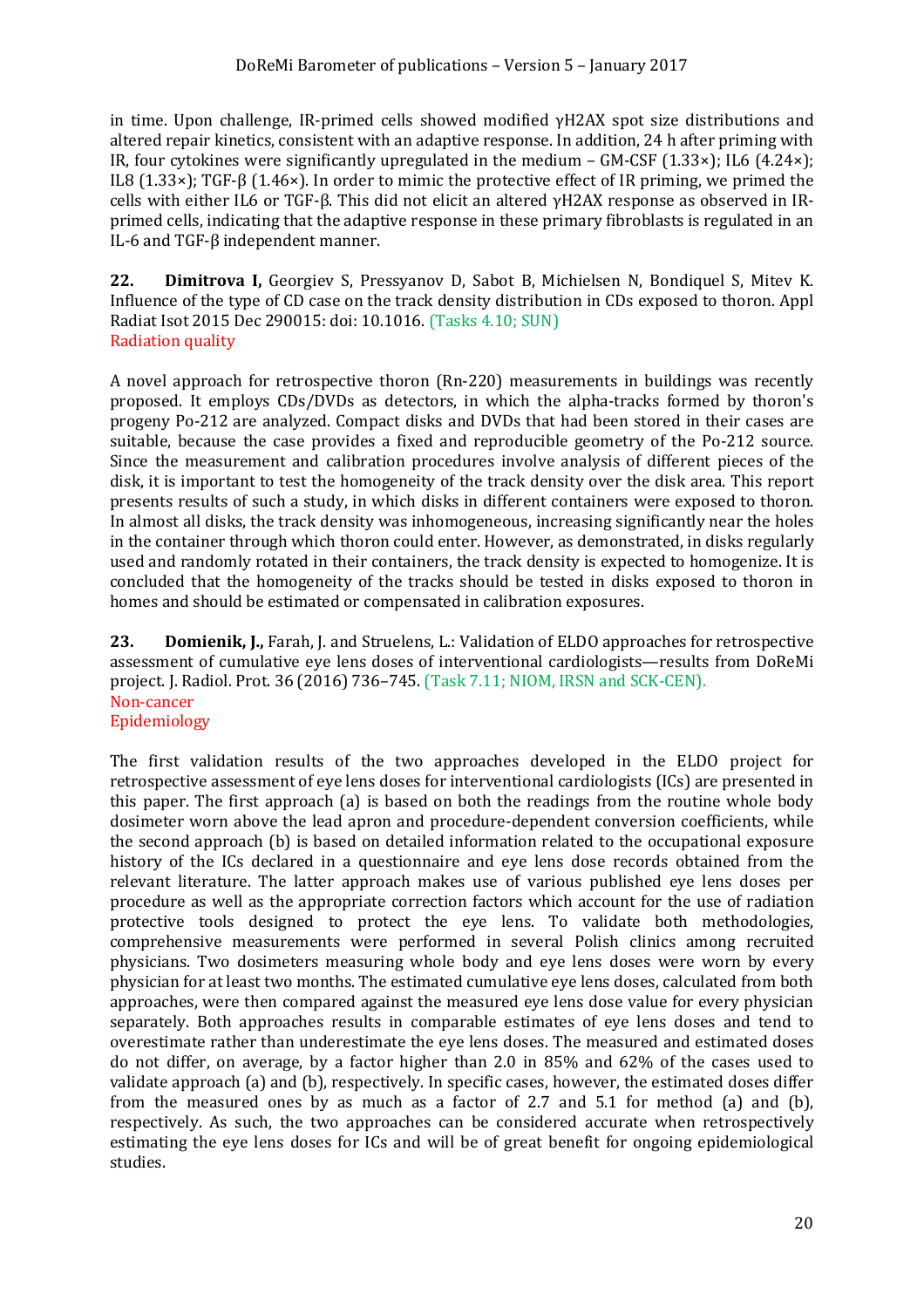in time. Upon challenge, IR-primed cells showed modified γH2AX spot size distributions and altered repair kinetics, consistent with an adaptive response. In addition, 24 h after priming with IR, four cytokines were significantly upregulated in the medium – GM-CSF (1.33×); IL6 (4.24×); IL8 (1.33×); TGF-β (1.46×). In order to mimic the protective effect of IR priming, we primed the cells with either IL6 or TGF-β. This did not elicit an altered γH2AX response as observed in IR-primed cells, indicating that the adaptive response in these primary fibroblasts is regulated in an IL-6 and TGF-β independent manner.

**22. Dimitrova I,** Georgiev S, Pressyanov D, Sabot B, Michielsen N, Bondiquel S, Mitev K. Influence of the type of CD case on the track density distribution in CDs exposed to thoron. Appl Radiat Isot 2015 Dec 290015: doi: 10.1016. (Tasks 4.10; SUN)
Radiation quality

A novel approach for retrospective thoron (Rn-220) measurements in buildings was recently proposed. It employs CDs/DVDs as detectors, in which the alpha-tracks formed by thoron's progeny Po-212 are analyzed. Compact disks and DVDs that had been stored in their cases are suitable, because the case provides a fixed and reproducible geometry of the Po-212 source. Since the measurement and calibration procedures involve analysis of different pieces of the disk, it is important to test the homogeneity of the track density over the disk area. This report presents results of such a study, in which disks in different containers were exposed to thoron. In almost all disks, the track density was inhomogeneous, increasing significantly near the holes in the container through which thoron could enter. However, as demonstrated, in disks regularly used and randomly rotated in their containers, the track density is expected to homogenize. It is concluded that the homogeneity of the tracks should be tested in disks exposed to thoron in homes and should be estimated or compensated in calibration exposures.

**23. Domienik, J.,** Farah, J. and Struelens, L.: Validation of ELDO approaches for retrospective assessment of cumulative eye lens doses of interventional cardiologists—results from DoReMi project. J. Radiol. Prot. 36 (2016) 736–745. (Task 7.11; NIOM, IRSN and SCK-CEN).
Non-cancer
Epidemiology

The first validation results of the two approaches developed in the ELDO project for retrospective assessment of eye lens doses for interventional cardiologists (ICs) are presented in this paper. The first approach (a) is based on both the readings from the routine whole body dosimeter worn above the lead apron and procedure-dependent conversion coefficients, while the second approach (b) is based on detailed information related to the occupational exposure history of the ICs declared in a questionnaire and eye lens dose records obtained from the relevant literature. The latter approach makes use of various published eye lens doses per procedure as well as the appropriate correction factors which account for the use of radiation protective tools designed to protect the eye lens. To validate both methodologies, comprehensive measurements were performed in several Polish clinics among recruited physicians. Two dosimeters measuring whole body and eye lens doses were worn by every physician for at least two months. The estimated cumulative eye lens doses, calculated from both approaches, were then compared against the measured eye lens dose value for every physician separately. Both approaches results in comparable estimates of eye lens doses and tend to overestimate rather than underestimate the eye lens doses. The measured and estimated doses do not differ, on average, by a factor higher than 2.0 in 85% and 62% of the cases used to validate approach (a) and (b), respectively. In specific cases, however, the estimated doses differ from the measured ones by as much as a factor of 2.7 and 5.1 for method (a) and (b), respectively. As such, the two approaches can be considered accurate when retrospectively estimating the eye lens doses for ICs and will be of great benefit for ongoing epidemiological studies.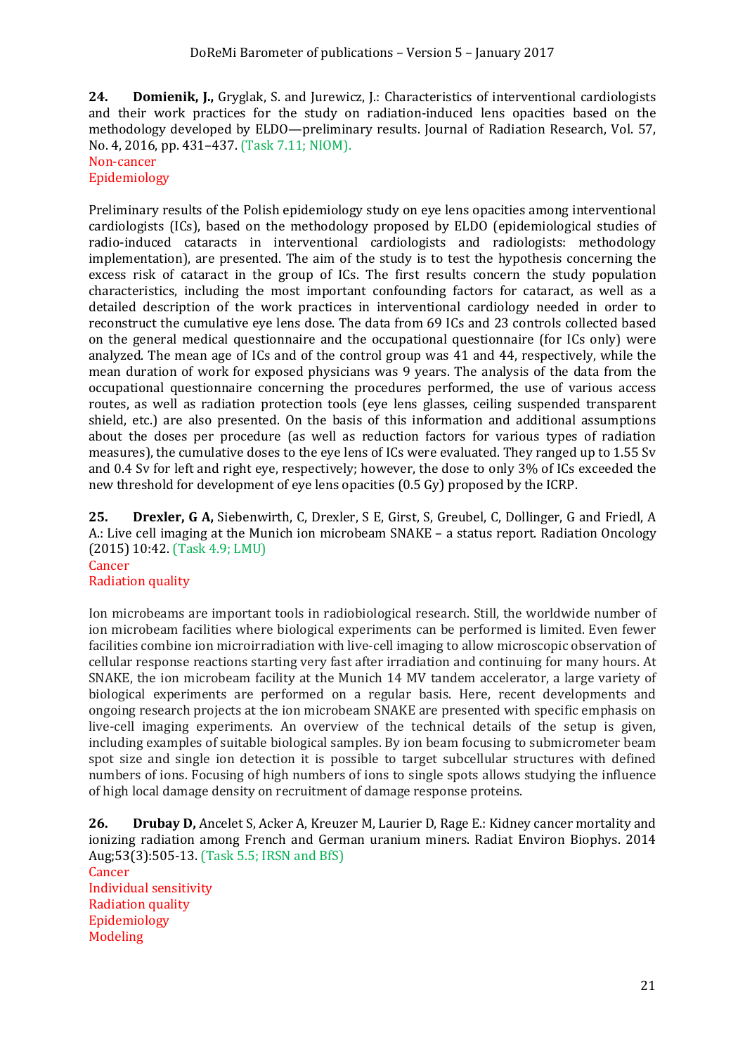**24. Domienik, J.,** Gryglak, S. and Jurewicz, J.: Characteristics of interventional cardiologists and their work practices for the study on radiation-induced lens opacities based on the methodology developed by ELDO—preliminary results. Journal of Radiation Research, Vol. 57, No. 4, 2016, pp. 431–437. (Task 7.11; NIOM).
Non-cancer
Epidemiology

Preliminary results of the Polish epidemiology study on eye lens opacities among interventional cardiologists (ICs), based on the methodology proposed by ELDO (epidemiological studies of radio-induced cataracts in interventional cardiologists and radiologists: methodology implementation), are presented. The aim of the study is to test the hypothesis concerning the excess risk of cataract in the group of ICs. The first results concern the study population characteristics, including the most important confounding factors for cataract, as well as a detailed description of the work practices in interventional cardiology needed in order to reconstruct the cumulative eye lens dose. The data from 69 ICs and 23 controls collected based on the general medical questionnaire and the occupational questionnaire (for ICs only) were analyzed. The mean age of ICs and of the control group was 41 and 44, respectively, while the mean duration of work for exposed physicians was 9 years. The analysis of the data from the occupational questionnaire concerning the procedures performed, the use of various access routes, as well as radiation protection tools (eye lens glasses, ceiling suspended transparent shield, etc.) are also presented. On the basis of this information and additional assumptions about the doses per procedure (as well as reduction factors for various types of radiation measures), the cumulative doses to the eye lens of ICs were evaluated. They ranged up to 1.55 Sv and 0.4 Sv for left and right eye, respectively; however, the dose to only 3% of ICs exceeded the new threshold for development of eye lens opacities (0.5 Gy) proposed by the ICRP.

**25. Drexler, G A,** Siebenwirth, C, Drexler, S E, Girst, S, Greubel, C, Dollinger, G and Friedl, A A.: Live cell imaging at the Munich ion microbeam SNAKE – a status report. Radiation Oncology (2015) 10:42. (Task 4.9; LMU)
Cancer
Radiation quality

Ion microbeams are important tools in radiobiological research. Still, the worldwide number of ion microbeam facilities where biological experiments can be performed is limited. Even fewer facilities combine ion microirradiation with live-cell imaging to allow microscopic observation of cellular response reactions starting very fast after irradiation and continuing for many hours. At SNAKE, the ion microbeam facility at the Munich 14 MV tandem accelerator, a large variety of biological experiments are performed on a regular basis. Here, recent developments and ongoing research projects at the ion microbeam SNAKE are presented with specific emphasis on live-cell imaging experiments. An overview of the technical details of the setup is given, including examples of suitable biological samples. By ion beam focusing to submicrometer beam spot size and single ion detection it is possible to target subcellular structures with defined numbers of ions. Focusing of high numbers of ions to single spots allows studying the influence of high local damage density on recruitment of damage response proteins.

**26. Drubay D,** Ancelet S, Acker A, Kreuzer M, Laurier D, Rage E.: Kidney cancer mortality and ionizing radiation among French and German uranium miners. Radiat Environ Biophys. 2014 Aug;53(3):505-13. (Task 5.5; IRSN and BfS)
Cancer
Individual sensitivity
Radiation quality
Epidemiology
Modeling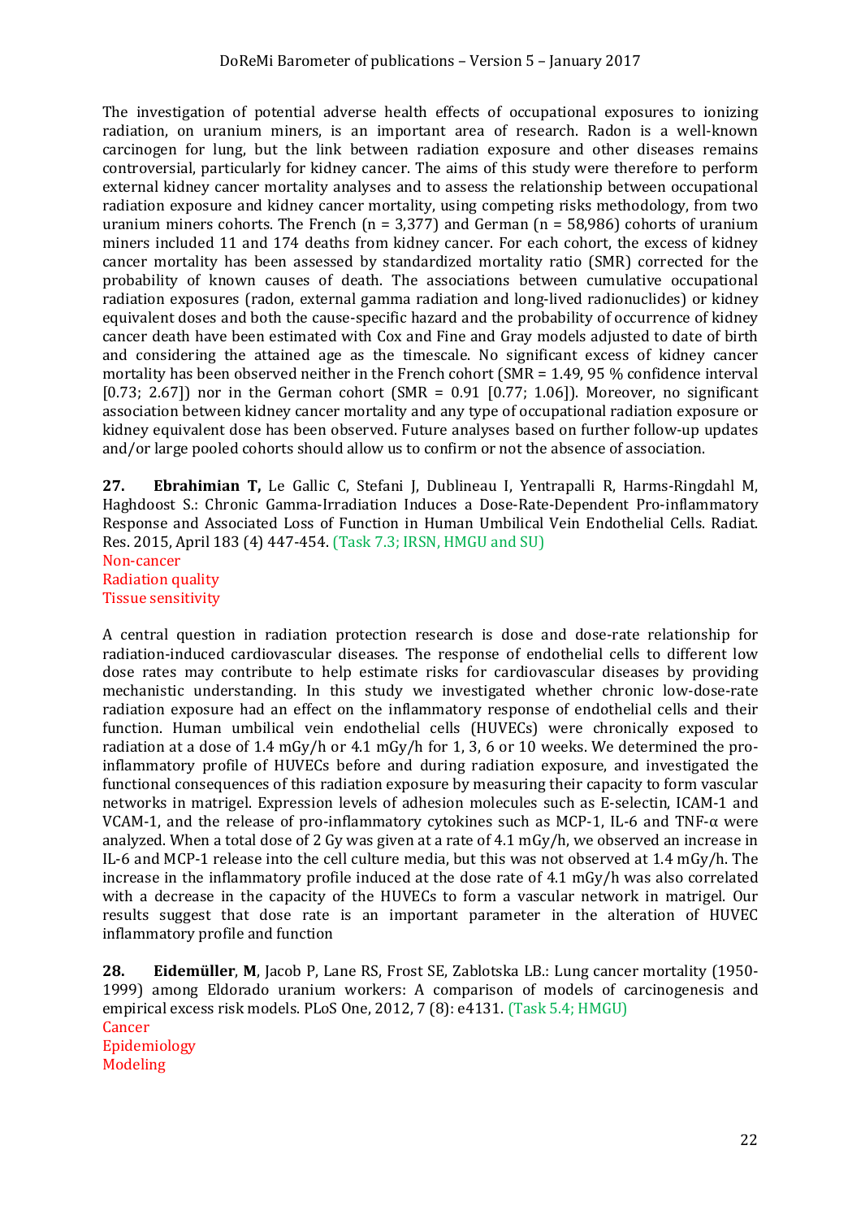The investigation of potential adverse health effects of occupational exposures to ionizing radiation, on uranium miners, is an important area of research. Radon is a well-known carcinogen for lung, but the link between radiation exposure and other diseases remains controversial, particularly for kidney cancer. The aims of this study were therefore to perform external kidney cancer mortality analyses and to assess the relationship between occupational radiation exposure and kidney cancer mortality, using competing risks methodology, from two uranium miners cohorts. The French (n = 3,377) and German (n = 58,986) cohorts of uranium miners included 11 and 174 deaths from kidney cancer. For each cohort, the excess of kidney cancer mortality has been assessed by standardized mortality ratio (SMR) corrected for the probability of known causes of death. The associations between cumulative occupational radiation exposures (radon, external gamma radiation and long-lived radionuclides) or kidney equivalent doses and both the cause-specific hazard and the probability of occurrence of kidney cancer death have been estimated with Cox and Fine and Gray models adjusted to date of birth and considering the attained age as the timescale. No significant excess of kidney cancer mortality has been observed neither in the French cohort (SMR = 1.49, 95 % confidence interval [0.73; 2.67]) nor in the German cohort (SMR = 0.91 [0.77; 1.06]). Moreover, no significant association between kidney cancer mortality and any type of occupational radiation exposure or kidney equivalent dose has been observed. Future analyses based on further follow-up updates and/or large pooled cohorts should allow us to confirm or not the absence of association.

**27. Ebrahimian T,** Le Gallic C, Stefani J, Dublineau I, Yentrapalli R, Harms-Ringdahl M, Haghdoost S.: Chronic Gamma-Irradiation Induces a Dose-Rate-Dependent Pro-inflammatory Response and Associated Loss of Function in Human Umbilical Vein Endothelial Cells. Radiat. Res. 2015, April 183 (4) 447-454. (Task 7.3; IRSN, HMGU and SU)

Non-cancer
Radiation quality
Tissue sensitivity

A central question in radiation protection research is dose and dose-rate relationship for radiation-induced cardiovascular diseases. The response of endothelial cells to different low dose rates may contribute to help estimate risks for cardiovascular diseases by providing mechanistic understanding. In this study we investigated whether chronic low-dose-rate radiation exposure had an effect on the inflammatory response of endothelial cells and their function. Human umbilical vein endothelial cells (HUVECs) were chronically exposed to radiation at a dose of 1.4 mGy/h or 4.1 mGy/h for 1, 3, 6 or 10 weeks. We determined the pro-inflammatory profile of HUVECs before and during radiation exposure, and investigated the functional consequences of this radiation exposure by measuring their capacity to form vascular networks in matrigel. Expression levels of adhesion molecules such as E-selectin, ICAM-1 and VCAM-1, and the release of pro-inflammatory cytokines such as MCP-1, IL-6 and TNF-α were analyzed. When a total dose of 2 Gy was given at a rate of 4.1 mGy/h, we observed an increase in IL-6 and MCP-1 release into the cell culture media, but this was not observed at 1.4 mGy/h. The increase in the inflammatory profile induced at the dose rate of 4.1 mGy/h was also correlated with a decrease in the capacity of the HUVECs to form a vascular network in matrigel. Our results suggest that dose rate is an important parameter in the alteration of HUVEC inflammatory profile and function

**28. Eidemüller, M**, Jacob P, Lane RS, Frost SE, Zablotska LB.: Lung cancer mortality (1950-1999) among Eldorado uranium workers: A comparison of models of carcinogenesis and empirical excess risk models. PLoS One, 2012, 7 (8): e4131. (Task 5.4; HMGU)

Cancer
Epidemiology
Modeling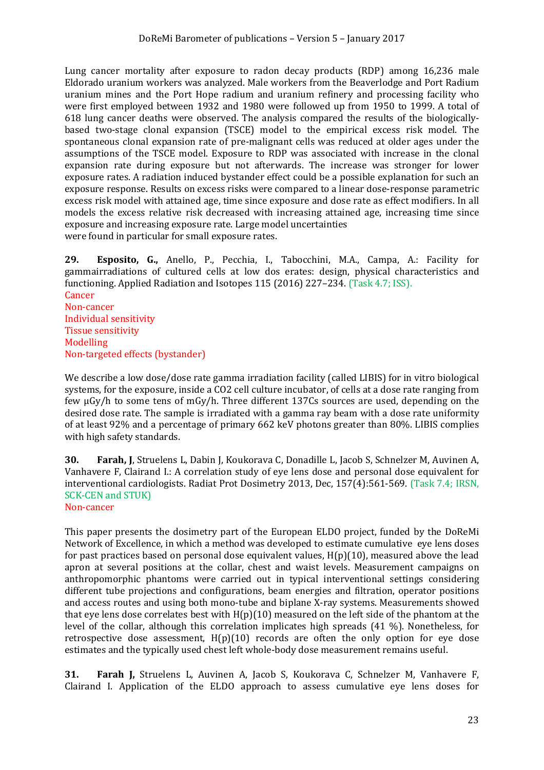Lung cancer mortality after exposure to radon decay products (RDP) among 16,236 male Eldorado uranium workers was analyzed. Male workers from the Beaverlodge and Port Radium uranium mines and the Port Hope radium and uranium refinery and processing facility who were first employed between 1932 and 1980 were followed up from 1950 to 1999. A total of 618 lung cancer deaths were observed. The analysis compared the results of the biologically-based two-stage clonal expansion (TSCE) model to the empirical excess risk model. The spontaneous clonal expansion rate of pre-malignant cells was reduced at older ages under the assumptions of the TSCE model. Exposure to RDP was associated with increase in the clonal expansion rate during exposure but not afterwards. The increase was stronger for lower exposure rates. A radiation induced bystander effect could be a possible explanation for such an exposure response. Results on excess risks were compared to a linear dose-response parametric excess risk model with attained age, time since exposure and dose rate as effect modifiers. In all models the excess relative risk decreased with increasing attained age, increasing time since exposure and increasing exposure rate. Large model uncertainties
were found in particular for small exposure rates.

**29.** **Esposito, G.,** Anello, P., Pecchia, I., Tabocchini, M.A., Campa, A.: Facility for gammairradiations of cultured cells at low dos erates: design, physical characteristics and functioning. Applied Radiation and Isotopes 115 (2016) 227–234. (Task 4.7; ISS).
Cancer
Non-cancer
Individual sensitivity
Tissue sensitivity
Modelling
Non-targeted effects (bystander)

We describe a low dose/dose rate gamma irradiation facility (called LIBIS) for in vitro biological systems, for the exposure, inside a CO2 cell culture incubator, of cells at a dose rate ranging from few µGy/h to some tens of mGy/h. Three different 137Cs sources are used, depending on the desired dose rate. The sample is irradiated with a gamma ray beam with a dose rate uniformity of at least 92% and a percentage of primary 662 keV photons greater than 80%. LIBIS complies with high safety standards.

**30.** **Farah, J**, Struelens L, Dabin J, Koukorava C, Donadille L, Jacob S, Schnelzer M, Auvinen A, Vanhavere F, Clairand I.: A correlation study of eye lens dose and personal dose equivalent for interventional cardiologists. Radiat Prot Dosimetry 2013, Dec, 157(4):561-569. (Task 7.4; IRSN, SCK-CEN and STUK)
Non-cancer

This paper presents the dosimetry part of the European ELDO project, funded by the DoReMi Network of Excellence, in which a method was developed to estimate cumulative eye lens doses for past practices based on personal dose equivalent values, H(p)(10), measured above the lead apron at several positions at the collar, chest and waist levels. Measurement campaigns on anthropomorphic phantoms were carried out in typical interventional settings considering different tube projections and configurations, beam energies and filtration, operator positions and access routes and using both mono-tube and biplane X-ray systems. Measurements showed that eye lens dose correlates best with H(p)(10) measured on the left side of the phantom at the level of the collar, although this correlation implicates high spreads (41 %). Nonetheless, for retrospective dose assessment, H(p)(10) records are often the only option for eye dose estimates and the typically used chest left whole-body dose measurement remains useful.

**31.** **Farah J,** Struelens L, Auvinen A, Jacob S, Koukorava C, Schnelzer M, Vanhavere F, Clairand I. Application of the ELDO approach to assess cumulative eye lens doses for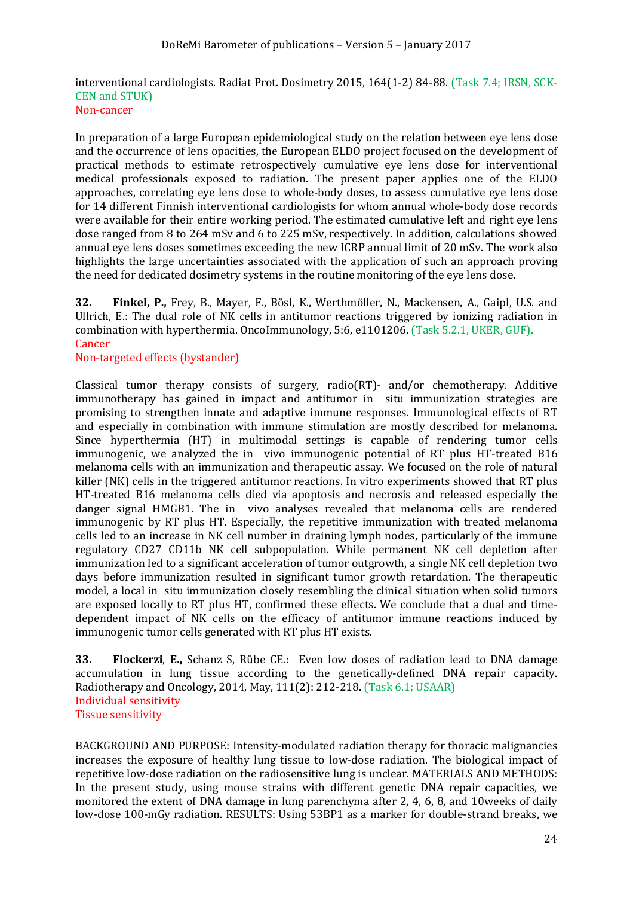interventional cardiologists. Radiat Prot. Dosimetry 2015, 164(1-2) 84-88. (Task 7.4; IRSN, SCK-CEN and STUK)
Non-cancer

In preparation of a large European epidemiological study on the relation between eye lens dose and the occurrence of lens opacities, the European ELDO project focused on the development of practical methods to estimate retrospectively cumulative eye lens dose for interventional medical professionals exposed to radiation. The present paper applies one of the ELDO approaches, correlating eye lens dose to whole-body doses, to assess cumulative eye lens dose for 14 different Finnish interventional cardiologists for whom annual whole-body dose records were available for their entire working period. The estimated cumulative left and right eye lens dose ranged from 8 to 264 mSv and 6 to 225 mSv, respectively. In addition, calculations showed annual eye lens doses sometimes exceeding the new ICRP annual limit of 20 mSv. The work also highlights the large uncertainties associated with the application of such an approach proving the need for dedicated dosimetry systems in the routine monitoring of the eye lens dose.

**32.** **Finkel, P.,** Frey, B., Mayer, F., Bösl, K., Werthmöller, N., Mackensen, A., Gaipl, U.S. and Ullrich, E.: The dual role of NK cells in antitumor reactions triggered by ionizing radiation in combination with hyperthermia. OncoImmunology, 5:6, e1101206. (Task 5.2.1, UKER, GUF).
Cancer
Non-targeted effects (bystander)

Classical tumor therapy consists of surgery, radio(RT)- and/or chemotherapy. Additive immunotherapy has gained in impact and antitumor in situ immunization strategies are promising to strengthen innate and adaptive immune responses. Immunological effects of RT and especially in combination with immune stimulation are mostly described for melanoma. Since hyperthermia (HT) in multimodal settings is capable of rendering tumor cells immunogenic, we analyzed the in vivo immunogenic potential of RT plus HT-treated B16 melanoma cells with an immunization and therapeutic assay. We focused on the role of natural killer (NK) cells in the triggered antitumor reactions. In vitro experiments showed that RT plus HT-treated B16 melanoma cells died via apoptosis and necrosis and released especially the danger signal HMGB1. The in vivo analyses revealed that melanoma cells are rendered immunogenic by RT plus HT. Especially, the repetitive immunization with treated melanoma cells led to an increase in NK cell number in draining lymph nodes, particularly of the immune regulatory CD27 CD11b NK cell subpopulation. While permanent NK cell depletion after immunization led to a significant acceleration of tumor outgrowth, a single NK cell depletion two days before immunization resulted in significant tumor growth retardation. The therapeutic model, a local in situ immunization closely resembling the clinical situation when solid tumors are exposed locally to RT plus HT, confirmed these effects. We conclude that a dual and time-dependent impact of NK cells on the efficacy of antitumor immune reactions induced by immunogenic tumor cells generated with RT plus HT exists.

**33.** **Flockerzi**, **E.,** Schanz S, Rübe CE.: Even low doses of radiation lead to DNA damage accumulation in lung tissue according to the genetically-defined DNA repair capacity. Radiotherapy and Oncology, 2014, May, 111(2): 212-218. (Task 6.1; USAAR)
Individual sensitivity
Tissue sensitivity

BACKGROUND AND PURPOSE: Intensity-modulated radiation therapy for thoracic malignancies increases the exposure of healthy lung tissue to low-dose radiation. The biological impact of repetitive low-dose radiation on the radiosensitive lung is unclear. MATERIALS AND METHODS: In the present study, using mouse strains with different genetic DNA repair capacities, we monitored the extent of DNA damage in lung parenchyma after 2, 4, 6, 8, and 10weeks of daily low-dose 100-mGy radiation. RESULTS: Using 53BP1 as a marker for double-strand breaks, we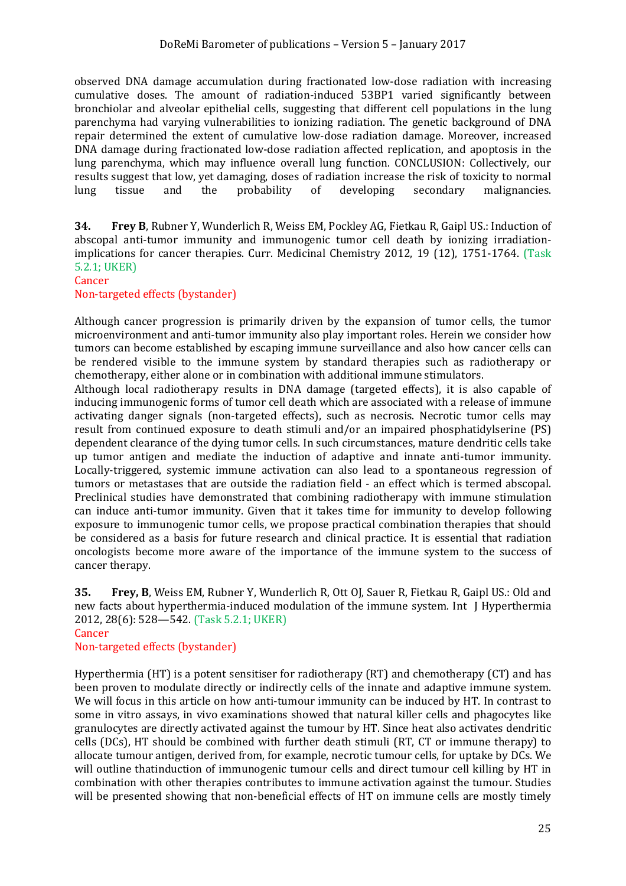observed DNA damage accumulation during fractionated low-dose radiation with increasing cumulative doses. The amount of radiation-induced 53BP1 varied significantly between bronchiolar and alveolar epithelial cells, suggesting that different cell populations in the lung parenchyma had varying vulnerabilities to ionizing radiation. The genetic background of DNA repair determined the extent of cumulative low-dose radiation damage. Moreover, increased DNA damage during fractionated low-dose radiation affected replication, and apoptosis in the lung parenchyma, which may influence overall lung function. CONCLUSION: Collectively, our results suggest that low, yet damaging, doses of radiation increase the risk of toxicity to normal lung tissue and the probability of developing secondary malignancies.

**34.** **Frey B**, Rubner Y, Wunderlich R, Weiss EM, Pockley AG, Fietkau R, Gaipl US.: Induction of abscopal anti-tumor immunity and immunogenic tumor cell death by ionizing irradiation-implications for cancer therapies. Curr. Medicinal Chemistry 2012, 19 (12), 1751-1764. (Task 5.2.1; UKER)
Cancer
Non-targeted effects (bystander)

Although cancer progression is primarily driven by the expansion of tumor cells, the tumor microenvironment and anti-tumor immunity also play important roles. Herein we consider how tumors can become established by escaping immune surveillance and also how cancer cells can be rendered visible to the immune system by standard therapies such as radiotherapy or chemotherapy, either alone or in combination with additional immune stimulators.
Although local radiotherapy results in DNA damage (targeted effects), it is also capable of inducing immunogenic forms of tumor cell death which are associated with a release of immune activating danger signals (non-targeted effects), such as necrosis. Necrotic tumor cells may result from continued exposure to death stimuli and/or an impaired phosphatidylserine (PS) dependent clearance of the dying tumor cells. In such circumstances, mature dendritic cells take up tumor antigen and mediate the induction of adaptive and innate anti-tumor immunity. Locally-triggered, systemic immune activation can also lead to a spontaneous regression of tumors or metastases that are outside the radiation field - an effect which is termed abscopal. Preclinical studies have demonstrated that combining radiotherapy with immune stimulation can induce anti-tumor immunity. Given that it takes time for immunity to develop following exposure to immunogenic tumor cells, we propose practical combination therapies that should be considered as a basis for future research and clinical practice. It is essential that radiation oncologists become more aware of the importance of the immune system to the success of cancer therapy.

**35.** **Frey, B**, Weiss EM, Rubner Y, Wunderlich R, Ott OJ, Sauer R, Fietkau R, Gaipl US.: Old and new facts about hyperthermia-induced modulation of the immune system. Int J Hyperthermia 2012, 28(6): 528—542. (Task 5.2.1; UKER)
Cancer
Non-targeted effects (bystander)

Hyperthermia (HT) is a potent sensitiser for radiotherapy (RT) and chemotherapy (CT) and has been proven to modulate directly or indirectly cells of the innate and adaptive immune system. We will focus in this article on how anti-tumour immunity can be induced by HT. In contrast to some in vitro assays, in vivo examinations showed that natural killer cells and phagocytes like granulocytes are directly activated against the tumour by HT. Since heat also activates dendritic cells (DCs), HT should be combined with further death stimuli (RT, CT or immune therapy) to allocate tumour antigen, derived from, for example, necrotic tumour cells, for uptake by DCs. We will outline thatinduction of immunogenic tumour cells and direct tumour cell killing by HT in combination with other therapies contributes to immune activation against the tumour. Studies will be presented showing that non-beneficial effects of HT on immune cells are mostly timely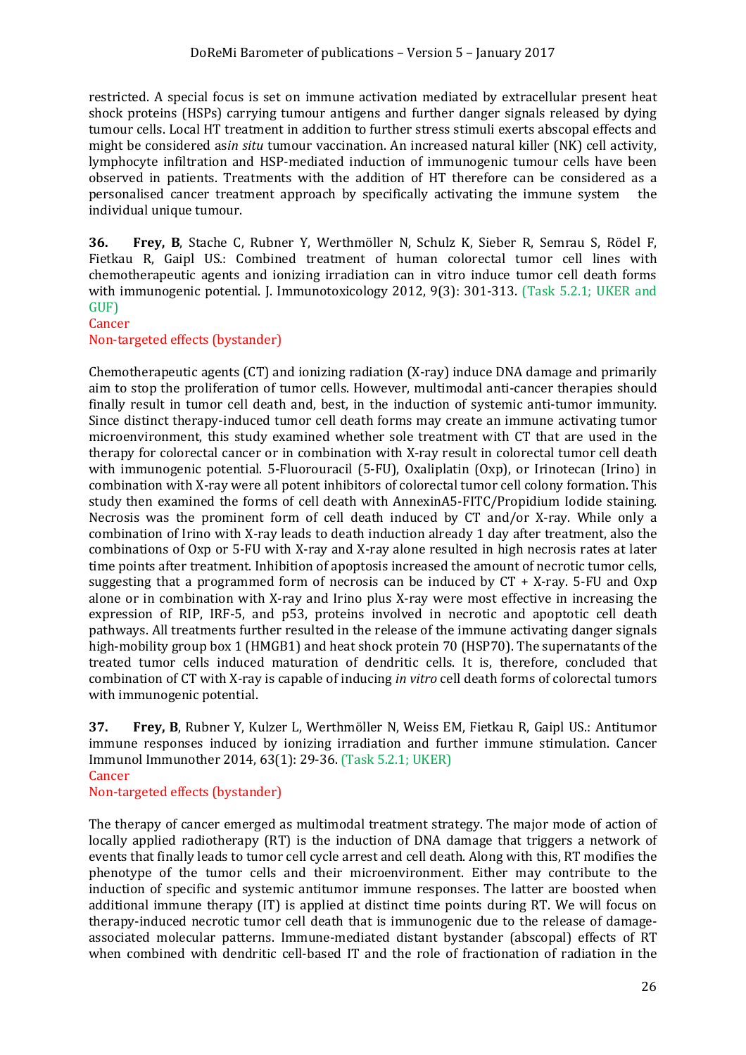restricted. A special focus is set on immune activation mediated by extracellular present heat shock proteins (HSPs) carrying tumour antigens and further danger signals released by dying tumour cells. Local HT treatment in addition to further stress stimuli exerts abscopal effects and might be considered as*in situ* tumour vaccination. An increased natural killer (NK) cell activity, lymphocyte infiltration and HSP-mediated induction of immunogenic tumour cells have been observed in patients. Treatments with the addition of HT therefore can be considered as a personalised cancer treatment approach by specifically activating the immune system the individual unique tumour.

**36. Frey, B**, Stache C, Rubner Y, Werthmöller N, Schulz K, Sieber R, Semrau S, Rödel F, Fietkau R, Gaipl US.: Combined treatment of human colorectal tumor cell lines with chemotherapeutic agents and ionizing irradiation can in vitro induce tumor cell death forms with immunogenic potential. J. Immunotoxicology 2012, 9(3): 301-313. (Task 5.2.1; UKER and GUF)

Cancer

Non-targeted effects (bystander)

Chemotherapeutic agents (CT) and ionizing radiation (X-ray) induce DNA damage and primarily aim to stop the proliferation of tumor cells. However, multimodal anti-cancer therapies should finally result in tumor cell death and, best, in the induction of systemic anti-tumor immunity. Since distinct therapy-induced tumor cell death forms may create an immune activating tumor microenvironment, this study examined whether sole treatment with CT that are used in the therapy for colorectal cancer or in combination with X-ray result in colorectal tumor cell death with immunogenic potential. 5-Fluorouracil (5-FU), Oxaliplatin (Oxp), or Irinotecan (Irino) in combination with X-ray were all potent inhibitors of colorectal tumor cell colony formation. This study then examined the forms of cell death with AnnexinA5-FITC/Propidium Iodide staining. Necrosis was the prominent form of cell death induced by CT and/or X-ray. While only a combination of Irino with X-ray leads to death induction already 1 day after treatment, also the combinations of Oxp or 5-FU with X-ray and X-ray alone resulted in high necrosis rates at later time points after treatment. Inhibition of apoptosis increased the amount of necrotic tumor cells, suggesting that a programmed form of necrosis can be induced by CT + X-ray. 5-FU and Oxp alone or in combination with X-ray and Irino plus X-ray were most effective in increasing the expression of RIP, IRF-5, and p53, proteins involved in necrotic and apoptotic cell death pathways. All treatments further resulted in the release of the immune activating danger signals high-mobility group box 1 (HMGB1) and heat shock protein 70 (HSP70). The supernatants of the treated tumor cells induced maturation of dendritic cells. It is, therefore, concluded that combination of CT with X-ray is capable of inducing *in vitro* cell death forms of colorectal tumors with immunogenic potential.

**37. Frey, B**, Rubner Y, Kulzer L, Werthmöller N, Weiss EM, Fietkau R, Gaipl US.: Antitumor immune responses induced by ionizing irradiation and further immune stimulation. Cancer Immunol Immunother 2014, 63(1): 29-36. (Task 5.2.1; UKER)

Cancer

Non-targeted effects (bystander)

The therapy of cancer emerged as multimodal treatment strategy. The major mode of action of locally applied radiotherapy (RT) is the induction of DNA damage that triggers a network of events that finally leads to tumor cell cycle arrest and cell death. Along with this, RT modifies the phenotype of the tumor cells and their microenvironment. Either may contribute to the induction of specific and systemic antitumor immune responses. The latter are boosted when additional immune therapy (IT) is applied at distinct time points during RT. We will focus on therapy-induced necrotic tumor cell death that is immunogenic due to the release of damage-associated molecular patterns. Immune-mediated distant bystander (abscopal) effects of RT when combined with dendritic cell-based IT and the role of fractionation of radiation in the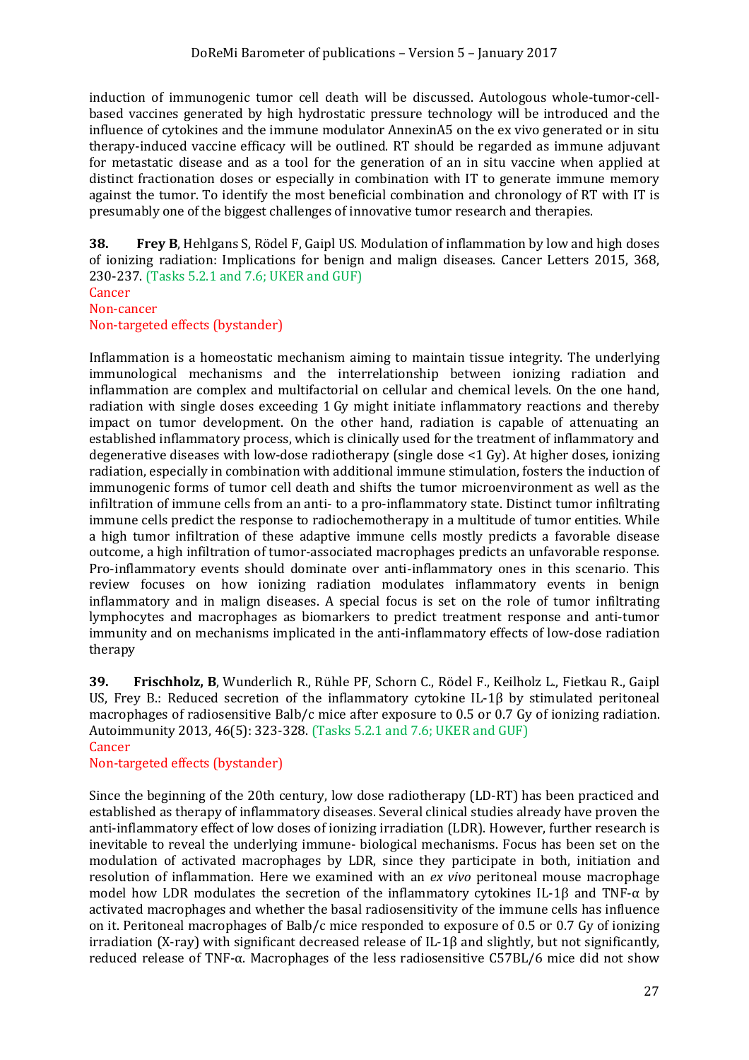induction of immunogenic tumor cell death will be discussed. Autologous whole-tumor-cell-based vaccines generated by high hydrostatic pressure technology will be introduced and the influence of cytokines and the immune modulator AnnexinA5 on the ex vivo generated or in situ therapy-induced vaccine efficacy will be outlined. RT should be regarded as immune adjuvant for metastatic disease and as a tool for the generation of an in situ vaccine when applied at distinct fractionation doses or especially in combination with IT to generate immune memory against the tumor. To identify the most beneficial combination and chronology of RT with IT is presumably one of the biggest challenges of innovative tumor research and therapies.

**38.** **Frey B**, Hehlgans S, Rödel F, Gaipl US. Modulation of inflammation by low and high doses of ionizing radiation: Implications for benign and malign diseases. Cancer Letters 2015, 368, 230-237. (Tasks 5.2.1 and 7.6; UKER and GUF)
Cancer
Non-cancer
Non-targeted effects (bystander)

Inflammation is a homeostatic mechanism aiming to maintain tissue integrity. The underlying immunological mechanisms and the interrelationship between ionizing radiation and inflammation are complex and multifactorial on cellular and chemical levels. On the one hand, radiation with single doses exceeding 1 Gy might initiate inflammatory reactions and thereby impact on tumor development. On the other hand, radiation is capable of attenuating an established inflammatory process, which is clinically used for the treatment of inflammatory and degenerative diseases with low-dose radiotherapy (single dose <1 Gy). At higher doses, ionizing radiation, especially in combination with additional immune stimulation, fosters the induction of immunogenic forms of tumor cell death and shifts the tumor microenvironment as well as the infiltration of immune cells from an anti- to a pro-inflammatory state. Distinct tumor infiltrating immune cells predict the response to radiochemotherapy in a multitude of tumor entities. While a high tumor infiltration of these adaptive immune cells mostly predicts a favorable disease outcome, a high infiltration of tumor-associated macrophages predicts an unfavorable response. Pro-inflammatory events should dominate over anti-inflammatory ones in this scenario. This review focuses on how ionizing radiation modulates inflammatory events in benign inflammatory and in malign diseases. A special focus is set on the role of tumor infiltrating lymphocytes and macrophages as biomarkers to predict treatment response and anti-tumor immunity and on mechanisms implicated in the anti-inflammatory effects of low-dose radiation therapy

**39.** **Frischholz, B**, Wunderlich R., Rühle PF, Schorn C., Rödel F., Keilholz L., Fietkau R., Gaipl US, Frey B.: Reduced secretion of the inflammatory cytokine IL-1β by stimulated peritoneal macrophages of radiosensitive Balb/c mice after exposure to 0.5 or 0.7 Gy of ionizing radiation. Autoimmunity 2013, 46(5): 323-328. (Tasks 5.2.1 and 7.6; UKER and GUF)
Cancer
Non-targeted effects (bystander)

Since the beginning of the 20th century, low dose radiotherapy (LD-RT) has been practiced and established as therapy of inflammatory diseases. Several clinical studies already have proven the anti-inflammatory effect of low doses of ionizing irradiation (LDR). However, further research is inevitable to reveal the underlying immune- biological mechanisms. Focus has been set on the modulation of activated macrophages by LDR, since they participate in both, initiation and resolution of inflammation. Here we examined with an *ex vivo* peritoneal mouse macrophage model how LDR modulates the secretion of the inflammatory cytokines IL-1β and TNF-α by activated macrophages and whether the basal radiosensitivity of the immune cells has influence on it. Peritoneal macrophages of Balb/c mice responded to exposure of 0.5 or 0.7 Gy of ionizing irradiation (X-ray) with significant decreased release of IL-1β and slightly, but not significantly, reduced release of TNF-α. Macrophages of the less radiosensitive C57BL/6 mice did not show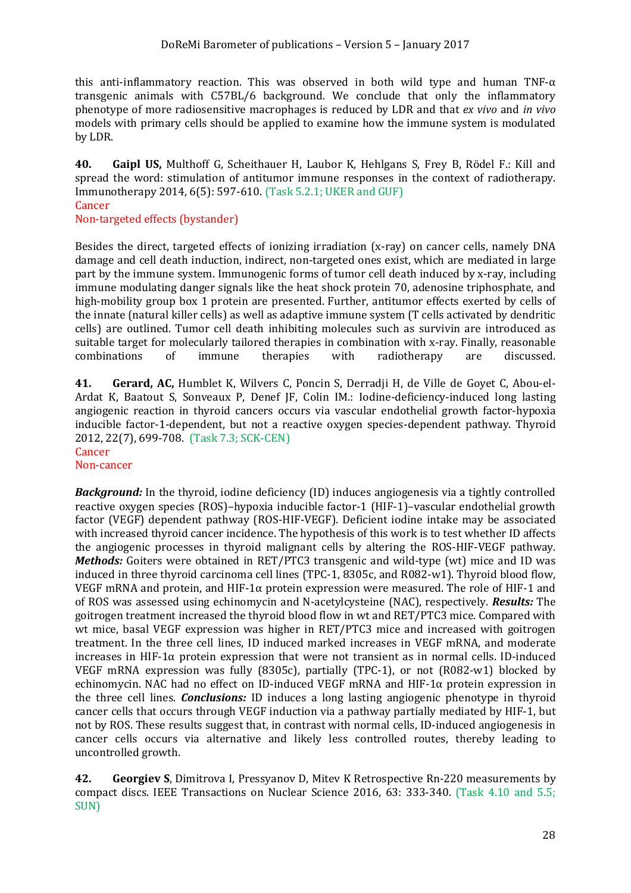this anti-inflammatory reaction. This was observed in both wild type and human TNF-α transgenic animals with C57BL/6 background. We conclude that only the inflammatory phenotype of more radiosensitive macrophages is reduced by LDR and that *ex vivo* and *in vivo* models with primary cells should be applied to examine how the immune system is modulated by LDR.

**40. Gaipl US,** Multhoff G, Scheithauer H, Laubor K, Hehlgans S, Frey B, Rödel F.: Kill and spread the word: stimulation of antitumor immune responses in the context of radiotherapy. Immunotherapy 2014, 6(5): 597-610. (Task 5.2.1; UKER and GUF)
Cancer
Non-targeted effects (bystander)

Besides the direct, targeted effects of ionizing irradiation (x-ray) on cancer cells, namely DNA damage and cell death induction, indirect, non-targeted ones exist, which are mediated in large part by the immune system. Immunogenic forms of tumor cell death induced by x-ray, including immune modulating danger signals like the heat shock protein 70, adenosine triphosphate, and high-mobility group box 1 protein are presented. Further, antitumor effects exerted by cells of the innate (natural killer cells) as well as adaptive immune system (T cells activated by dendritic cells) are outlined. Tumor cell death inhibiting molecules such as survivin are introduced as suitable target for molecularly tailored therapies in combination with x-ray. Finally, reasonable combinations of immune therapies with radiotherapy are discussed.

**41. Gerard, AC,** Humblet K, Wilvers C, Poncin S, Derradji H, de Ville de Goyet C, Abou-el-Ardat K, Baatout S, Sonveaux P, Denef JF, Colin IM.: Iodine-deficiency-induced long lasting angiogenic reaction in thyroid cancers occurs via vascular endothelial growth factor-hypoxia inducible factor-1-dependent, but not a reactive oxygen species-dependent pathway. Thyroid 2012, 22(7), 699-708. (Task 7.3; SCK-CEN)
Cancer
Non-cancer

***Background:*** In the thyroid, iodine deficiency (ID) induces angiogenesis via a tightly controlled reactive oxygen species (ROS)–hypoxia inducible factor-1 (HIF-1)–vascular endothelial growth factor (VEGF) dependent pathway (ROS-HIF-VEGF). Deficient iodine intake may be associated with increased thyroid cancer incidence. The hypothesis of this work is to test whether ID affects the angiogenic processes in thyroid malignant cells by altering the ROS-HIF-VEGF pathway. ***Methods:*** Goiters were obtained in RET/PTC3 transgenic and wild-type (wt) mice and ID was induced in three thyroid carcinoma cell lines (TPC-1, 8305c, and R082-w1). Thyroid blood flow, VEGF mRNA and protein, and HIF-1α protein expression were measured. The role of HIF-1 and of ROS was assessed using echinomycin and N-acetylcysteine (NAC), respectively. ***Results:*** The goitrogen treatment increased the thyroid blood flow in wt and RET/PTC3 mice. Compared with wt mice, basal VEGF expression was higher in RET/PTC3 mice and increased with goitrogen treatment. In the three cell lines, ID induced marked increases in VEGF mRNA, and moderate increases in HIF-1α protein expression that were not transient as in normal cells. ID-induced VEGF mRNA expression was fully (8305c), partially (TPC-1), or not (R082-w1) blocked by echinomycin. NAC had no effect on ID-induced VEGF mRNA and HIF-1α protein expression in the three cell lines. ***Conclusions:*** ID induces a long lasting angiogenic phenotype in thyroid cancer cells that occurs through VEGF induction via a pathway partially mediated by HIF-1, but not by ROS. These results suggest that, in contrast with normal cells, ID-induced angiogenesis in cancer cells occurs via alternative and likely less controlled routes, thereby leading to uncontrolled growth.

**42. Georgiev S**, Dimitrova I, Pressyanov D, Mitev K Retrospective Rn-220 measurements by compact discs. IEEE Transactions on Nuclear Science 2016, 63: 333-340. (Task 4.10 and 5.5; SUN)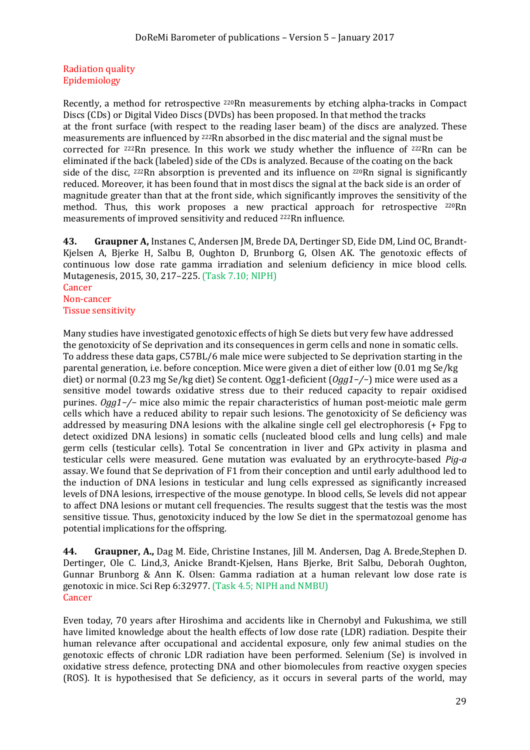Radiation quality
Epidemiology

Recently, a method for retrospective $^{220}Rn$ measurements by etching alpha-tracks in Compact Discs (CDs) or Digital Video Discs (DVDs) has been proposed. In that method the tracks at the front surface (with respect to the reading laser beam) of the discs are analyzed. These measurements are influenced by $^{222}Rn$ absorbed in the disc material and the signal must be corrected for $^{222}Rn$ presence. In this work we study whether the influence of $^{222}Rn$ can be eliminated if the back (labeled) side of the CDs is analyzed. Because of the coating on the back side of the disc, $^{222}Rn$ absorption is prevented and its influence on $^{220}Rn$ signal is significantly reduced. Moreover, it has been found that in most discs the signal at the back side is an order of magnitude greater than that at the front side, which significantly improves the sensitivity of the method. Thus, this work proposes a new practical approach for retrospective $^{220}Rn$ measurements of improved sensitivity and reduced $^{222}Rn$ influence.

**43. Graupner A,** Instanes C, Andersen JM, Brede DA, Dertinger SD, Eide DM, Lind OC, Brandt-Kjelsen A, Bjerke H, Salbu B, Oughton D, Brunborg G, Olsen AK. The genotoxic effects of continuous low dose rate gamma irradiation and selenium deficiency in mice blood cells. Mutagenesis, 2015, 30, 217–225. (Task 7.10; NIPH)
Cancer
Non-cancer
Tissue sensitivity

Many studies have investigated genotoxic effects of high Se diets but very few have addressed the genotoxicity of Se deprivation and its consequences in germ cells and none in somatic cells. To address these data gaps, C57BL/6 male mice were subjected to Se deprivation starting in the parental generation, i.e. before conception. Mice were given a diet of either low (0.01 mg Se/kg diet) or normal (0.23 mg Se/kg diet) Se content. Ogg1-deficient (*Ogg1−/−*) mice were used as a sensitive model towards oxidative stress due to their reduced capacity to repair oxidised purines. *Ogg1−/−* mice also mimic the repair characteristics of human post-meiotic male germ cells which have a reduced ability to repair such lesions. The genotoxicity of Se deficiency was addressed by measuring DNA lesions with the alkaline single cell gel electrophoresis (+ Fpg to detect oxidized DNA lesions) in somatic cells (nucleated blood cells and lung cells) and male germ cells (testicular cells). Total Se concentration in liver and GPx activity in plasma and testicular cells were measured. Gene mutation was evaluated by an erythrocyte-based *Pig-a* assay. We found that Se deprivation of F1 from their conception and until early adulthood led to the induction of DNA lesions in testicular and lung cells expressed as significantly increased levels of DNA lesions, irrespective of the mouse genotype. In blood cells, Se levels did not appear to affect DNA lesions or mutant cell frequencies. The results suggest that the testis was the most sensitive tissue. Thus, genotoxicity induced by the low Se diet in the spermatozoal genome has potential implications for the offspring.

**44. Graupner, A.,** Dag M. Eide, Christine Instanes, Jill M. Andersen, Dag A. Brede, Stephen D. Dertinger, Ole C. Lind,3, Anicke Brandt-Kjelsen, Hans Bjerke, Brit Salbu, Deborah Oughton, Gunnar Brunborg & Ann K. Olsen: Gamma radiation at a human relevant low dose rate is genotoxic in mice. Sci Rep 6:32977. (Task 4.5; NIPH and NMBU)
Cancer

Even today, 70 years after Hiroshima and accidents like in Chernobyl and Fukushima, we still have limited knowledge about the health effects of low dose rate (LDR) radiation. Despite their human relevance after occupational and accidental exposure, only few animal studies on the genotoxic effects of chronic LDR radiation have been performed. Selenium (Se) is involved in oxidative stress defence, protecting DNA and other biomolecules from reactive oxygen species (ROS). It is hypothesised that Se deficiency, as it occurs in several parts of the world, may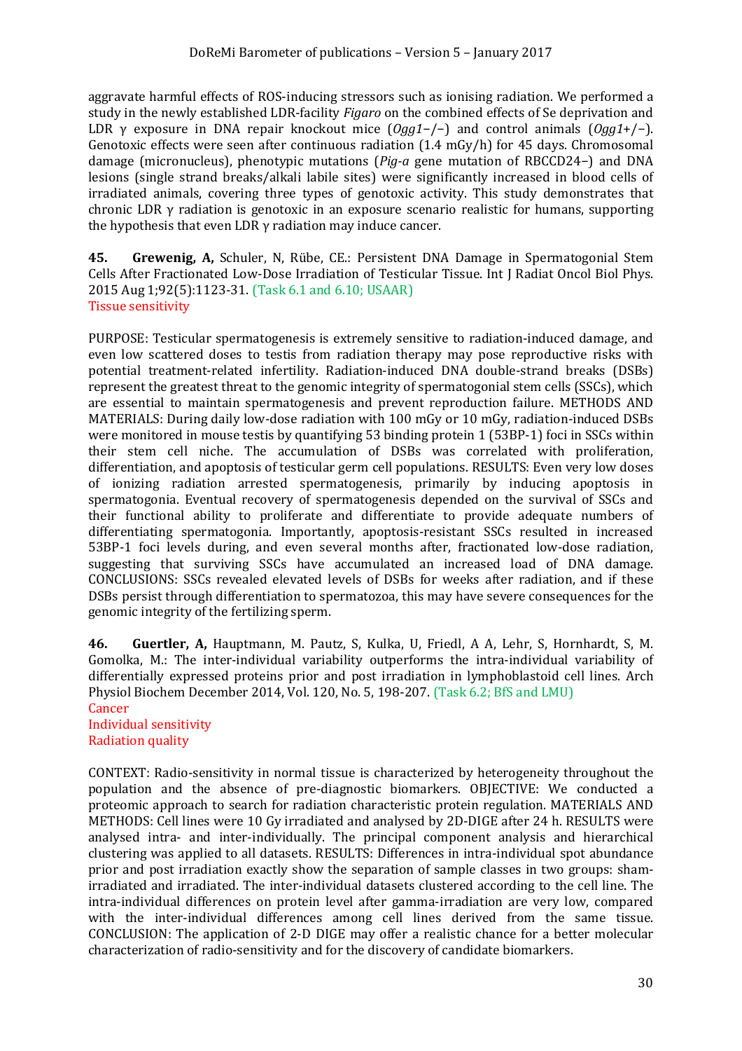aggravate harmful effects of ROS-inducing stressors such as ionising radiation. We performed a study in the newly established LDR-facility *Figaro* on the combined effects of Se deprivation and LDR γ exposure in DNA repair knockout mice (*Ogg1*−/−) and control animals (*Ogg1*+/−). Genotoxic effects were seen after continuous radiation (1.4 mGy/h) for 45 days. Chromosomal damage (micronucleus), phenotypic mutations (*Pig-a* gene mutation of RBCCD24−) and DNA lesions (single strand breaks/alkali labile sites) were significantly increased in blood cells of irradiated animals, covering three types of genotoxic activity. This study demonstrates that chronic LDR γ radiation is genotoxic in an exposure scenario realistic for humans, supporting the hypothesis that even LDR γ radiation may induce cancer.

**45. Grewenig, A,** Schuler, N, Rübe, CE.: Persistent DNA Damage in Spermatogonial Stem Cells After Fractionated Low-Dose Irradiation of Testicular Tissue. Int J Radiat Oncol Biol Phys. 2015 Aug 1;92(5):1123-31. (Task 6.1 and 6.10; USAAR)
Tissue sensitivity

PURPOSE: Testicular spermatogenesis is extremely sensitive to radiation-induced damage, and even low scattered doses to testis from radiation therapy may pose reproductive risks with potential treatment-related infertility. Radiation-induced DNA double-strand breaks (DSBs) represent the greatest threat to the genomic integrity of spermatogonial stem cells (SSCs), which are essential to maintain spermatogenesis and prevent reproduction failure. METHODS AND MATERIALS: During daily low-dose radiation with 100 mGy or 10 mGy, radiation-induced DSBs were monitored in mouse testis by quantifying 53 binding protein 1 (53BP-1) foci in SSCs within their stem cell niche. The accumulation of DSBs was correlated with proliferation, differentiation, and apoptosis of testicular germ cell populations. RESULTS: Even very low doses of ionizing radiation arrested spermatogenesis, primarily by inducing apoptosis in spermatogonia. Eventual recovery of spermatogenesis depended on the survival of SSCs and their functional ability to proliferate and differentiate to provide adequate numbers of differentiating spermatogonia. Importantly, apoptosis-resistant SSCs resulted in increased 53BP-1 foci levels during, and even several months after, fractionated low-dose radiation, suggesting that surviving SSCs have accumulated an increased load of DNA damage. CONCLUSIONS: SSCs revealed elevated levels of DSBs for weeks after radiation, and if these DSBs persist through differentiation to spermatozoa, this may have severe consequences for the genomic integrity of the fertilizing sperm.

**46. Guertler, A,** Hauptmann, M. Pautz, S, Kulka, U, Friedl, A A, Lehr, S, Hornhardt, S, M. Gomolka, M.: The inter-individual variability outperforms the intra-individual variability of differentially expressed proteins prior and post irradiation in lymphoblastoid cell lines. Arch Physiol Biochem December 2014, Vol. 120, No. 5, 198-207. (Task 6.2; BfS and LMU)
Cancer
Individual sensitivity
Radiation quality

CONTEXT: Radio-sensitivity in normal tissue is characterized by heterogeneity throughout the population and the absence of pre-diagnostic biomarkers. OBJECTIVE: We conducted a proteomic approach to search for radiation characteristic protein regulation. MATERIALS AND METHODS: Cell lines were 10 Gy irradiated and analysed by 2D-DIGE after 24 h. RESULTS were analysed intra- and inter-individually. The principal component analysis and hierarchical clustering was applied to all datasets. RESULTS: Differences in intra-individual spot abundance prior and post irradiation exactly show the separation of sample classes in two groups: sham-irradiated and irradiated. The inter-individual datasets clustered according to the cell line. The intra-individual differences on protein level after gamma-irradiation are very low, compared with the inter-individual differences among cell lines derived from the same tissue. CONCLUSION: The application of 2-D DIGE may offer a realistic chance for a better molecular characterization of radio-sensitivity and for the discovery of candidate biomarkers.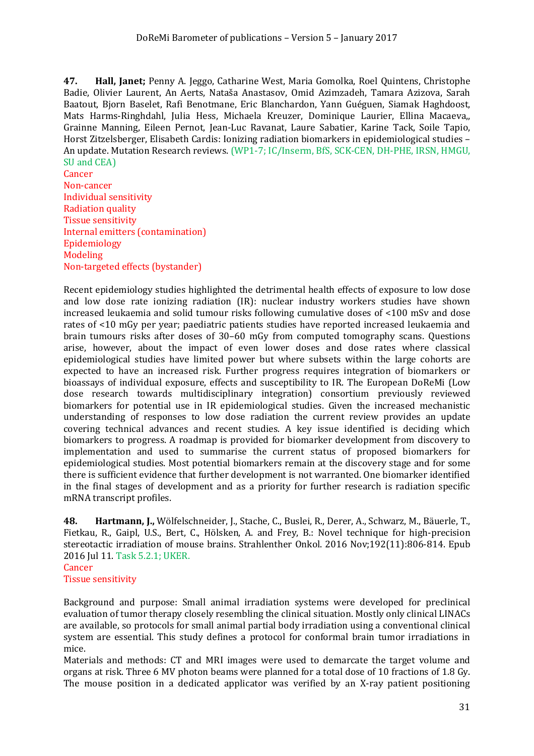**47. Hall, Janet;** Penny A. Jeggo, Catharine West, Maria Gomolka, Roel Quintens, Christophe Badie, Olivier Laurent, An Aerts, Nataša Anastasov, Omid Azimzadeh, Tamara Azizova, Sarah Baatout, Bjorn Baselet, Rafi Benotmane, Eric Blanchardon, Yann Guéguen, Siamak Haghdoost, Mats Harms-Ringhdahl, Julia Hess, Michaela Kreuzer, Dominique Laurier, Ellina Macaeva,, Grainne Manning, Eileen Pernot, Jean-Luc Ravanat, Laure Sabatier, Karine Tack, Soile Tapio, Horst Zitzelsberger, Elisabeth Cardis: Ionizing radiation biomarkers in epidemiological studies – An update. Mutation Research reviews. (WP1-7; IC/Inserm, BfS, SCK-CEN, DH-PHE, IRSN, HMGU, SU and CEA)

Cancer
Non-cancer
Individual sensitivity
Radiation quality
Tissue sensitivity
Internal emitters (contamination)
Epidemiology
Modeling
Non-targeted effects (bystander)

Recent epidemiology studies highlighted the detrimental health effects of exposure to low dose and low dose rate ionizing radiation (IR): nuclear industry workers studies have shown increased leukaemia and solid tumour risks following cumulative doses of <100 mSv and dose rates of <10 mGy per year; paediatric patients studies have reported increased leukaemia and brain tumours risks after doses of 30–60 mGy from computed tomography scans. Questions arise, however, about the impact of even lower doses and dose rates where classical epidemiological studies have limited power but where subsets within the large cohorts are expected to have an increased risk. Further progress requires integration of biomarkers or bioassays of individual exposure, effects and susceptibility to IR. The European DoReMi (Low dose research towards multidisciplinary integration) consortium previously reviewed biomarkers for potential use in IR epidemiological studies. Given the increased mechanistic understanding of responses to low dose radiation the current review provides an update covering technical advances and recent studies. A key issue identified is deciding which biomarkers to progress. A roadmap is provided for biomarker development from discovery to implementation and used to summarise the current status of proposed biomarkers for epidemiological studies. Most potential biomarkers remain at the discovery stage and for some there is sufficient evidence that further development is not warranted. One biomarker identified in the final stages of development and as a priority for further research is radiation specific mRNA transcript profiles.

**48. Hartmann, J.,** Wölfelschneider, J., Stache, C., Buslei, R., Derer, A., Schwarz, M., Bäuerle, T., Fietkau, R., Gaipl, U.S., Bert, C., Hölsken, A. and Frey, B.: Novel technique for high-precision stereotactic irradiation of mouse brains. Strahlenther Onkol. 2016 Nov;192(11):806-814. Epub 2016 Jul 11. Task 5.2.1; UKER.

Cancer
Tissue sensitivity

Background and purpose: Small animal irradiation systems were developed for preclinical evaluation of tumor therapy closely resembling the clinical situation. Mostly only clinical LINACs are available, so protocols for small animal partial body irradiation using a conventional clinical system are essential. This study defines a protocol for conformal brain tumor irradiations in mice.
Materials and methods: CT and MRI images were used to demarcate the target volume and organs at risk. Three 6 MV photon beams were planned for a total dose of 10 fractions of 1.8 Gy. The mouse position in a dedicated applicator was verified by an X-ray patient positioning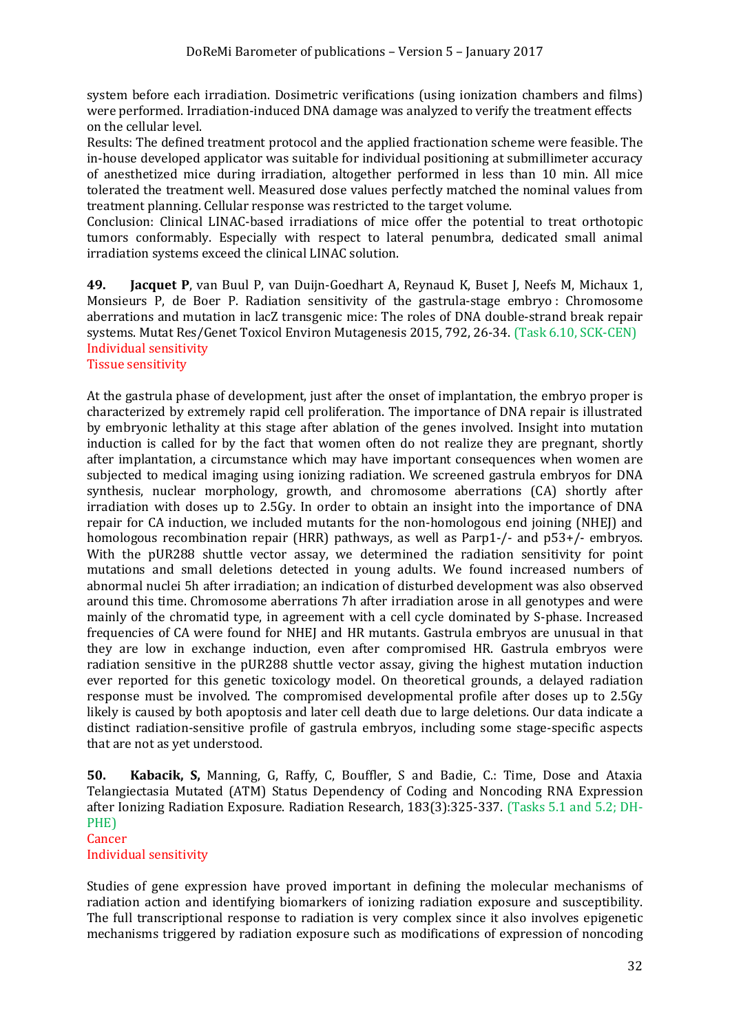system before each irradiation. Dosimetric verifications (using ionization chambers and films) were performed. Irradiation-induced DNA damage was analyzed to verify the treatment effects on the cellular level.

Results: The defined treatment protocol and the applied fractionation scheme were feasible. The in-house developed applicator was suitable for individual positioning at submillimeter accuracy of anesthetized mice during irradiation, altogether performed in less than 10 min. All mice tolerated the treatment well. Measured dose values perfectly matched the nominal values from treatment planning. Cellular response was restricted to the target volume.

Conclusion: Clinical LINAC-based irradiations of mice offer the potential to treat orthotopic tumors conformably. Especially with respect to lateral penumbra, dedicated small animal irradiation systems exceed the clinical LINAC solution.

**49. Jacquet P**, van Buul P, van Duijn-Goedhart A, Reynaud K, Buset J, Neefs M, Michaux 1, Monsieurs P, de Boer P. Radiation sensitivity of the gastrula-stage embryo : Chromosome aberrations and mutation in lacZ transgenic mice: The roles of DNA double-strand break repair systems. Mutat Res/Genet Toxicol Environ Mutagenesis 2015, 792, 26-34. (Task 6.10, SCK-CEN)
Individual sensitivity
Tissue sensitivity

At the gastrula phase of development, just after the onset of implantation, the embryo proper is characterized by extremely rapid cell proliferation. The importance of DNA repair is illustrated by embryonic lethality at this stage after ablation of the genes involved. Insight into mutation induction is called for by the fact that women often do not realize they are pregnant, shortly after implantation, a circumstance which may have important consequences when women are subjected to medical imaging using ionizing radiation. We screened gastrula embryos for DNA synthesis, nuclear morphology, growth, and chromosome aberrations (CA) shortly after irradiation with doses up to 2.5Gy. In order to obtain an insight into the importance of DNA repair for CA induction, we included mutants for the non-homologous end joining (NHEJ) and homologous recombination repair (HRR) pathways, as well as Parp1-/- and p53+/- embryos. With the pUR288 shuttle vector assay, we determined the radiation sensitivity for point mutations and small deletions detected in young adults. We found increased numbers of abnormal nuclei 5h after irradiation; an indication of disturbed development was also observed around this time. Chromosome aberrations 7h after irradiation arose in all genotypes and were mainly of the chromatid type, in agreement with a cell cycle dominated by S-phase. Increased frequencies of CA were found for NHEJ and HR mutants. Gastrula embryos are unusual in that they are low in exchange induction, even after compromised HR. Gastrula embryos were radiation sensitive in the pUR288 shuttle vector assay, giving the highest mutation induction ever reported for this genetic toxicology model. On theoretical grounds, a delayed radiation response must be involved. The compromised developmental profile after doses up to 2.5Gy likely is caused by both apoptosis and later cell death due to large deletions. Our data indicate a distinct radiation-sensitive profile of gastrula embryos, including some stage-specific aspects that are not as yet understood.

**50. Kabacik, S,** Manning, G, Raffy, C, Bouffler, S and Badie, C.: Time, Dose and Ataxia Telangiectasia Mutated (ATM) Status Dependency of Coding and Noncoding RNA Expression after Ionizing Radiation Exposure. Radiation Research, 183(3):325-337. (Tasks 5.1 and 5.2; DH-PHE)
Cancer
Individual sensitivity

Studies of gene expression have proved important in defining the molecular mechanisms of radiation action and identifying biomarkers of ionizing radiation exposure and susceptibility. The full transcriptional response to radiation is very complex since it also involves epigenetic mechanisms triggered by radiation exposure such as modifications of expression of noncoding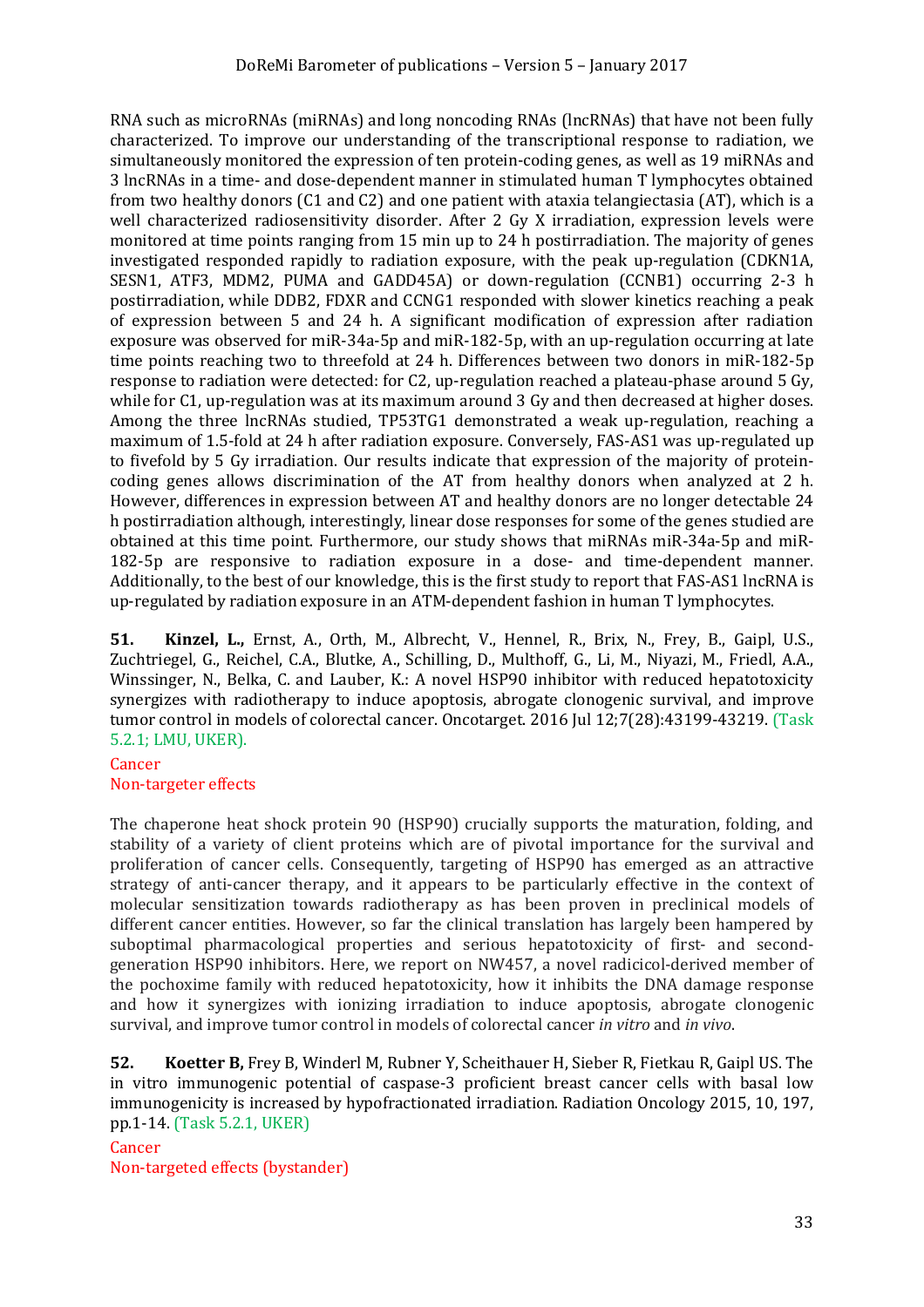RNA such as microRNAs (miRNAs) and long noncoding RNAs (lncRNAs) that have not been fully characterized. To improve our understanding of the transcriptional response to radiation, we simultaneously monitored the expression of ten protein-coding genes, as well as 19 miRNAs and 3 lncRNAs in a time- and dose-dependent manner in stimulated human T lymphocytes obtained from two healthy donors (C1 and C2) and one patient with ataxia telangiectasia (AT), which is a well characterized radiosensitivity disorder. After 2 Gy X irradiation, expression levels were monitored at time points ranging from 15 min up to 24 h postirradiation. The majority of genes investigated responded rapidly to radiation exposure, with the peak up-regulation (CDKN1A, SESN1, ATF3, MDM2, PUMA and GADD45A) or down-regulation (CCNB1) occurring 2-3 h postirradiation, while DDB2, FDXR and CCNG1 responded with slower kinetics reaching a peak of expression between 5 and 24 h. A significant modification of expression after radiation exposure was observed for miR-34a-5p and miR-182-5p, with an up-regulation occurring at late time points reaching two to threefold at 24 h. Differences between two donors in miR-182-5p response to radiation were detected: for C2, up-regulation reached a plateau-phase around 5 Gy, while for C1, up-regulation was at its maximum around 3 Gy and then decreased at higher doses. Among the three lncRNAs studied, TP53TG1 demonstrated a weak up-regulation, reaching a maximum of 1.5-fold at 24 h after radiation exposure. Conversely, FAS-AS1 was up-regulated up to fivefold by 5 Gy irradiation. Our results indicate that expression of the majority of protein-coding genes allows discrimination of the AT from healthy donors when analyzed at 2 h. However, differences in expression between AT and healthy donors are no longer detectable 24 h postirradiation although, interestingly, linear dose responses for some of the genes studied are obtained at this time point. Furthermore, our study shows that miRNAs miR-34a-5p and miR-182-5p are responsive to radiation exposure in a dose- and time-dependent manner. Additionally, to the best of our knowledge, this is the first study to report that FAS-AS1 lncRNA is up-regulated by radiation exposure in an ATM-dependent fashion in human T lymphocytes.

**51.** **Kinzel, L.,** Ernst, A., Orth, M., Albrecht, V., Hennel, R., Brix, N., Frey, B., Gaipl, U.S., Zuchtriegel, G., Reichel, C.A., Blutke, A., Schilling, D., Multhoff, G., Li, M., Niyazi, M., Friedl, A.A., Winssinger, N., Belka, C. and Lauber, K.: A novel HSP90 inhibitor with reduced hepatotoxicity synergizes with radiotherapy to induce apoptosis, abrogate clonogenic survival, and improve tumor control in models of colorectal cancer. Oncotarget. 2016 Jul 12;7(28):43199-43219. (Task 5.2.1; LMU, UKER).

Cancer
Non-targeter effects

The chaperone heat shock protein 90 (HSP90) crucially supports the maturation, folding, and stability of a variety of client proteins which are of pivotal importance for the survival and proliferation of cancer cells. Consequently, targeting of HSP90 has emerged as an attractive strategy of anti-cancer therapy, and it appears to be particularly effective in the context of molecular sensitization towards radiotherapy as has been proven in preclinical models of different cancer entities. However, so far the clinical translation has largely been hampered by suboptimal pharmacological properties and serious hepatotoxicity of first- and second-generation HSP90 inhibitors. Here, we report on NW457, a novel radicicol-derived member of the pochoxime family with reduced hepatotoxicity, how it inhibits the DNA damage response and how it synergizes with ionizing irradiation to induce apoptosis, abrogate clonogenic survival, and improve tumor control in models of colorectal cancer *in vitro* and *in vivo*.

**52.** **Koetter B,** Frey B, Winderl M, Rubner Y, Scheithauer H, Sieber R, Fietkau R, Gaipl US. The in vitro immunogenic potential of caspase-3 proficient breast cancer cells with basal low immunogenicity is increased by hypofractionated irradiation. Radiation Oncology 2015, 10, 197, pp.1-14. (Task 5.2.1, UKER)

Cancer
Non-targeted effects (bystander)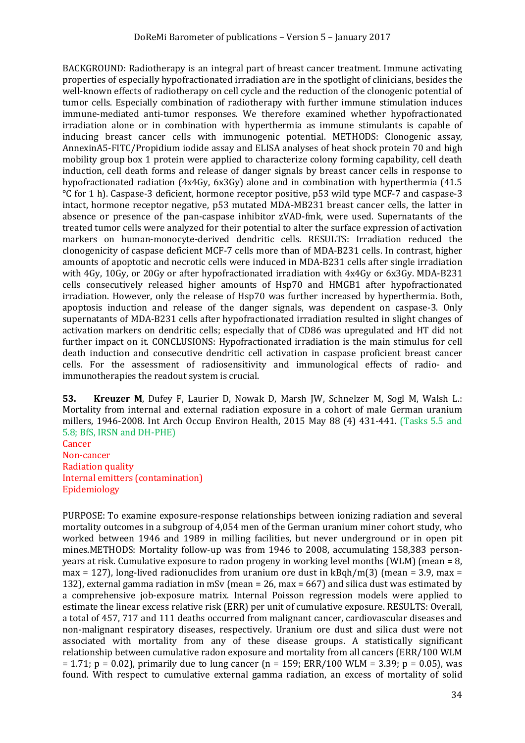BACKGROUND: Radiotherapy is an integral part of breast cancer treatment. Immune activating properties of especially hypofractionated irradiation are in the spotlight of clinicians, besides the well-known effects of radiotherapy on cell cycle and the reduction of the clonogenic potential of tumor cells. Especially combination of radiotherapy with further immune stimulation induces immune-mediated anti-tumor responses. We therefore examined whether hypofractionated irradiation alone or in combination with hyperthermia as immune stimulants is capable of inducing breast cancer cells with immunogenic potential. METHODS: Clonogenic assay, AnnexinA5-FITC/Propidium iodide assay and ELISA analyses of heat shock protein 70 and high mobility group box 1 protein were applied to characterize colony forming capability, cell death induction, cell death forms and release of danger signals by breast cancer cells in response to hypofractionated radiation (4x4Gy, 6x3Gy) alone and in combination with hyperthermia (41.5 °C for 1 h). Caspase-3 deficient, hormone receptor positive, p53 wild type MCF-7 and caspase-3 intact, hormone receptor negative, p53 mutated MDA-MB231 breast cancer cells, the latter in absence or presence of the pan-caspase inhibitor zVAD-fmk, were used. Supernatants of the treated tumor cells were analyzed for their potential to alter the surface expression of activation markers on human-monocyte-derived dendritic cells. RESULTS: Irradiation reduced the clonogenicity of caspase deficient MCF-7 cells more than of MDA-B231 cells. In contrast, higher amounts of apoptotic and necrotic cells were induced in MDA-B231 cells after single irradiation with 4Gy, 10Gy, or 20Gy or after hypofractionated irradiation with 4x4Gy or 6x3Gy. MDA-B231 cells consecutively released higher amounts of Hsp70 and HMGB1 after hypofractionated irradiation. However, only the release of Hsp70 was further increased by hyperthermia. Both, apoptosis induction and release of the danger signals, was dependent on caspase-3. Only supernatants of MDA-B231 cells after hypofractionated irradiation resulted in slight changes of activation markers on dendritic cells; especially that of CD86 was upregulated and HT did not further impact on it. CONCLUSIONS: Hypofractionated irradiation is the main stimulus for cell death induction and consecutive dendritic cell activation in caspase proficient breast cancer cells. For the assessment of radiosensitivity and immunological effects of radio- and immunotherapies the readout system is crucial.

**53. Kreuzer M**, Dufey F, Laurier D, Nowak D, Marsh JW, Schnelzer M, Sogl M, Walsh L.: Mortality from internal and external radiation exposure in a cohort of male German uranium millers, 1946-2008. Int Arch Occup Environ Health, 2015 May 88 (4) 431-441. (Tasks 5.5 and 5.8; BfS, IRSN and DH-PHE)

Cancer
Non-cancer
Radiation quality
Internal emitters (contamination)
Epidemiology

PURPOSE: To examine exposure-response relationships between ionizing radiation and several mortality outcomes in a subgroup of 4,054 men of the German uranium miner cohort study, who worked between 1946 and 1989 in milling facilities, but never underground or in open pit mines.METHODS: Mortality follow-up was from 1946 to 2008, accumulating 158,383 person-years at risk. Cumulative exposure to radon progeny in working level months (WLM) (mean = 8, max = 127), long-lived radionuclides from uranium ore dust in kBqh/m(3) (mean = 3.9, max = 132), external gamma radiation in mSv (mean = 26, max = 667) and silica dust was estimated by a comprehensive job-exposure matrix. Internal Poisson regression models were applied to estimate the linear excess relative risk (ERR) per unit of cumulative exposure. RESULTS: Overall, a total of 457, 717 and 111 deaths occurred from malignant cancer, cardiovascular diseases and non-malignant respiratory diseases, respectively. Uranium ore dust and silica dust were not associated with mortality from any of these disease groups. A statistically significant relationship between cumulative radon exposure and mortality from all cancers (ERR/100 WLM = 1.71; $p = 0.02$), primarily due to lung cancer ($n = 159$; ERR/100 WLM = 3.39; $p = 0.05$), was found. With respect to cumulative external gamma radiation, an excess of mortality of solid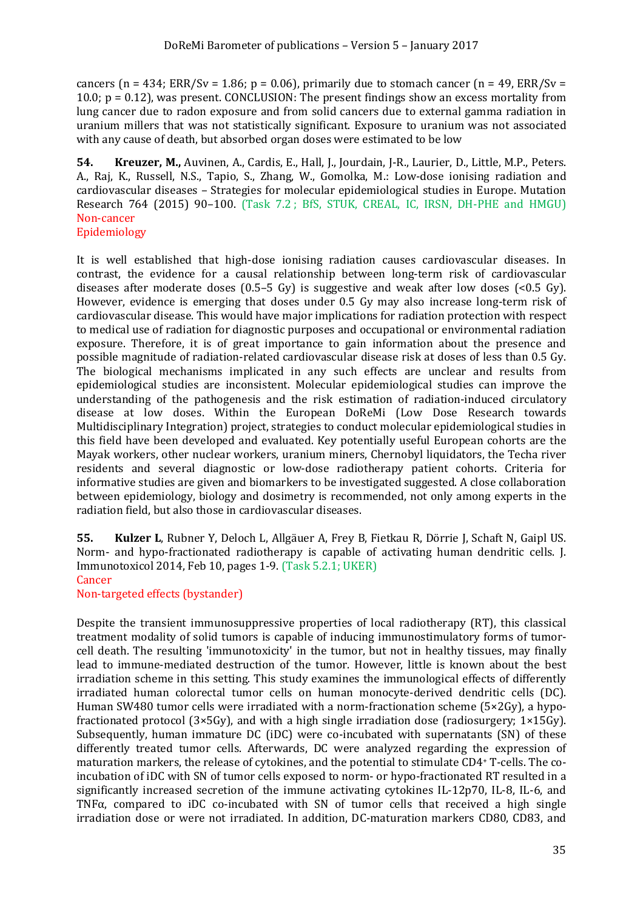cancers (n = 434; ERR/Sv = 1.86; p = 0.06), primarily due to stomach cancer (n = 49, ERR/Sv = 10.0; p = 0.12), was present. CONCLUSION: The present findings show an excess mortality from lung cancer due to radon exposure and from solid cancers due to external gamma radiation in uranium millers that was not statistically significant. Exposure to uranium was not associated with any cause of death, but absorbed organ doses were estimated to be low

**54. Kreuzer, M.,** Auvinen, A., Cardis, E., Hall, J., Jourdain, J-R., Laurier, D., Little, M.P., Peters. A., Raj, K., Russell, N.S., Tapio, S., Zhang, W., Gomolka, M.: Low-dose ionising radiation and cardiovascular diseases – Strategies for molecular epidemiological studies in Europe. Mutation Research 764 (2015) 90–100. (Task 7.2 ; BfS, STUK, CREAL, IC, IRSN, DH-PHE and HMGU)
Non-cancer
Epidemiology

It is well established that high-dose ionising radiation causes cardiovascular diseases. In contrast, the evidence for a causal relationship between long-term risk of cardiovascular diseases after moderate doses (0.5–5 Gy) is suggestive and weak after low doses (<0.5 Gy). However, evidence is emerging that doses under 0.5 Gy may also increase long-term risk of cardiovascular disease. This would have major implications for radiation protection with respect to medical use of radiation for diagnostic purposes and occupational or environmental radiation exposure. Therefore, it is of great importance to gain information about the presence and possible magnitude of radiation-related cardiovascular disease risk at doses of less than 0.5 Gy. The biological mechanisms implicated in any such effects are unclear and results from epidemiological studies are inconsistent. Molecular epidemiological studies can improve the understanding of the pathogenesis and the risk estimation of radiation-induced circulatory disease at low doses. Within the European DoReMi (Low Dose Research towards Multidisciplinary Integration) project, strategies to conduct molecular epidemiological studies in this field have been developed and evaluated. Key potentially useful European cohorts are the Mayak workers, other nuclear workers, uranium miners, Chernobyl liquidators, the Techa river residents and several diagnostic or low-dose radiotherapy patient cohorts. Criteria for informative studies are given and biomarkers to be investigated suggested. A close collaboration between epidemiology, biology and dosimetry is recommended, not only among experts in the radiation field, but also those in cardiovascular diseases.

**55. Kulzer L**, Rubner Y, Deloch L, Allgäuer A, Frey B, Fietkau R, Dörrie J, Schaft N, Gaipl US. Norm- and hypo-fractionated radiotherapy is capable of activating human dendritic cells. J. Immunotoxicol 2014, Feb 10, pages 1-9. (Task 5.2.1; UKER)
Cancer
Non-targeted effects (bystander)

Despite the transient immunosuppressive properties of local radiotherapy (RT), this classical treatment modality of solid tumors is capable of inducing immunostimulatory forms of tumor-cell death. The resulting 'immunotoxicity' in the tumor, but not in healthy tissues, may finally lead to immune-mediated destruction of the tumor. However, little is known about the best irradiation scheme in this setting. This study examines the immunological effects of differently irradiated human colorectal tumor cells on human monocyte-derived dendritic cells (DC). Human SW480 tumor cells were irradiated with a norm-fractionation scheme (5×2Gy), a hypo-fractionated protocol (3×5Gy), and with a high single irradiation dose (radiosurgery; 1×15Gy). Subsequently, human immature DC (iDC) were co-incubated with supernatants (SN) of these differently treated tumor cells. Afterwards, DC were analyzed regarding the expression of maturation markers, the release of cytokines, and the potential to stimulate $CD4^+$ T-cells. The co-incubation of iDC with SN of tumor cells exposed to norm- or hypo-fractionated RT resulted in a significantly increased secretion of the immune activating cytokines IL-12p70, IL-8, IL-6, and TNFα, compared to iDC co-incubated with SN of tumor cells that received a high single irradiation dose or were not irradiated. In addition, DC-maturation markers CD80, CD83, and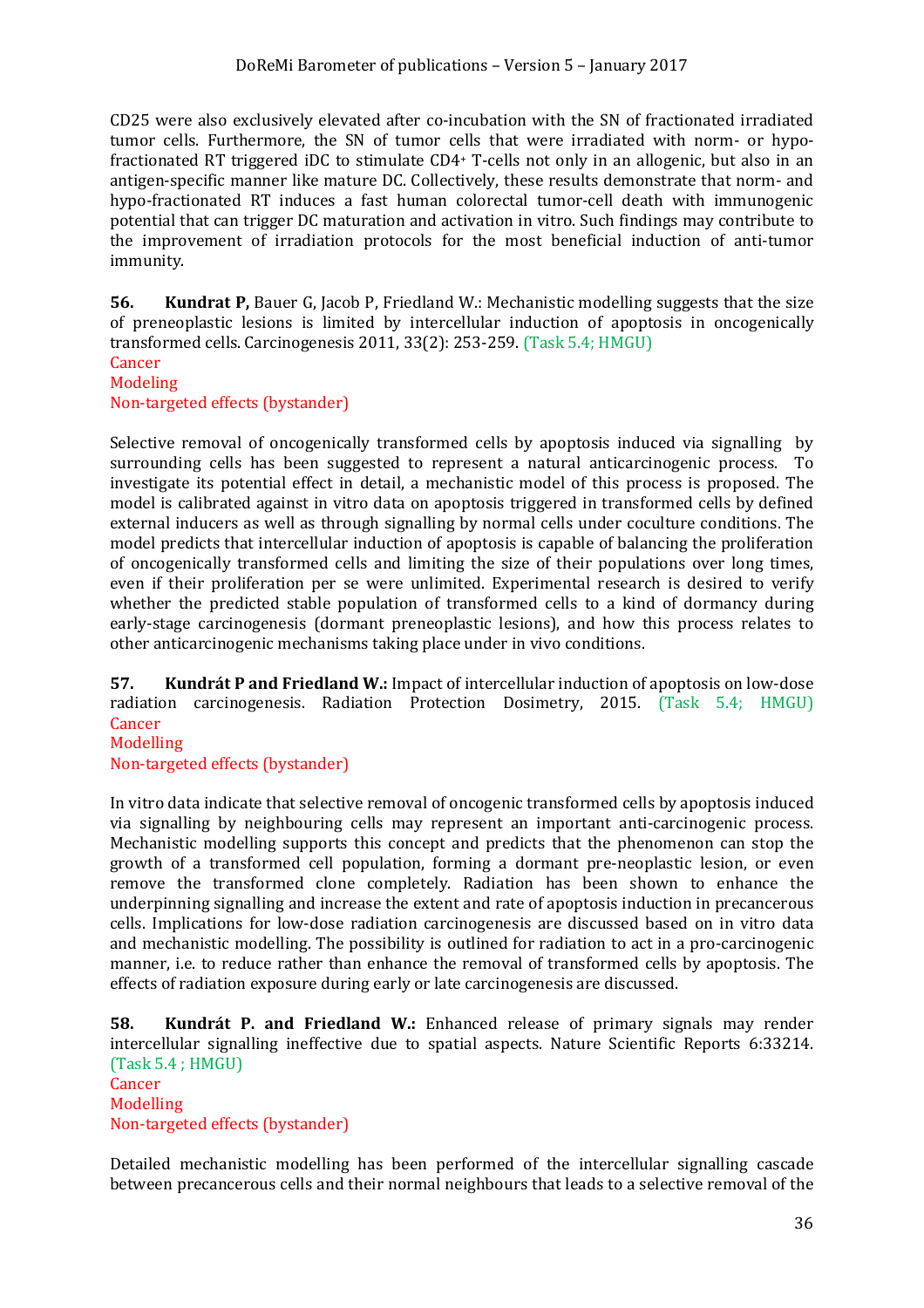CD25 were also exclusively elevated after co-incubation with the SN of fractionated irradiated tumor cells. Furthermore, the SN of tumor cells that were irradiated with norm- or hypo-fractionated RT triggered iDC to stimulate $CD4^{+}$ T-cells not only in an allogenic, but also in an antigen-specific manner like mature DC. Collectively, these results demonstrate that norm- and hypo-fractionated RT induces a fast human colorectal tumor-cell death with immunogenic potential that can trigger DC maturation and activation in vitro. Such findings may contribute to the improvement of irradiation protocols for the most beneficial induction of anti-tumor immunity.

**56. Kundrat P,** Bauer G, Jacob P, Friedland W.: Mechanistic modelling suggests that the size of preneoplastic lesions is limited by intercellular induction of apoptosis in oncogenically transformed cells. Carcinogenesis 2011, 33(2): 253-259. (Task 5.4; HMGU)
Cancer
Modeling
Non-targeted effects (bystander)

Selective removal of oncogenically transformed cells by apoptosis induced via signalling by surrounding cells has been suggested to represent a natural anticarcinogenic process. To investigate its potential effect in detail, a mechanistic model of this process is proposed. The model is calibrated against in vitro data on apoptosis triggered in transformed cells by defined external inducers as well as through signalling by normal cells under coculture conditions. The model predicts that intercellular induction of apoptosis is capable of balancing the proliferation of oncogenically transformed cells and limiting the size of their populations over long times, even if their proliferation per se were unlimited. Experimental research is desired to verify whether the predicted stable population of transformed cells to a kind of dormancy during early-stage carcinogenesis (dormant preneoplastic lesions), and how this process relates to other anticarcinogenic mechanisms taking place under in vivo conditions.

**57. Kundrát P and Friedland W.:** Impact of intercellular induction of apoptosis on low-dose radiation carcinogenesis. Radiation Protection Dosimetry, 2015. (Task 5.4; HMGU)
Cancer
Modelling
Non-targeted effects (bystander)

In vitro data indicate that selective removal of oncogenic transformed cells by apoptosis induced via signalling by neighbouring cells may represent an important anti-carcinogenic process. Mechanistic modelling supports this concept and predicts that the phenomenon can stop the growth of a transformed cell population, forming a dormant pre-neoplastic lesion, or even remove the transformed clone completely. Radiation has been shown to enhance the underpinning signalling and increase the extent and rate of apoptosis induction in precancerous cells. Implications for low-dose radiation carcinogenesis are discussed based on in vitro data and mechanistic modelling. The possibility is outlined for radiation to act in a pro-carcinogenic manner, i.e. to reduce rather than enhance the removal of transformed cells by apoptosis. The effects of radiation exposure during early or late carcinogenesis are discussed.

**58. Kundrát P. and Friedland W.:** Enhanced release of primary signals may render intercellular signalling ineffective due to spatial aspects. Nature Scientific Reports 6:33214. (Task 5.4 ; HMGU)
Cancer
Modelling
Non-targeted effects (bystander)

Detailed mechanistic modelling has been performed of the intercellular signalling cascade between precancerous cells and their normal neighbours that leads to a selective removal of the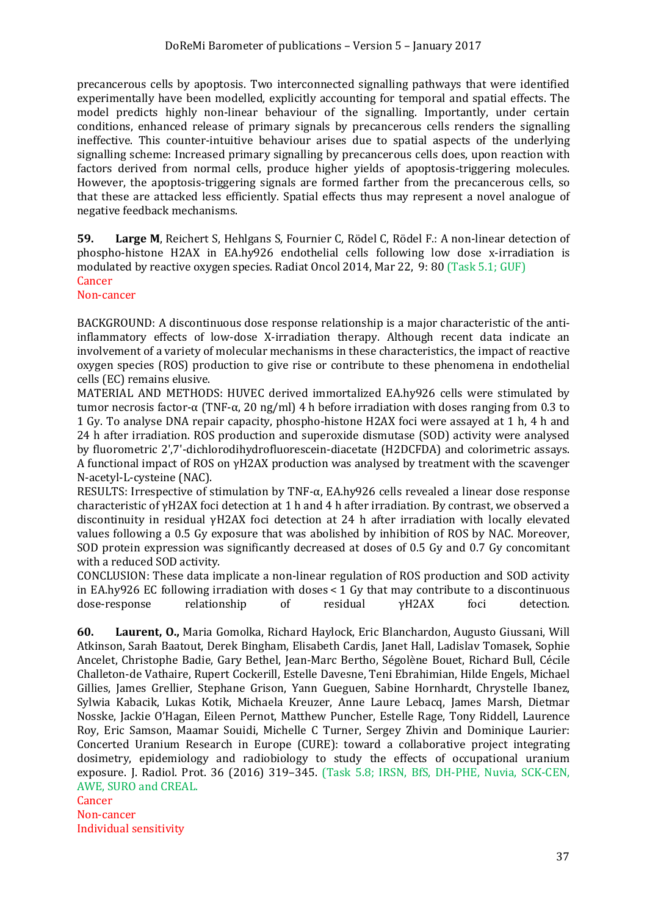precancerous cells by apoptosis. Two interconnected signalling pathways that were identified experimentally have been modelled, explicitly accounting for temporal and spatial effects. The model predicts highly non-linear behaviour of the signalling. Importantly, under certain conditions, enhanced release of primary signals by precancerous cells renders the signalling ineffective. This counter-intuitive behaviour arises due to spatial aspects of the underlying signalling scheme: Increased primary signalling by precancerous cells does, upon reaction with factors derived from normal cells, produce higher yields of apoptosis-triggering molecules. However, the apoptosis-triggering signals are formed farther from the precancerous cells, so that these are attacked less efficiently. Spatial effects thus may represent a novel analogue of negative feedback mechanisms.

**59.** **Large M**, Reichert S, Hehlgans S, Fournier C, Rödel C, Rödel F.: A non-linear detection of phospho-histone H2AX in EA.hy926 endothelial cells following low dose x-irradiation is modulated by reactive oxygen species. Radiat Oncol 2014, Mar 22, 9: 80 (Task 5.1; GUF)
Cancer
Non-cancer

BACKGROUND: A discontinuous dose response relationship is a major characteristic of the anti-inflammatory effects of low-dose X-irradiation therapy. Although recent data indicate an involvement of a variety of molecular mechanisms in these characteristics, the impact of reactive oxygen species (ROS) production to give rise or contribute to these phenomena in endothelial cells (EC) remains elusive.
MATERIAL AND METHODS: HUVEC derived immortalized EA.hy926 cells were stimulated by tumor necrosis factor-α (TNF-α, 20 ng/ml) 4 h before irradiation with doses ranging from 0.3 to 1 Gy. To analyse DNA repair capacity, phospho-histone H2AX foci were assayed at 1 h, 4 h and 24 h after irradiation. ROS production and superoxide dismutase (SOD) activity were analysed by fluorometric 2',7'-dichlorodihydrofluorescein-diacetate (H2DCFDA) and colorimetric assays. A functional impact of ROS on γH2AX production was analysed by treatment with the scavenger N-acetyl-L-cysteine (NAC).
RESULTS: Irrespective of stimulation by TNF-α, EA.hy926 cells revealed a linear dose response characteristic of γH2AX foci detection at 1 h and 4 h after irradiation. By contrast, we observed a discontinuity in residual γH2AX foci detection at 24 h after irradiation with locally elevated values following a 0.5 Gy exposure that was abolished by inhibition of ROS by NAC. Moreover, SOD protein expression was significantly decreased at doses of 0.5 Gy and 0.7 Gy concomitant with a reduced SOD activity.
CONCLUSION: These data implicate a non-linear regulation of ROS production and SOD activity in EA.hy926 EC following irradiation with doses < 1 Gy that may contribute to a discontinuous dose-response relationship of residual γH2AX foci detection.

**60.** **Laurent, O.,** Maria Gomolka, Richard Haylock, Eric Blanchardon, Augusto Giussani, Will Atkinson, Sarah Baatout, Derek Bingham, Elisabeth Cardis, Janet Hall, Ladislav Tomasek, Sophie Ancelet, Christophe Badie, Gary Bethel, Jean-Marc Bertho, Ségolène Bouet, Richard Bull, Cécile Challeton-de Vathaire, Rupert Cockerill, Estelle Davesne, Teni Ebrahimian, Hilde Engels, Michael Gillies, James Grellier, Stephane Grison, Yann Gueguen, Sabine Hornhardt, Chrystelle Ibanez, Sylwia Kabacik, Lukas Kotik, Michaela Kreuzer, Anne Laure Lebacq, James Marsh, Dietmar Nosske, Jackie O'Hagan, Eileen Pernot, Matthew Puncher, Estelle Rage, Tony Riddell, Laurence Roy, Eric Samson, Maamar Souidi, Michelle C Turner, Sergey Zhivin and Dominique Laurier: Concerted Uranium Research in Europe (CURE): toward a collaborative project integrating dosimetry, epidemiology and radiobiology to study the effects of occupational uranium exposure. J. Radiol. Prot. 36 (2016) 319–345. (Task 5.8; IRSN, BfS, DH-PHE, Nuvia, SCK-CEN, AWE, SURO and CREAL.
Cancer
Non-cancer
Individual sensitivity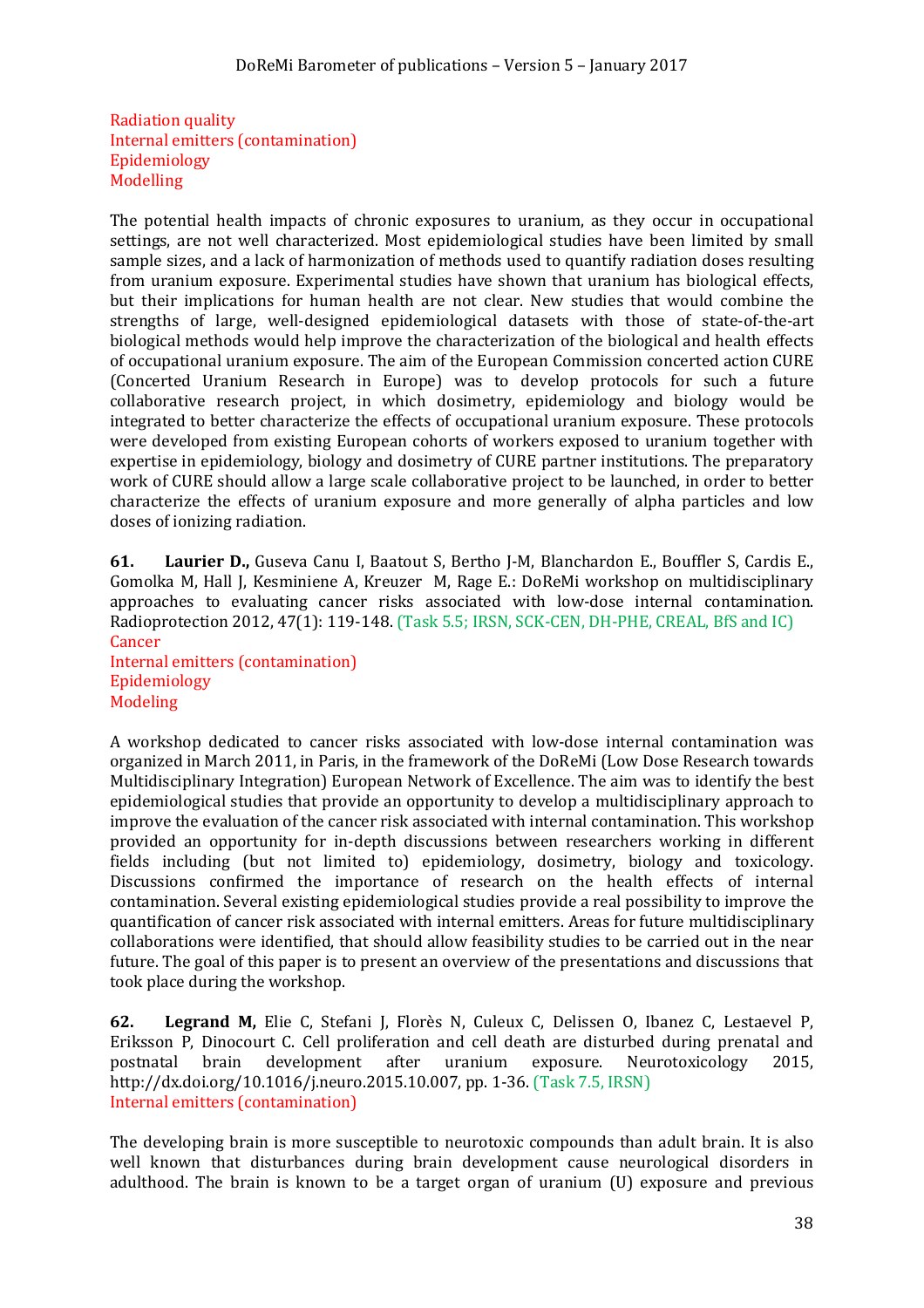Radiation quality
Internal emitters (contamination)
Epidemiology
Modelling

The potential health impacts of chronic exposures to uranium, as they occur in occupational settings, are not well characterized. Most epidemiological studies have been limited by small sample sizes, and a lack of harmonization of methods used to quantify radiation doses resulting from uranium exposure. Experimental studies have shown that uranium has biological effects, but their implications for human health are not clear. New studies that would combine the strengths of large, well-designed epidemiological datasets with those of state-of-the-art biological methods would help improve the characterization of the biological and health effects of occupational uranium exposure. The aim of the European Commission concerted action CURE (Concerted Uranium Research in Europe) was to develop protocols for such a future collaborative research project, in which dosimetry, epidemiology and biology would be integrated to better characterize the effects of occupational uranium exposure. These protocols were developed from existing European cohorts of workers exposed to uranium together with expertise in epidemiology, biology and dosimetry of CURE partner institutions. The preparatory work of CURE should allow a large scale collaborative project to be launched, in order to better characterize the effects of uranium exposure and more generally of alpha particles and low doses of ionizing radiation.

**61. Laurier D.,** Guseva Canu I, Baatout S, Bertho J-M, Blanchardon E., Bouffler S, Cardis E., Gomolka M, Hall J, Kesminiene A, Kreuzer M, Rage E.: DoReMi workshop on multidisciplinary approaches to evaluating cancer risks associated with low-dose internal contamination. Radioprotection 2012, 47(1): 119-148. (Task 5.5; IRSN, SCK-CEN, DH-PHE, CREAL, BfS and IC)
Cancer
Internal emitters (contamination)
Epidemiology
Modeling

A workshop dedicated to cancer risks associated with low-dose internal contamination was organized in March 2011, in Paris, in the framework of the DoReMi (Low Dose Research towards Multidisciplinary Integration) European Network of Excellence. The aim was to identify the best epidemiological studies that provide an opportunity to develop a multidisciplinary approach to improve the evaluation of the cancer risk associated with internal contamination. This workshop provided an opportunity for in-depth discussions between researchers working in different fields including (but not limited to) epidemiology, dosimetry, biology and toxicology. Discussions confirmed the importance of research on the health effects of internal contamination. Several existing epidemiological studies provide a real possibility to improve the quantification of cancer risk associated with internal emitters. Areas for future multidisciplinary collaborations were identified, that should allow feasibility studies to be carried out in the near future. The goal of this paper is to present an overview of the presentations and discussions that took place during the workshop.

**62. Legrand M,** Elie C, Stefani J, Florès N, Culeux C, Delissen O, Ibanez C, Lestaevel P, Eriksson P, Dinocourt C. Cell proliferation and cell death are disturbed during prenatal and postnatal brain development after uranium exposure. Neurotoxicology 2015, http://dx.doi.org/10.1016/j.neuro.2015.10.007, pp. 1-36. (Task 7.5, IRSN)
Internal emitters (contamination)

The developing brain is more susceptible to neurotoxic compounds than adult brain. It is also well known that disturbances during brain development cause neurological disorders in adulthood. The brain is known to be a target organ of uranium (U) exposure and previous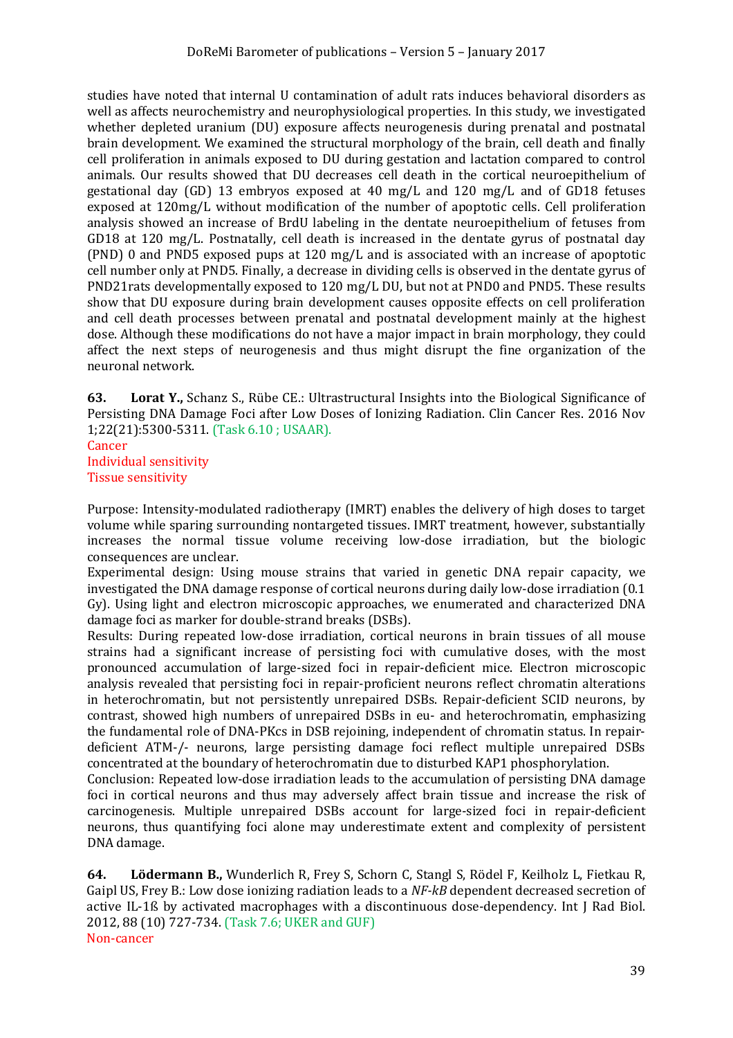studies have noted that internal U contamination of adult rats induces behavioral disorders as well as affects neurochemistry and neurophysiological properties. In this study, we investigated whether depleted uranium (DU) exposure affects neurogenesis during prenatal and postnatal brain development. We examined the structural morphology of the brain, cell death and finally cell proliferation in animals exposed to DU during gestation and lactation compared to control animals. Our results showed that DU decreases cell death in the cortical neuroepithelium of gestational day (GD) 13 embryos exposed at 40 mg/L and 120 mg/L and of GD18 fetuses exposed at 120mg/L without modification of the number of apoptotic cells. Cell proliferation analysis showed an increase of BrdU labeling in the dentate neuroepithelium of fetuses from GD18 at 120 mg/L. Postnatally, cell death is increased in the dentate gyrus of postnatal day (PND) 0 and PND5 exposed pups at 120 mg/L and is associated with an increase of apoptotic cell number only at PND5. Finally, a decrease in dividing cells is observed in the dentate gyrus of PND21rats developmentally exposed to 120 mg/L DU, but not at PND0 and PND5. These results show that DU exposure during brain development causes opposite effects on cell proliferation and cell death processes between prenatal and postnatal development mainly at the highest dose. Although these modifications do not have a major impact in brain morphology, they could affect the next steps of neurogenesis and thus might disrupt the fine organization of the neuronal network.

**63. Lorat Y.,** Schanz S., Rübe CE.: Ultrastructural Insights into the Biological Significance of Persisting DNA Damage Foci after Low Doses of Ionizing Radiation. Clin Cancer Res. 2016 Nov 1;22(21):5300-5311. (Task 6.10 ; USAAR).
Cancer
Individual sensitivity
Tissue sensitivity

Purpose: Intensity-modulated radiotherapy (IMRT) enables the delivery of high doses to target volume while sparing surrounding nontargeted tissues. IMRT treatment, however, substantially increases the normal tissue volume receiving low-dose irradiation, but the biologic consequences are unclear.
Experimental design: Using mouse strains that varied in genetic DNA repair capacity, we investigated the DNA damage response of cortical neurons during daily low-dose irradiation (0.1 Gy). Using light and electron microscopic approaches, we enumerated and characterized DNA damage foci as marker for double-strand breaks (DSBs).
Results: During repeated low-dose irradiation, cortical neurons in brain tissues of all mouse strains had a significant increase of persisting foci with cumulative doses, with the most pronounced accumulation of large-sized foci in repair-deficient mice. Electron microscopic analysis revealed that persisting foci in repair-proficient neurons reflect chromatin alterations in heterochromatin, but not persistently unrepaired DSBs. Repair-deficient SCID neurons, by contrast, showed high numbers of unrepaired DSBs in eu- and heterochromatin, emphasizing the fundamental role of DNA-PKcs in DSB rejoining, independent of chromatin status. In repair-deficient ATM-/- neurons, large persisting damage foci reflect multiple unrepaired DSBs concentrated at the boundary of heterochromatin due to disturbed KAP1 phosphorylation.
Conclusion: Repeated low-dose irradiation leads to the accumulation of persisting DNA damage foci in cortical neurons and thus may adversely affect brain tissue and increase the risk of carcinogenesis. Multiple unrepaired DSBs account for large-sized foci in repair-deficient neurons, thus quantifying foci alone may underestimate extent and complexity of persistent DNA damage.

**64. Lödermann B.,** Wunderlich R, Frey S, Schorn C, Stangl S, Rödel F, Keilholz L, Fietkau R, Gaipl US, Frey B.: Low dose ionizing radiation leads to a *NF-kB* dependent decreased secretion of active IL-1ß by activated macrophages with a discontinuous dose-dependency. Int J Rad Biol. 2012, 88 (10) 727-734. (Task 7.6; UKER and GUF)
Non-cancer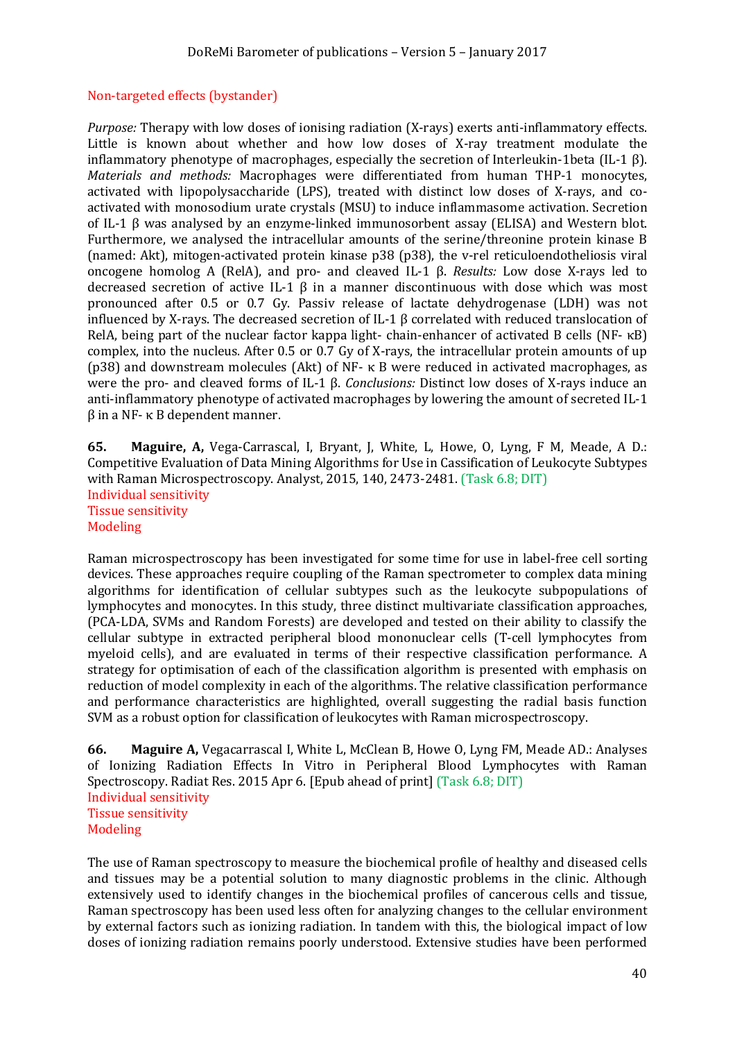Non-targeted effects (bystander)

*Purpose:* Therapy with low doses of ionising radiation (X-rays) exerts anti-inflammatory effects. Little is known about whether and how low doses of X-ray treatment modulate the inflammatory phenotype of macrophages, especially the secretion of Interleukin-1beta (IL-1 β). *Materials and methods:* Macrophages were differentiated from human THP-1 monocytes, activated with lipopolysaccharide (LPS), treated with distinct low doses of X-rays, and co-activated with monosodium urate crystals (MSU) to induce inflammasome activation. Secretion of IL-1 β was analysed by an enzyme-linked immunosorbent assay (ELISA) and Western blot. Furthermore, we analysed the intracellular amounts of the serine/threonine protein kinase B (named: Akt), mitogen-activated protein kinase p38 (p38), the v-rel reticuloendotheliosis viral oncogene homolog A (RelA), and pro- and cleaved IL-1 β. *Results:* Low dose X-rays led to decreased secretion of active IL-1 β in a manner discontinuous with dose which was most pronounced after 0.5 or 0.7 Gy. Passiv release of lactate dehydrogenase (LDH) was not influenced by X-rays. The decreased secretion of IL-1 β correlated with reduced translocation of RelA, being part of the nuclear factor kappa light- chain-enhancer of activated B cells (NF- κB) complex, into the nucleus. After 0.5 or 0.7 Gy of X-rays, the intracellular protein amounts of up (p38) and downstream molecules (Akt) of NF- κ B were reduced in activated macrophages, as were the pro- and cleaved forms of IL-1 β. *Conclusions:* Distinct low doses of X-rays induce an anti-inflammatory phenotype of activated macrophages by lowering the amount of secreted IL-1 β in a NF- κ B dependent manner.

**65.** **Maguire, A,** Vega-Carrascal, I, Bryant, J, White, L, Howe, O, Lyng, F M, Meade, A D.: Competitive Evaluation of Data Mining Algorithms for Use in Cassification of Leukocyte Subtypes with Raman Microspectroscopy. Analyst, 2015, 140, 2473-2481. (Task 6.8; DIT)
Individual sensitivity
Tissue sensitivity
Modeling

Raman microspectroscopy has been investigated for some time for use in label-free cell sorting devices. These approaches require coupling of the Raman spectrometer to complex data mining algorithms for identification of cellular subtypes such as the leukocyte subpopulations of lymphocytes and monocytes. In this study, three distinct multivariate classification approaches, (PCA-LDA, SVMs and Random Forests) are developed and tested on their ability to classify the cellular subtype in extracted peripheral blood mononuclear cells (T-cell lymphocytes from myeloid cells), and are evaluated in terms of their respective classification performance. A strategy for optimisation of each of the classification algorithm is presented with emphasis on reduction of model complexity in each of the algorithms. The relative classification performance and performance characteristics are highlighted, overall suggesting the radial basis function SVM as a robust option for classification of leukocytes with Raman microspectroscopy.

**66.** **Maguire A,** Vegacarrascal I, White L, McClean B, Howe O, Lyng FM, Meade AD.: Analyses of Ionizing Radiation Effects In Vitro in Peripheral Blood Lymphocytes with Raman Spectroscopy. Radiat Res. 2015 Apr 6. [Epub ahead of print] (Task 6.8; DIT)
Individual sensitivity
Tissue sensitivity
Modeling

The use of Raman spectroscopy to measure the biochemical profile of healthy and diseased cells and tissues may be a potential solution to many diagnostic problems in the clinic. Although extensively used to identify changes in the biochemical profiles of cancerous cells and tissue, Raman spectroscopy has been used less often for analyzing changes to the cellular environment by external factors such as ionizing radiation. In tandem with this, the biological impact of low doses of ionizing radiation remains poorly understood. Extensive studies have been performed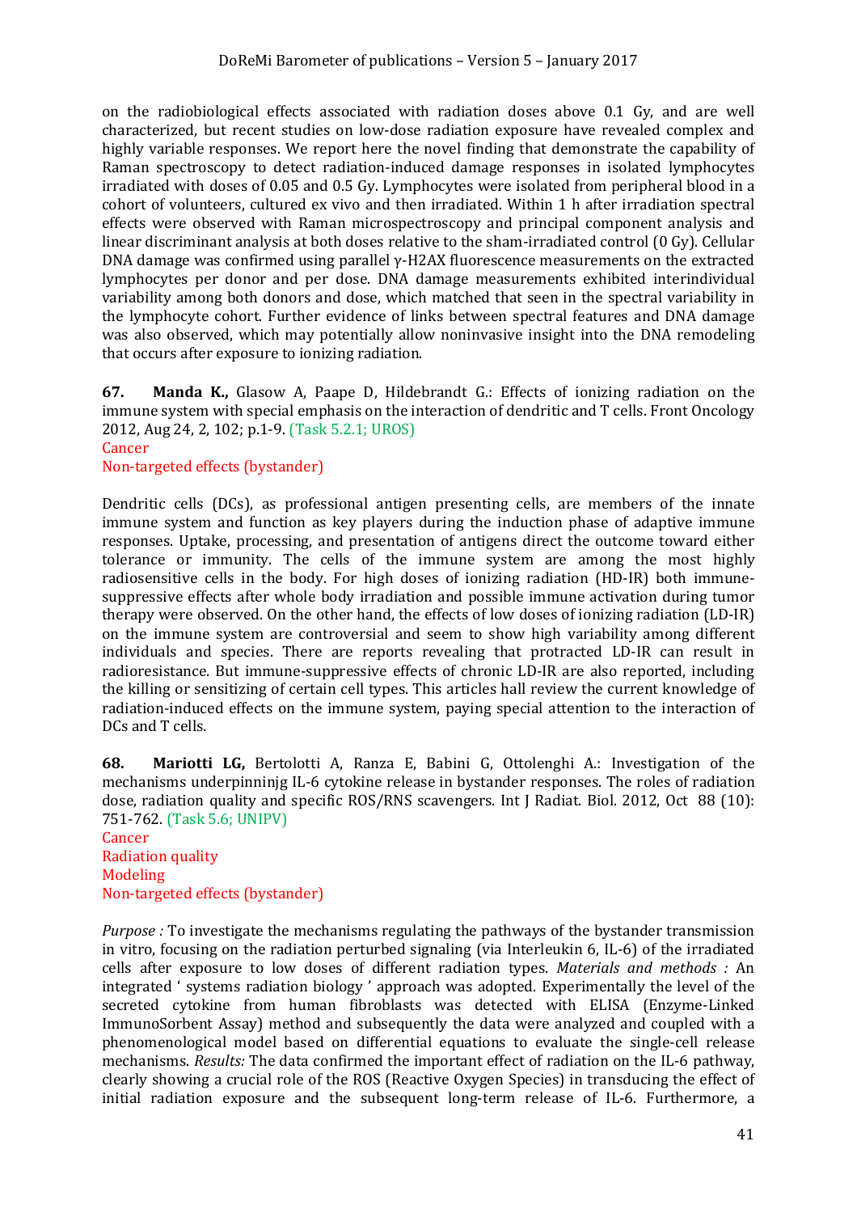on the radiobiological effects associated with radiation doses above 0.1 Gy, and are well characterized, but recent studies on low-dose radiation exposure have revealed complex and highly variable responses. We report here the novel finding that demonstrate the capability of Raman spectroscopy to detect radiation-induced damage responses in isolated lymphocytes irradiated with doses of 0.05 and 0.5 Gy. Lymphocytes were isolated from peripheral blood in a cohort of volunteers, cultured ex vivo and then irradiated. Within 1 h after irradiation spectral effects were observed with Raman microspectroscopy and principal component analysis and linear discriminant analysis at both doses relative to the sham-irradiated control (0 Gy). Cellular DNA damage was confirmed using parallel γ-H2AX fluorescence measurements on the extracted lymphocytes per donor and per dose. DNA damage measurements exhibited interindividual variability among both donors and dose, which matched that seen in the spectral variability in the lymphocyte cohort. Further evidence of links between spectral features and DNA damage was also observed, which may potentially allow noninvasive insight into the DNA remodeling that occurs after exposure to ionizing radiation.

**67. Manda K.,** Glasow A, Paape D, Hildebrandt G.: Effects of ionizing radiation on the immune system with special emphasis on the interaction of dendritic and T cells. Front Oncology 2012, Aug 24, 2, 102; p.1-9. (Task 5.2.1; UROS)
Cancer
Non-targeted effects (bystander)

Dendritic cells (DCs), as professional antigen presenting cells, are members of the innate immune system and function as key players during the induction phase of adaptive immune responses. Uptake, processing, and presentation of antigens direct the outcome toward either tolerance or immunity. The cells of the immune system are among the most highly radiosensitive cells in the body. For high doses of ionizing radiation (HD-IR) both immune-suppressive effects after whole body irradiation and possible immune activation during tumor therapy were observed. On the other hand, the effects of low doses of ionizing radiation (LD-IR) on the immune system are controversial and seem to show high variability among different individuals and species. There are reports revealing that protracted LD-IR can result in radioresistance. But immune-suppressive effects of chronic LD-IR are also reported, including the killing or sensitizing of certain cell types. This articles hall review the current knowledge of radiation-induced effects on the immune system, paying special attention to the interaction of DCs and T cells.

**68. Mariotti LG,** Bertolotti A, Ranza E, Babini G, Ottolenghi A.: Investigation of the mechanisms underpinninjg IL-6 cytokine release in bystander responses. The roles of radiation dose, radiation quality and specific ROS/RNS scavengers. Int J Radiat. Biol. 2012, Oct 88 (10): 751-762. (Task 5.6; UNIPV)
Cancer
Radiation quality
Modeling
Non-targeted effects (bystander)

*Purpose :* To investigate the mechanisms regulating the pathways of the bystander transmission in vitro, focusing on the radiation perturbed signaling (via Interleukin 6, IL-6) of the irradiated cells after exposure to low doses of different radiation types. *Materials and methods :* An integrated ' systems radiation biology ' approach was adopted. Experimentally the level of the secreted cytokine from human fibroblasts was detected with ELISA (Enzyme-Linked ImmunoSorbent Assay) method and subsequently the data were analyzed and coupled with a phenomenological model based on differential equations to evaluate the single-cell release mechanisms. *Results:* The data confirmed the important effect of radiation on the IL-6 pathway, clearly showing a crucial role of the ROS (Reactive Oxygen Species) in transducing the effect of initial radiation exposure and the subsequent long-term release of IL-6. Furthermore, a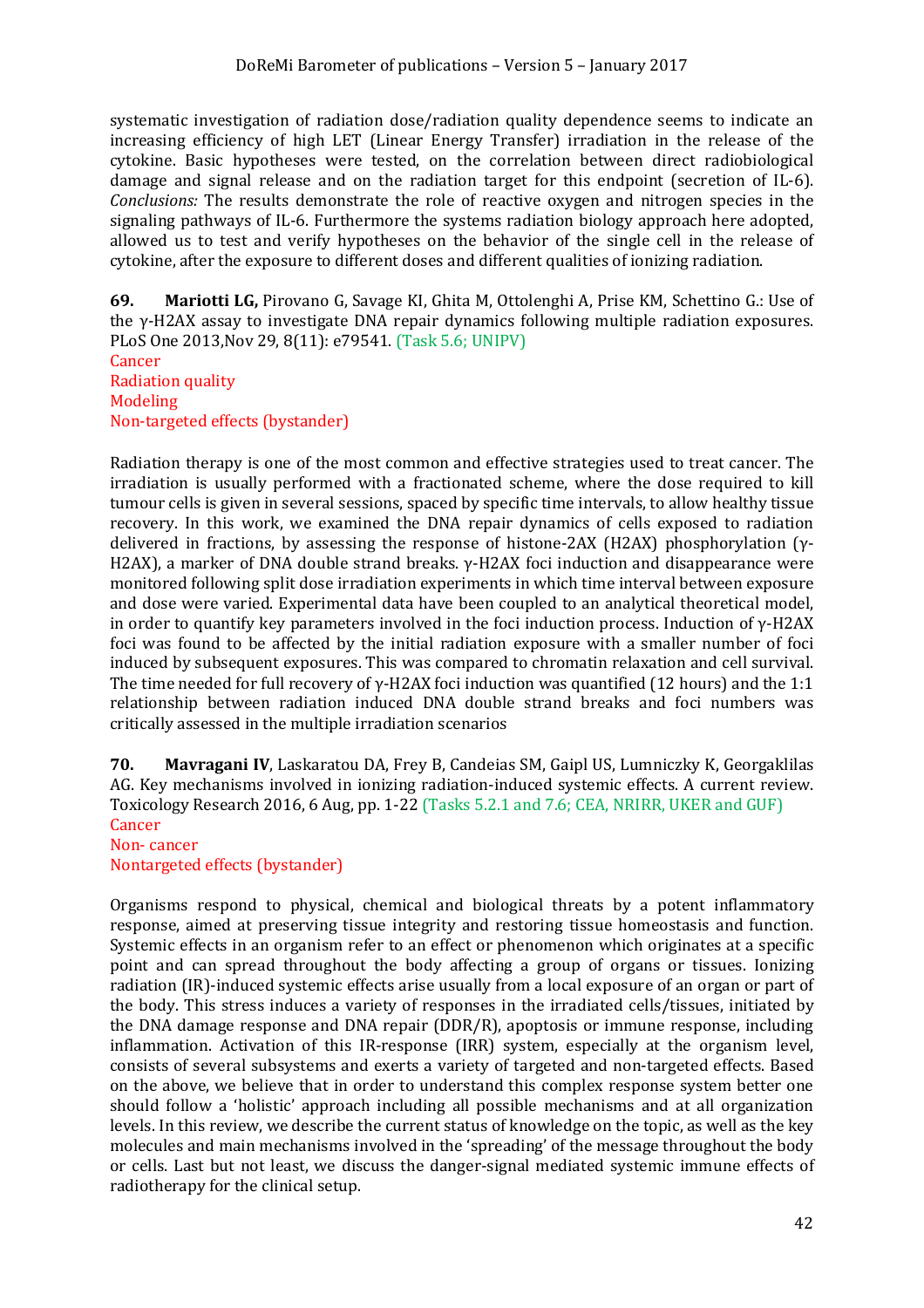systematic investigation of radiation dose/radiation quality dependence seems to indicate an increasing efficiency of high LET (Linear Energy Transfer) irradiation in the release of the cytokine. Basic hypotheses were tested, on the correlation between direct radiobiological damage and signal release and on the radiation target for this endpoint (secretion of IL-6). *Conclusions:* The results demonstrate the role of reactive oxygen and nitrogen species in the signaling pathways of IL-6. Furthermore the systems radiation biology approach here adopted, allowed us to test and verify hypotheses on the behavior of the single cell in the release of cytokine, after the exposure to different doses and different qualities of ionizing radiation.

**69.** **Mariotti LG,** Pirovano G, Savage KI, Ghita M, Ottolenghi A, Prise KM, Schettino G.: Use of the γ-H2AX assay to investigate DNA repair dynamics following multiple radiation exposures. PLoS One 2013,Nov 29, 8(11): e79541. (Task 5.6; UNIPV)
Cancer
Radiation quality
Modeling
Non-targeted effects (bystander)

Radiation therapy is one of the most common and effective strategies used to treat cancer. The irradiation is usually performed with a fractionated scheme, where the dose required to kill tumour cells is given in several sessions, spaced by specific time intervals, to allow healthy tissue recovery. In this work, we examined the DNA repair dynamics of cells exposed to radiation delivered in fractions, by assessing the response of histone-2AX (H2AX) phosphorylation (γ-H2AX), a marker of DNA double strand breaks. γ-H2AX foci induction and disappearance were monitored following split dose irradiation experiments in which time interval between exposure and dose were varied. Experimental data have been coupled to an analytical theoretical model, in order to quantify key parameters involved in the foci induction process. Induction of γ-H2AX foci was found to be affected by the initial radiation exposure with a smaller number of foci induced by subsequent exposures. This was compared to chromatin relaxation and cell survival. The time needed for full recovery of γ-H2AX foci induction was quantified (12 hours) and the 1:1 relationship between radiation induced DNA double strand breaks and foci numbers was critically assessed in the multiple irradiation scenarios

**70.** **Mavragani IV**, Laskaratou DA, Frey B, Candeias SM, Gaipl US, Lumniczky K, Georgaklilas AG. Key mechanisms involved in ionizing radiation-induced systemic effects. A current review. Toxicology Research 2016, 6 Aug, pp. 1-22 (Tasks 5.2.1 and 7.6; CEA, NRIRR, UKER and GUF)
Cancer
Non- cancer
Nontargeted effects (bystander)

Organisms respond to physical, chemical and biological threats by a potent inflammatory response, aimed at preserving tissue integrity and restoring tissue homeostasis and function. Systemic effects in an organism refer to an effect or phenomenon which originates at a specific point and can spread throughout the body affecting a group of organs or tissues. Ionizing radiation (IR)-induced systemic effects arise usually from a local exposure of an organ or part of the body. This stress induces a variety of responses in the irradiated cells/tissues, initiated by the DNA damage response and DNA repair (DDR/R), apoptosis or immune response, including inflammation. Activation of this IR-response (IRR) system, especially at the organism level, consists of several subsystems and exerts a variety of targeted and non-targeted effects. Based on the above, we believe that in order to understand this complex response system better one should follow a 'holistic' approach including all possible mechanisms and at all organization levels. In this review, we describe the current status of knowledge on the topic, as well as the key molecules and main mechanisms involved in the 'spreading' of the message throughout the body or cells. Last but not least, we discuss the danger-signal mediated systemic immune effects of radiotherapy for the clinical setup.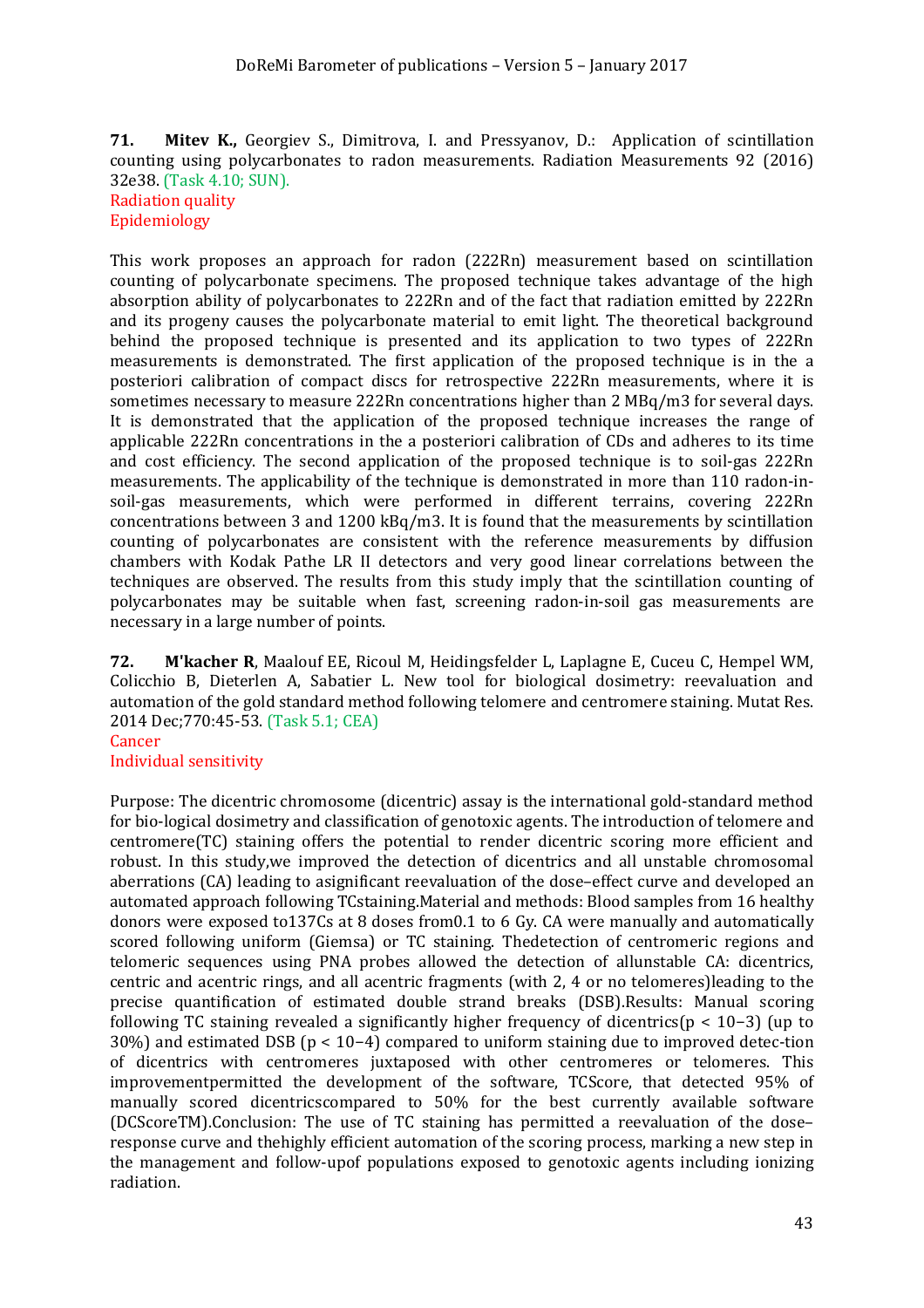**71.** **Mitev K.,** Georgiev S., Dimitrova, I. and Pressyanov, D.: Application of scintillation counting using polycarbonates to radon measurements. Radiation Measurements 92 (2016) 32e38. (Task 4.10; SUN).
Radiation quality
Epidemiology

This work proposes an approach for radon (222Rn) measurement based on scintillation counting of polycarbonate specimens. The proposed technique takes advantage of the high absorption ability of polycarbonates to 222Rn and of the fact that radiation emitted by 222Rn and its progeny causes the polycarbonate material to emit light. The theoretical background behind the proposed technique is presented and its application to two types of 222Rn measurements is demonstrated. The first application of the proposed technique is in the a posteriori calibration of compact discs for retrospective 222Rn measurements, where it is sometimes necessary to measure 222Rn concentrations higher than 2 MBq/m3 for several days. It is demonstrated that the application of the proposed technique increases the range of applicable 222Rn concentrations in the a posteriori calibration of CDs and adheres to its time and cost efficiency. The second application of the proposed technique is to soil-gas 222Rn measurements. The applicability of the technique is demonstrated in more than 110 radon-in-soil-gas measurements, which were performed in different terrains, covering 222Rn concentrations between 3 and 1200 kBq/m3. It is found that the measurements by scintillation counting of polycarbonates are consistent with the reference measurements by diffusion chambers with Kodak Pathe LR II detectors and very good linear correlations between the techniques are observed. The results from this study imply that the scintillation counting of polycarbonates may be suitable when fast, screening radon-in-soil gas measurements are necessary in a large number of points.

**72.** **M'kacher R**, Maalouf EE, Ricoul M, Heidingsfelder L, Laplagne E, Cuceu C, Hempel WM, Colicchio B, Dieterlen A, Sabatier L. New tool for biological dosimetry: reevaluation and automation of the gold standard method following telomere and centromere staining. Mutat Res. 2014 Dec;770:45-53. (Task 5.1; CEA)
Cancer
Individual sensitivity

Purpose: The dicentric chromosome (dicentric) assay is the international gold-standard method for bio-logical dosimetry and classification of genotoxic agents. The introduction of telomere and centromere(TC) staining offers the potential to render dicentric scoring more efficient and robust. In this study,we improved the detection of dicentrics and all unstable chromosomal aberrations (CA) leading to asignificant reevaluation of the dose–effect curve and developed an automated approach following TCstaining.Material and methods: Blood samples from 16 healthy donors were exposed to137Cs at 8 doses from0.1 to 6 Gy. CA were manually and automatically scored following uniform (Giemsa) or TC staining. Thedetection of centromeric regions and telomeric sequences using PNA probes allowed the detection of allunstable CA: dicentrics, centric and acentric rings, and all acentric fragments (with 2, 4 or no telomeres)leading to the precise quantification of estimated double strand breaks (DSB).Results: Manual scoring following TC staining revealed a significantly higher frequency of dicentrics($p < 10^{-3}$) (up to 30%) and estimated DSB ($p < 10^{-4}$) compared to uniform staining due to improved detec-tion of dicentrics with centromeres juxtaposed with other centromeres or telomeres. This improvementpermitted the development of the software, TCScore, that detected 95% of manually scored dicentricscompared to 50% for the best currently available software (DCScoreTM).Conclusion: The use of TC staining has permitted a reevaluation of the dose–response curve and thehighly efficient automation of the scoring process, marking a new step in the management and follow-upof populations exposed to genotoxic agents including ionizing radiation.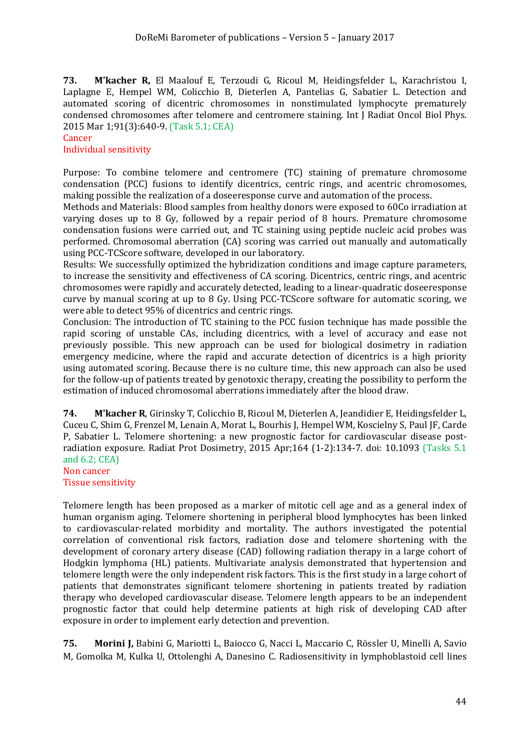**73. M'kacher R,** El Maalouf E, Terzoudi G, Ricoul M, Heidingsfelder L, Karachristou I, Laplagne E, Hempel WM, Colicchio B, Dieterlen A, Pantelias G, Sabatier L. Detection and automated scoring of dicentric chromosomes in nonstimulated lymphocyte prematurely condensed chromosomes after telomere and centromere staining. Int J Radiat Oncol Biol Phys. 2015 Mar 1;91(3):640-9. (Task 5.1; CEA)
Cancer
Individual sensitivity

Purpose: To combine telomere and centromere (TC) staining of premature chromosome condensation (PCC) fusions to identify dicentrics, centric rings, and acentric chromosomes, making possible the realization of a doseeresponse curve and automation of the process.
Methods and Materials: Blood samples from healthy donors were exposed to 60Co irradiation at varying doses up to 8 Gy, followed by a repair period of 8 hours. Premature chromosome condensation fusions were carried out, and TC staining using peptide nucleic acid probes was performed. Chromosomal aberration (CA) scoring was carried out manually and automatically using PCC-TCScore software, developed in our laboratory.
Results: We successfully optimized the hybridization conditions and image capture parameters, to increase the sensitivity and effectiveness of CA scoring. Dicentrics, centric rings, and acentric chromosomes were rapidly and accurately detected, leading to a linear-quadratic doseeresponse curve by manual scoring at up to 8 Gy. Using PCC-TCScore software for automatic scoring, we were able to detect 95% of dicentrics and centric rings.
Conclusion: The introduction of TC staining to the PCC fusion technique has made possible the rapid scoring of unstable CAs, including dicentrics, with a level of accuracy and ease not previously possible. This new approach can be used for biological dosimetry in radiation emergency medicine, where the rapid and accurate detection of dicentrics is a high priority using automated scoring. Because there is no culture time, this new approach can also be used for the follow-up of patients treated by genotoxic therapy, creating the possibility to perform the estimation of induced chromosomal aberrations immediately after the blood draw.

**74. M'kacher R**, Girinsky T, Colicchio B, Ricoul M, Dieterlen A, Jeandidier E, Heidingsfelder L, Cuceu C, Shim G, Frenzel M, Lenain A, Morat L, Bourhis J, Hempel WM, Koscielny S, Paul JF, Carde P, Sabatier L. Telomere shortening: a new prognostic factor for cardiovascular disease post-radiation exposure. Radiat Prot Dosimetry. 2015 Apr;164 (1-2):134-7. doi: 10.1093 (Tasks 5.1 and 6.2; CEA)
Non cancer
Tissue sensitivity

Telomere length has been proposed as a marker of mitotic cell age and as a general index of human organism aging. Telomere shortening in peripheral blood lymphocytes has been linked to cardiovascular-related morbidity and mortality. The authors investigated the potential correlation of conventional risk factors, radiation dose and telomere shortening with the development of coronary artery disease (CAD) following radiation therapy in a large cohort of Hodgkin lymphoma (HL) patients. Multivariate analysis demonstrated that hypertension and telomere length were the only independent risk factors. This is the first study in a large cohort of patients that demonstrates significant telomere shortening in patients treated by radiation therapy who developed cardiovascular disease. Telomere length appears to be an independent prognostic factor that could help determine patients at high risk of developing CAD after exposure in order to implement early detection and prevention.

**75. Morini J,** Babini G, Mariotti L, Baiocco G, Nacci L, Maccario C, Rössler U, Minelli A, Savio M, Gomolka M, Kulka U, Ottolenghi A, Danesino C. Radiosensitivity in lymphoblastoid cell lines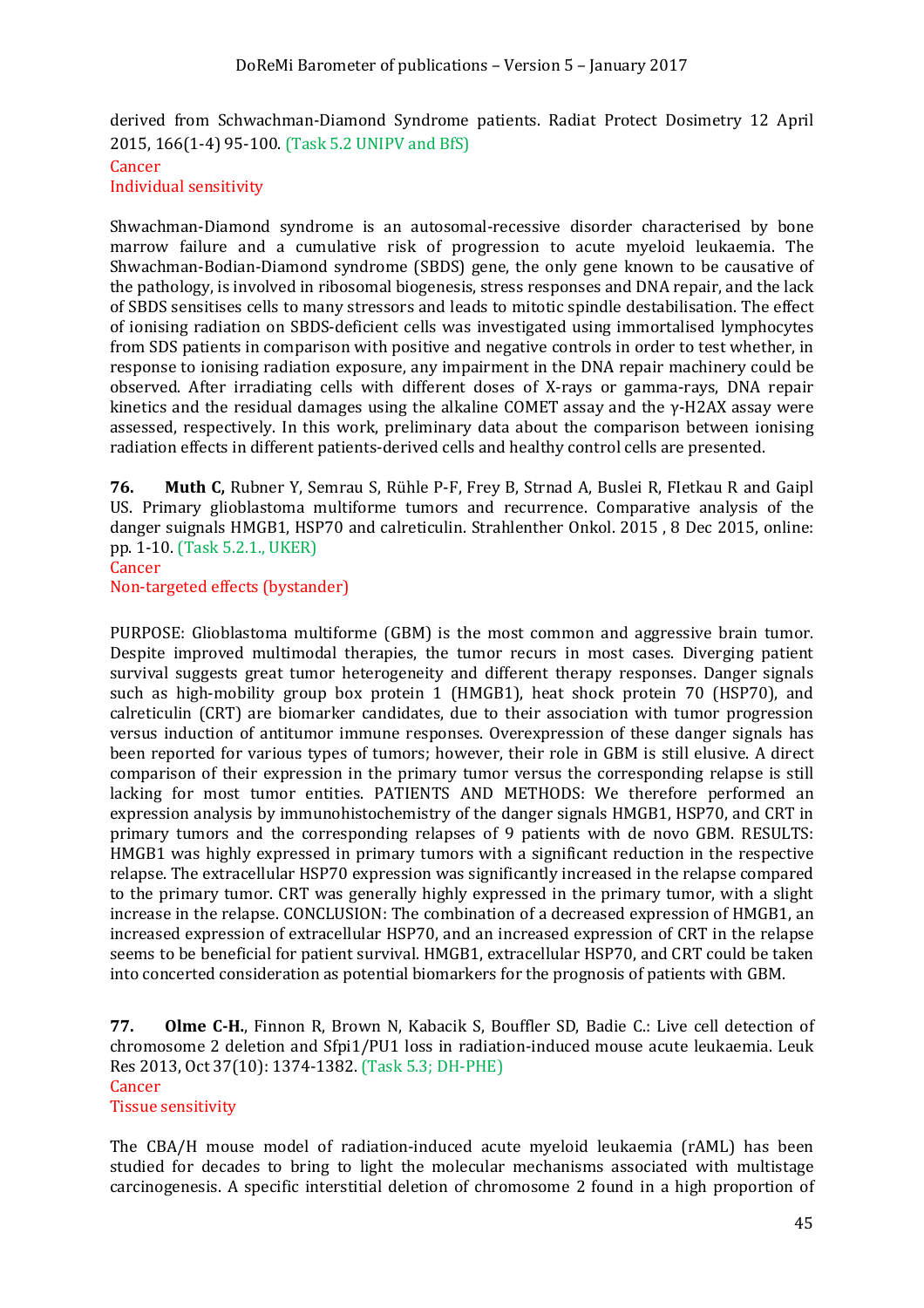derived from Schwachman-Diamond Syndrome patients. Radiat Protect Dosimetry 12 April 2015, 166(1-4) 95-100. (Task 5.2 UNIPV and BfS)
Cancer
Individual sensitivity

Shwachman-Diamond syndrome is an autosomal-recessive disorder characterised by bone marrow failure and a cumulative risk of progression to acute myeloid leukaemia. The Shwachman-Bodian-Diamond syndrome (SBDS) gene, the only gene known to be causative of the pathology, is involved in ribosomal biogenesis, stress responses and DNA repair, and the lack of SBDS sensitises cells to many stressors and leads to mitotic spindle destabilisation. The effect of ionising radiation on SBDS-deficient cells was investigated using immortalised lymphocytes from SDS patients in comparison with positive and negative controls in order to test whether, in response to ionising radiation exposure, any impairment in the DNA repair machinery could be observed. After irradiating cells with different doses of X-rays or gamma-rays, DNA repair kinetics and the residual damages using the alkaline COMET assay and the γ-H2AX assay were assessed, respectively. In this work, preliminary data about the comparison between ionising radiation effects in different patients-derived cells and healthy control cells are presented.

**76.** **Muth C,** Rubner Y, Semrau S, Rühle P-F, Frey B, Strnad A, Buslei R, FIetkau R and Gaipl US. Primary glioblastoma multiforme tumors and recurrence. Comparative analysis of the danger suignals HMGB1, HSP70 and calreticulin. Strahlenther Onkol. 2015 , 8 Dec 2015, online: pp. 1-10. (Task 5.2.1., UKER)
Cancer
Non-targeted effects (bystander)

PURPOSE: Glioblastoma multiforme (GBM) is the most common and aggressive brain tumor. Despite improved multimodal therapies, the tumor recurs in most cases. Diverging patient survival suggests great tumor heterogeneity and different therapy responses. Danger signals such as high-mobility group box protein 1 (HMGB1), heat shock protein 70 (HSP70), and calreticulin (CRT) are biomarker candidates, due to their association with tumor progression versus induction of antitumor immune responses. Overexpression of these danger signals has been reported for various types of tumors; however, their role in GBM is still elusive. A direct comparison of their expression in the primary tumor versus the corresponding relapse is still lacking for most tumor entities. PATIENTS AND METHODS: We therefore performed an expression analysis by immunohistochemistry of the danger signals HMGB1, HSP70, and CRT in primary tumors and the corresponding relapses of 9 patients with de novo GBM. RESULTS: HMGB1 was highly expressed in primary tumors with a significant reduction in the respective relapse. The extracellular HSP70 expression was significantly increased in the relapse compared to the primary tumor. CRT was generally highly expressed in the primary tumor, with a slight increase in the relapse. CONCLUSION: The combination of a decreased expression of HMGB1, an increased expression of extracellular HSP70, and an increased expression of CRT in the relapse seems to be beneficial for patient survival. HMGB1, extracellular HSP70, and CRT could be taken into concerted consideration as potential biomarkers for the prognosis of patients with GBM.

**77.** **Olme C-H.**, Finnon R, Brown N, Kabacik S, Bouffler SD, Badie C.: Live cell detection of chromosome 2 deletion and Sfpi1/PU1 loss in radiation-induced mouse acute leukaemia. Leuk Res 2013, Oct 37(10): 1374-1382. (Task 5.3; DH-PHE)
Cancer
Tissue sensitivity

The CBA/H mouse model of radiation-induced acute myeloid leukaemia (rAML) has been studied for decades to bring to light the molecular mechanisms associated with multistage carcinogenesis. A specific interstitial deletion of chromosome 2 found in a high proportion of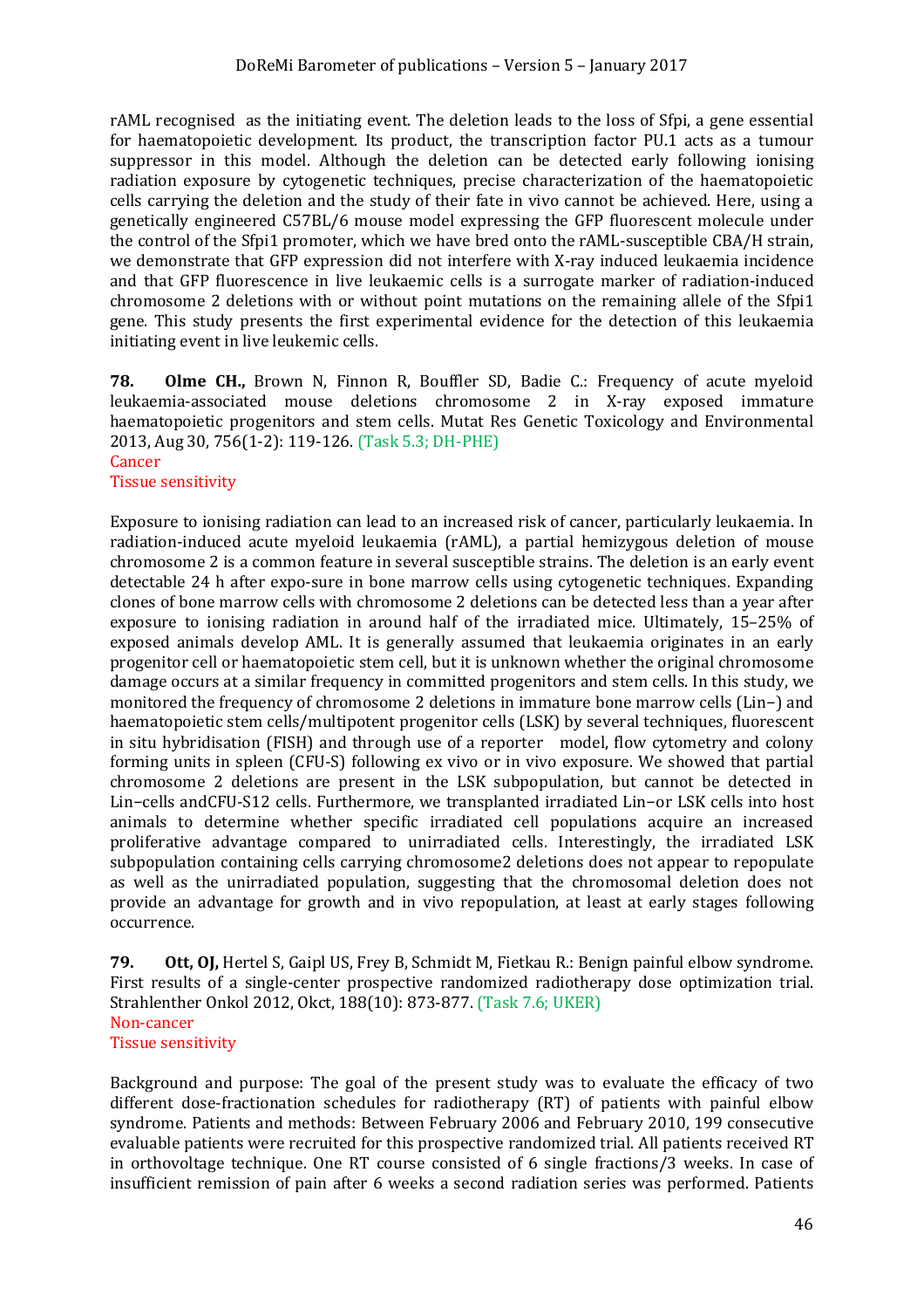rAML recognised as the initiating event. The deletion leads to the loss of Sfpi, a gene essential for haematopoietic development. Its product, the transcription factor PU.1 acts as a tumour suppressor in this model. Although the deletion can be detected early following ionising radiation exposure by cytogenetic techniques, precise characterization of the haematopoietic cells carrying the deletion and the study of their fate in vivo cannot be achieved. Here, using a genetically engineered C57BL/6 mouse model expressing the GFP fluorescent molecule under the control of the Sfpi1 promoter, which we have bred onto the rAML-susceptible CBA/H strain, we demonstrate that GFP expression did not interfere with X-ray induced leukaemia incidence and that GFP fluorescence in live leukaemic cells is a surrogate marker of radiation-induced chromosome 2 deletions with or without point mutations on the remaining allele of the Sfpi1 gene. This study presents the first experimental evidence for the detection of this leukaemia initiating event in live leukemic cells.

**78. Olme CH.,** Brown N, Finnon R, Bouffler SD, Badie C.: Frequency of acute myeloid leukaemia-associated mouse deletions chromosome 2 in X-ray exposed immature haematopoietic progenitors and stem cells. Mutat Res Genetic Toxicology and Environmental 2013, Aug 30, 756(1-2): 119-126. (Task 5.3; DH-PHE)
Cancer
Tissue sensitivity

Exposure to ionising radiation can lead to an increased risk of cancer, particularly leukaemia. In radiation-induced acute myeloid leukaemia (rAML), a partial hemizygous deletion of mouse chromosome 2 is a common feature in several susceptible strains. The deletion is an early event detectable 24 h after expo-sure in bone marrow cells using cytogenetic techniques. Expanding clones of bone marrow cells with chromosome 2 deletions can be detected less than a year after exposure to ionising radiation in around half of the irradiated mice. Ultimately, 15–25% of exposed animals develop AML. It is generally assumed that leukaemia originates in an early progenitor cell or haematopoietic stem cell, but it is unknown whether the original chromosome damage occurs at a similar frequency in committed progenitors and stem cells. In this study, we monitored the frequency of chromosome 2 deletions in immature bone marrow cells (Lin−) and haematopoietic stem cells/multipotent progenitor cells (LSK) by several techniques, fluorescent in situ hybridisation (FISH) and through use of a reporter model, flow cytometry and colony forming units in spleen (CFU-S) following ex vivo or in vivo exposure. We showed that partial chromosome 2 deletions are present in the LSK subpopulation, but cannot be detected in Lin−cells andCFU-S12 cells. Furthermore, we transplanted irradiated Lin−or LSK cells into host animals to determine whether specific irradiated cell populations acquire an increased proliferative advantage compared to unirradiated cells. Interestingly, the irradiated LSK subpopulation containing cells carrying chromosome2 deletions does not appear to repopulate as well as the unirradiated population, suggesting that the chromosomal deletion does not provide an advantage for growth and in vivo repopulation, at least at early stages following occurrence.

**79. Ott, OJ,** Hertel S, Gaipl US, Frey B, Schmidt M, Fietkau R.: Benign painful elbow syndrome. First results of a single-center prospective randomized radiotherapy dose optimization trial. Strahlenther Onkol 2012, Okct, 188(10): 873-877. (Task 7.6; UKER)
Non-cancer
Tissue sensitivity

Background and purpose: The goal of the present study was to evaluate the efficacy of two different dose-fractionation schedules for radiotherapy (RT) of patients with painful elbow syndrome. Patients and methods: Between February 2006 and February 2010, 199 consecutive evaluable patients were recruited for this prospective randomized trial. All patients received RT in orthovoltage technique. One RT course consisted of 6 single fractions/3 weeks. In case of insufficient remission of pain after 6 weeks a second radiation series was performed. Patients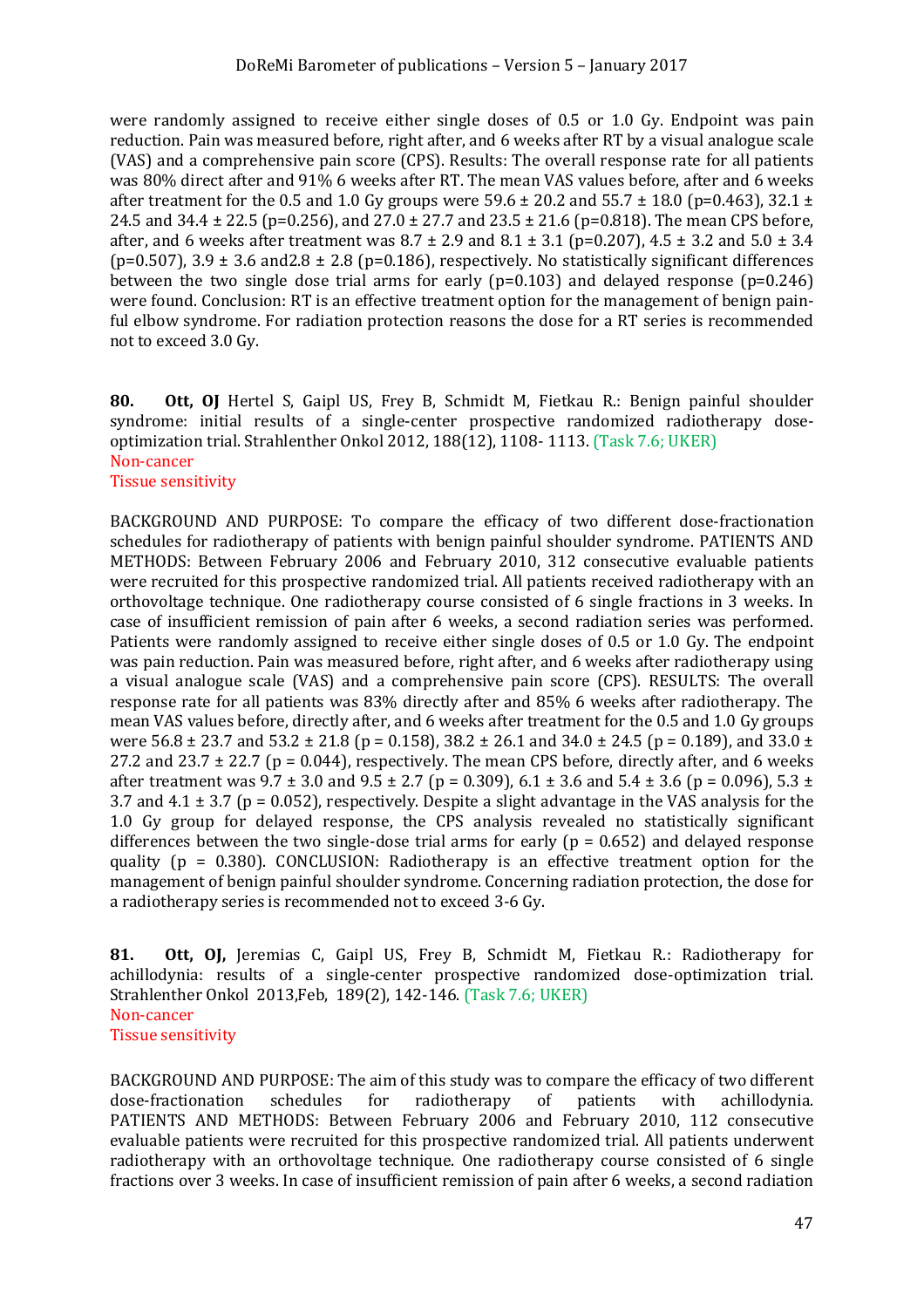were randomly assigned to receive either single doses of 0.5 or 1.0 Gy. Endpoint was pain reduction. Pain was measured before, right after, and 6 weeks after RT by a visual analogue scale (VAS) and a comprehensive pain score (CPS). Results: The overall response rate for all patients was 80% direct after and 91% 6 weeks after RT. The mean VAS values before, after and 6 weeks after treatment for the 0.5 and 1.0 Gy groups were 59.6 ± 20.2 and 55.7 ± 18.0 (p=0.463), 32.1 ± 24.5 and 34.4 ± 22.5 (p=0.256), and 27.0 ± 27.7 and 23.5 ± 21.6 (p=0.818). The mean CPS before, after, and 6 weeks after treatment was 8.7 ± 2.9 and 8.1 ± 3.1 (p=0.207), 4.5 ± 3.2 and 5.0 ± 3.4 (p=0.507), 3.9 ± 3.6 and2.8 ± 2.8 (p=0.186), respectively. No statistically significant differences between the two single dose trial arms for early (p=0.103) and delayed response (p=0.246) were found. Conclusion: RT is an effective treatment option for the management of benign painful elbow syndrome. For radiation protection reasons the dose for a RT series is recommended not to exceed 3.0 Gy.

**80. Ott, OJ** Hertel S, Gaipl US, Frey B, Schmidt M, Fietkau R.: Benign painful shoulder syndrome: initial results of a single-center prospective randomized radiotherapy dose-optimization trial. Strahlenther Onkol 2012, 188(12), 1108- 1113. (Task 7.6; UKER)
Non-cancer
Tissue sensitivity

BACKGROUND AND PURPOSE: To compare the efficacy of two different dose-fractionation schedules for radiotherapy of patients with benign painful shoulder syndrome. PATIENTS AND METHODS: Between February 2006 and February 2010, 312 consecutive evaluable patients were recruited for this prospective randomized trial. All patients received radiotherapy with an orthovoltage technique. One radiotherapy course consisted of 6 single fractions in 3 weeks. In case of insufficient remission of pain after 6 weeks, a second radiation series was performed. Patients were randomly assigned to receive either single doses of 0.5 or 1.0 Gy. The endpoint was pain reduction. Pain was measured before, right after, and 6 weeks after radiotherapy using a visual analogue scale (VAS) and a comprehensive pain score (CPS). RESULTS: The overall response rate for all patients was 83% directly after and 85% 6 weeks after radiotherapy. The mean VAS values before, directly after, and 6 weeks after treatment for the 0.5 and 1.0 Gy groups were 56.8 ± 23.7 and 53.2 ± 21.8 (p = 0.158), 38.2 ± 26.1 and 34.0 ± 24.5 (p = 0.189), and 33.0 ± 27.2 and 23.7 ± 22.7 (p = 0.044), respectively. The mean CPS before, directly after, and 6 weeks after treatment was 9.7 ± 3.0 and 9.5 ± 2.7 (p = 0.309), 6.1 ± 3.6 and 5.4 ± 3.6 (p = 0.096), 5.3 ± 3.7 and 4.1 ± 3.7 (p = 0.052), respectively. Despite a slight advantage in the VAS analysis for the 1.0 Gy group for delayed response, the CPS analysis revealed no statistically significant differences between the two single-dose trial arms for early (p = 0.652) and delayed response quality (p = 0.380). CONCLUSION: Radiotherapy is an effective treatment option for the management of benign painful shoulder syndrome. Concerning radiation protection, the dose for a radiotherapy series is recommended not to exceed 3-6 Gy.

**81. Ott, OJ,** Jeremias C, Gaipl US, Frey B, Schmidt M, Fietkau R.: Radiotherapy for achillodynia: results of a single-center prospective randomized dose-optimization trial. Strahlenther Onkol 2013,Feb, 189(2), 142-146. (Task 7.6; UKER)
Non-cancer
Tissue sensitivity

BACKGROUND AND PURPOSE: The aim of this study was to compare the efficacy of two different dose-fractionation schedules for radiotherapy of patients with achillodynia. PATIENTS AND METHODS: Between February 2006 and February 2010, 112 consecutive evaluable patients were recruited for this prospective randomized trial. All patients underwent radiotherapy with an orthovoltage technique. One radiotherapy course consisted of 6 single fractions over 3 weeks. In case of insufficient remission of pain after 6 weeks, a second radiation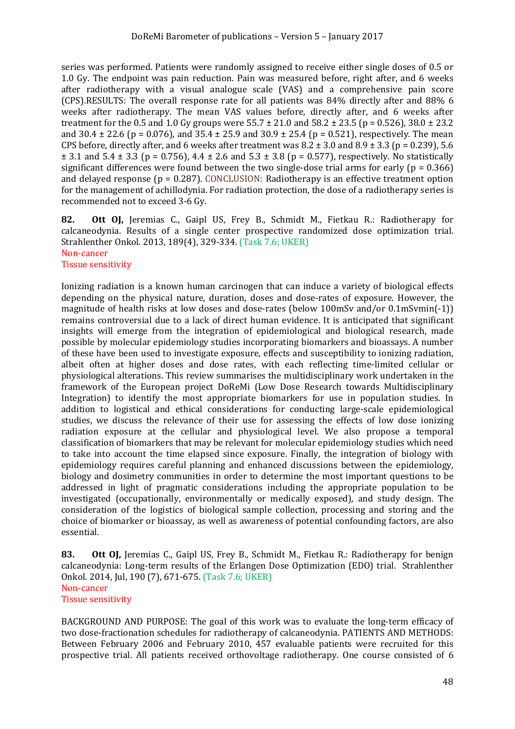series was performed. Patients were randomly assigned to receive either single doses of 0.5 or 1.0 Gy. The endpoint was pain reduction. Pain was measured before, right after, and 6 weeks after radiotherapy with a visual analogue scale (VAS) and a comprehensive pain score (CPS).RESULTS: The overall response rate for all patients was 84% directly after and 88% 6 weeks after radiotherapy. The mean VAS values before, directly after, and 6 weeks after treatment for the 0.5 and 1.0 Gy groups were 55.7 ± 21.0 and 58.2 ± 23.5 ($p = 0.526$), 38.0 ± 23.2 and 30.4 ± 22.6 ($p = 0.076$), and 35.4 ± 25.9 and 30.9 ± 25.4 ($p = 0.521$), respectively. The mean CPS before, directly after, and 6 weeks after treatment was 8.2 ± 3.0 and 8.9 ± 3.3 ($p = 0.239$), 5.6 ± 3.1 and 5.4 ± 3.3 ($p = 0.756$), 4.4 ± 2.6 and 5.3 ± 3.8 ($p = 0.577$), respectively. No statistically significant differences were found between the two single-dose trial arms for early ($p = 0.366$) and delayed response ($p = 0.287$). CONCLUSION: Radiotherapy is an effective treatment option for the management of achillodynia. For radiation protection, the dose of a radiotherapy series is recommended not to exceed 3-6 Gy.

**82.** **Ott OJ,** Jeremias C., Gaipl US, Frey B., Schmidt M., Fietkau R.: Radiotherapy for calcaneodynia. Results of a single center prospective randomized dose optimization trial. Strahlenther Onkol. 2013, 189(4), 329-334. (Task 7.6; UKER)
Non-cancer
Tissue sensitivity

Ionizing radiation is a known human carcinogen that can induce a variety of biological effects depending on the physical nature, duration, doses and dose-rates of exposure. However, the magnitude of health risks at low doses and dose-rates (below 100mSv and/or 0.1mSvmin(-1)) remains controversial due to a lack of direct human evidence. It is anticipated that significant insights will emerge from the integration of epidemiological and biological research, made possible by molecular epidemiology studies incorporating biomarkers and bioassays. A number of these have been used to investigate exposure, effects and susceptibility to ionizing radiation, albeit often at higher doses and dose rates, with each reflecting time-limited cellular or physiological alterations. This review summarises the multidisciplinary work undertaken in the framework of the European project DoReMi (Low Dose Research towards Multidisciplinary Integration) to identify the most appropriate biomarkers for use in population studies. In addition to logistical and ethical considerations for conducting large-scale epidemiological studies, we discuss the relevance of their use for assessing the effects of low dose ionizing radiation exposure at the cellular and physiological level. We also propose a temporal classification of biomarkers that may be relevant for molecular epidemiology studies which need to take into account the time elapsed since exposure. Finally, the integration of biology with epidemiology requires careful planning and enhanced discussions between the epidemiology, biology and dosimetry communities in order to determine the most important questions to be addressed in light of pragmatic considerations including the appropriate population to be investigated (occupationally, environmentally or medically exposed), and study design. The consideration of the logistics of biological sample collection, processing and storing and the choice of biomarker or bioassay, as well as awareness of potential confounding factors, are also essential.

**83.** **Ott OJ,** Jeremias C., Gaipl US, Frey B., Schmidt M., Fietkau R.: Radiotherapy for benign calcaneodynia: Long-term results of the Erlangen Dose Optimization (EDO) trial. Strahlenther Onkol. 2014, Jul, 190 (7), 671-675. (Task 7.6; UKER)
Non-cancer
Tissue sensitivity

BACKGROUND AND PURPOSE: The goal of this work was to evaluate the long-term efficacy of two dose-fractionation schedules for radiotherapy of calcaneodynia. PATIENTS AND METHODS: Between February 2006 and February 2010, 457 evaluable patients were recruited for this prospective trial. All patients received orthovoltage radiotherapy. One course consisted of 6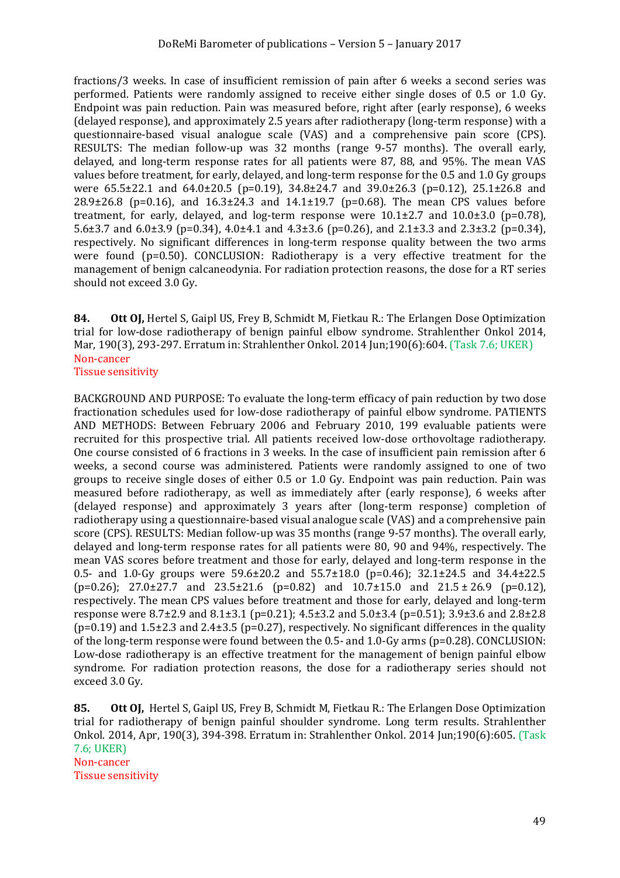fractions/3 weeks. In case of insufficient remission of pain after 6 weeks a second series was performed. Patients were randomly assigned to receive either single doses of 0.5 or 1.0 Gy. Endpoint was pain reduction. Pain was measured before, right after (early response), 6 weeks (delayed response), and approximately 2.5 years after radiotherapy (long-term response) with a questionnaire-based visual analogue scale (VAS) and a comprehensive pain score (CPS). RESULTS: The median follow-up was 32 months (range 9-57 months). The overall early, delayed, and long-term response rates for all patients were 87, 88, and 95%. The mean VAS values before treatment, for early, delayed, and long-term response for the 0.5 and 1.0 Gy groups were 65.5±22.1 and 64.0±20.5 (p=0.19), 34.8±24.7 and 39.0±26.3 (p=0.12), 25.1±26.8 and 28.9±26.8 (p=0.16), and 16.3±24.3 and 14.1±19.7 (p=0.68). The mean CPS values before treatment, for early, delayed, and log-term response were 10.1±2.7 and 10.0±3.0 (p=0.78), 5.6±3.7 and 6.0±3.9 (p=0.34), 4.0±4.1 and 4.3±3.6 (p=0.26), and 2.1±3.3 and 2.3±3.2 (p=0.34), respectively. No significant differences in long-term response quality between the two arms were found (p=0.50). CONCLUSION: Radiotherapy is a very effective treatment for the management of benign calcaneodynia. For radiation protection reasons, the dose for a RT series should not exceed 3.0 Gy.

**84.** **Ott OJ,** Hertel S, Gaipl US, Frey B, Schmidt M, Fietkau R.: The Erlangen Dose Optimization trial for low-dose radiotherapy of benign painful elbow syndrome. Strahlenther Onkol 2014, Mar, 190(3), 293-297. Erratum in: Strahlenther Onkol. 2014 Jun;190(6):604. (Task 7.6; UKER)
Non-cancer
Tissue sensitivity

BACKGROUND AND PURPOSE: To evaluate the long-term efficacy of pain reduction by two dose fractionation schedules used for low-dose radiotherapy of painful elbow syndrome. PATIENTS AND METHODS: Between February 2006 and February 2010, 199 evaluable patients were recruited for this prospective trial. All patients received low-dose orthovoltage radiotherapy. One course consisted of 6 fractions in 3 weeks. In the case of insufficient pain remission after 6 weeks, a second course was administered. Patients were randomly assigned to one of two groups to receive single doses of either 0.5 or 1.0 Gy. Endpoint was pain reduction. Pain was measured before radiotherapy, as well as immediately after (early response), 6 weeks after (delayed response) and approximately 3 years after (long-term response) completion of radiotherapy using a questionnaire-based visual analogue scale (VAS) and a comprehensive pain score (CPS). RESULTS: Median follow-up was 35 months (range 9-57 months). The overall early, delayed and long-term response rates for all patients were 80, 90 and 94%, respectively. The mean VAS scores before treatment and those for early, delayed and long-term response in the 0.5- and 1.0-Gy groups were 59.6±20.2 and 55.7±18.0 (p=0.46); 32.1±24.5 and 34.4±22.5 (p=0.26); 27.0±27.7 and 23.5±21.6 (p=0.82) and 10.7±15.0 and 21.5 ± 26.9 (p=0.12), respectively. The mean CPS values before treatment and those for early, delayed and long-term response were 8.7±2.9 and 8.1±3.1 (p=0.21); 4.5±3.2 and 5.0±3.4 (p=0.51); 3.9±3.6 and 2.8±2.8 (p=0.19) and 1.5±2.3 and 2.4±3.5 (p=0.27), respectively. No significant differences in the quality of the long-term response were found between the 0.5- and 1.0-Gy arms (p=0.28). CONCLUSION: Low-dose radiotherapy is an effective treatment for the management of benign painful elbow syndrome. For radiation protection reasons, the dose for a radiotherapy series should not exceed 3.0 Gy.

**85.** **Ott OJ,** Hertel S, Gaipl US, Frey B, Schmidt M, Fietkau R.: The Erlangen Dose Optimization trial for radiotherapy of benign painful shoulder syndrome. Long term results. Strahlenther Onkol. 2014, Apr, 190(3), 394-398. Erratum in: Strahlenther Onkol. 2014 Jun;190(6):605. (Task 7.6; UKER)
Non-cancer
Tissue sensitivity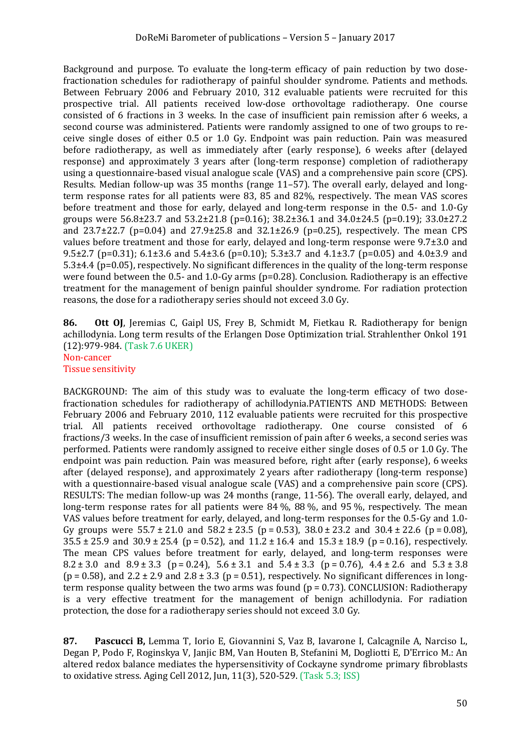Background and purpose. To evaluate the long-term efficacy of pain reduction by two dose-fractionation schedules for radiotherapy of painful shoulder syndrome. Patients and methods. Between February 2006 and February 2010, 312 evaluable patients were recruited for this prospective trial. All patients received low-dose orthovoltage radiotherapy. One course consisted of 6 fractions in 3 weeks. In the case of insufficient pain remission after 6 weeks, a second course was administered. Patients were randomly assigned to one of two groups to receive single doses of either 0.5 or 1.0 Gy. Endpoint was pain reduction. Pain was measured before radiotherapy, as well as immediately after (early response), 6 weeks after (delayed response) and approximately 3 years after (long-term response) completion of radiotherapy using a questionnaire-based visual analogue scale (VAS) and a comprehensive pain score (CPS). Results. Median follow-up was 35 months (range 11–57). The overall early, delayed and long-term response rates for all patients were 83, 85 and 82%, respectively. The mean VAS scores before treatment and those for early, delayed and long-term response in the 0.5- and 1.0-Gy groups were 56.8±23.7 and 53.2±21.8 (p=0.16); 38.2±36.1 and 34.0±24.5 (p=0.19); 33.0±27.2 and 23.7±22.7 (p=0.04) and 27.9±25.8 and 32.1±26.9 (p=0.25), respectively. The mean CPS values before treatment and those for early, delayed and long-term response were 9.7±3.0 and 9.5±2.7 (p=0.31); 6.1±3.6 and 5.4±3.6 (p=0.10); 5.3±3.7 and 4.1±3.7 (p=0.05) and 4.0±3.9 and 5.3±4.4 (p=0.05), respectively. No significant differences in the quality of the long-term response were found between the 0.5- and 1.0-Gy arms (p=0.28). Conclusion. Radiotherapy is an effective treatment for the management of benign painful shoulder syndrome. For radiation protection reasons, the dose for a radiotherapy series should not exceed 3.0 Gy.

**86.** **Ott OJ**, Jeremias C, Gaipl US, Frey B, Schmidt M, Fietkau R. Radiotherapy for benign achillodynia. Long term results of the Erlangen Dose Optimization trial. Strahlenther Onkol 191 (12):979-984. (Task 7.6 UKER)
Non-cancer
Tissue sensitivity

BACKGROUND: The aim of this study was to evaluate the long-term efficacy of two dose-fractionation schedules for radiotherapy of achillodynia.PATIENTS AND METHODS: Between February 2006 and February 2010, 112 evaluable patients were recruited for this prospective trial. All patients received orthovoltage radiotherapy. One course consisted of 6 fractions/3 weeks. In the case of insufficient remission of pain after 6 weeks, a second series was performed. Patients were randomly assigned to receive either single doses of 0.5 or 1.0 Gy. The endpoint was pain reduction. Pain was measured before, right after (early response), 6 weeks after (delayed response), and approximately 2 years after radiotherapy (long-term response) with a questionnaire-based visual analogue scale (VAS) and a comprehensive pain score (CPS). RESULTS: The median follow-up was 24 months (range, 11-56). The overall early, delayed, and long-term response rates for all patients were 84 %, 88 %, and 95 %, respectively. The mean VAS values before treatment for early, delayed, and long-term responses for the 0.5-Gy and 1.0-Gy groups were 55.7 ± 21.0 and 58.2 ± 23.5 (p = 0.53), 38.0 ± 23.2 and 30.4 ± 22.6 (p = 0.08), 35.5 ± 25.9 and 30.9 ± 25.4 (p = 0.52), and 11.2 ± 16.4 and 15.3 ± 18.9 (p = 0.16), respectively. The mean CPS values before treatment for early, delayed, and long-term responses were 8.2 ± 3.0 and 8.9 ± 3.3 (p = 0.24), 5.6 ± 3.1 and 5.4 ± 3.3 (p = 0.76), 4.4 ± 2.6 and 5.3 ± 3.8 (p = 0.58), and 2.2 ± 2.9 and 2.8 ± 3.3 (p = 0.51), respectively. No significant differences in long-term response quality between the two arms was found (p = 0.73). CONCLUSION: Radiotherapy is a very effective treatment for the management of benign achillodynia. For radiation protection, the dose for a radiotherapy series should not exceed 3.0 Gy.

**87.** **Pascucci B,** Lemma T, Iorio E, Giovannini S, Vaz B, Iavarone I, Calcagnile A, Narciso L, Degan P, Podo F, Roginskya V, Janjic BM, Van Houten B, Stefanini M, Dogliotti E, D'Errico M.: An altered redox balance mediates the hypersensitivity of Cockayne syndrome primary fibroblasts to oxidative stress. Aging Cell 2012, Jun, 11(3), 520-529. (Task 5.3; ISS)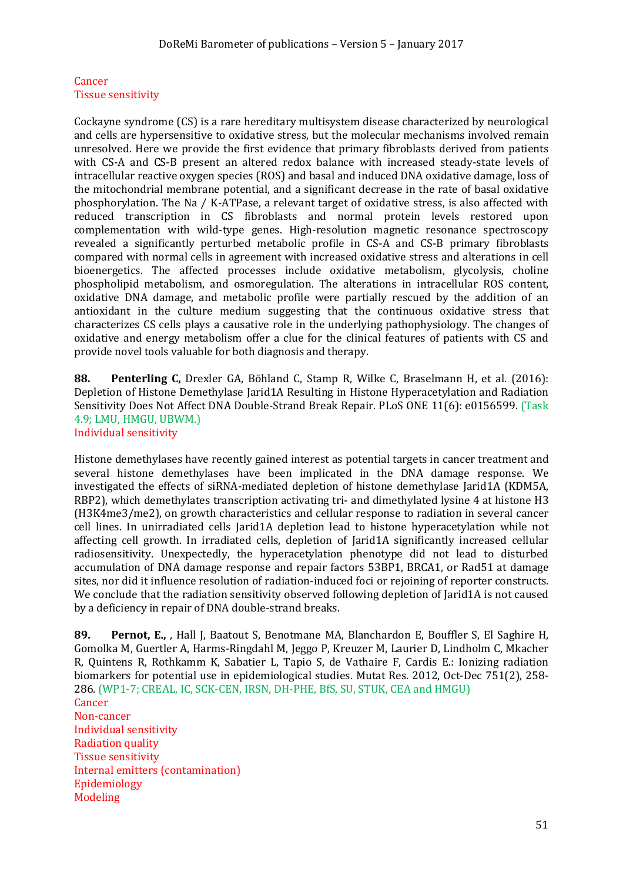Cancer
Tissue sensitivity

Cockayne syndrome (CS) is a rare hereditary multisystem disease characterized by neurological and cells are hypersensitive to oxidative stress, but the molecular mechanisms involved remain unresolved. Here we provide the first evidence that primary fibroblasts derived from patients with CS-A and CS-B present an altered redox balance with increased steady-state levels of intracellular reactive oxygen species (ROS) and basal and induced DNA oxidative damage, loss of the mitochondrial membrane potential, and a significant decrease in the rate of basal oxidative phosphorylation. The Na / K-ATPase, a relevant target of oxidative stress, is also affected with reduced transcription in CS fibroblasts and normal protein levels restored upon complementation with wild-type genes. High-resolution magnetic resonance spectroscopy revealed a significantly perturbed metabolic profile in CS-A and CS-B primary fibroblasts compared with normal cells in agreement with increased oxidative stress and alterations in cell bioenergetics. The affected processes include oxidative metabolism, glycolysis, choline phospholipid metabolism, and osmoregulation. The alterations in intracellular ROS content, oxidative DNA damage, and metabolic profile were partially rescued by the addition of an antioxidant in the culture medium suggesting that the continuous oxidative stress that characterizes CS cells plays a causative role in the underlying pathophysiology. The changes of oxidative and energy metabolism offer a clue for the clinical features of patients with CS and provide novel tools valuable for both diagnosis and therapy.

**88.** **Penterling C,** Drexler GA, Böhland C, Stamp R, Wilke C, Braselmann H, et al. (2016): Depletion of Histone Demethylase Jarid1A Resulting in Histone Hyperacetylation and Radiation Sensitivity Does Not Affect DNA Double-Strand Break Repair. PLoS ONE 11(6): e0156599. (Task 4.9; LMU, HMGU, UBWM.)
Individual sensitivity

Histone demethylases have recently gained interest as potential targets in cancer treatment and several histone demethylases have been implicated in the DNA damage response. We investigated the effects of siRNA-mediated depletion of histone demethylase Jarid1A (KDM5A, RBP2), which demethylates transcription activating tri- and dimethylated lysine 4 at histone H3 (H3K4me3/me2), on growth characteristics and cellular response to radiation in several cancer cell lines. In unirradiated cells Jarid1A depletion lead to histone hyperacetylation while not affecting cell growth. In irradiated cells, depletion of Jarid1A significantly increased cellular radiosensitivity. Unexpectedly, the hyperacetylation phenotype did not lead to disturbed accumulation of DNA damage response and repair factors 53BP1, BRCA1, or Rad51 at damage sites, nor did it influence resolution of radiation-induced foci or rejoining of reporter constructs. We conclude that the radiation sensitivity observed following depletion of Jarid1A is not caused by a deficiency in repair of DNA double-strand breaks.

**89.** **Pernot, E.,** , Hall J, Baatout S, Benotmane MA, Blanchardon E, Bouffler S, El Saghire H, Gomolka M, Guertler A, Harms-Ringdahl M, Jeggo P, Kreuzer M, Laurier D, Lindholm C, Mkacher R, Quintens R, Rothkamm K, Sabatier L, Tapio S, de Vathaire F, Cardis E.: Ionizing radiation biomarkers for potential use in epidemiological studies. Mutat Res. 2012, Oct-Dec 751(2), 258-286. (WP1-7; CREAL, IC, SCK-CEN, IRSN, DH-PHE, BfS, SU, STUK, CEA and HMGU)
Cancer
Non-cancer
Individual sensitivity
Radiation quality
Tissue sensitivity
Internal emitters (contamination)
Epidemiology
Modeling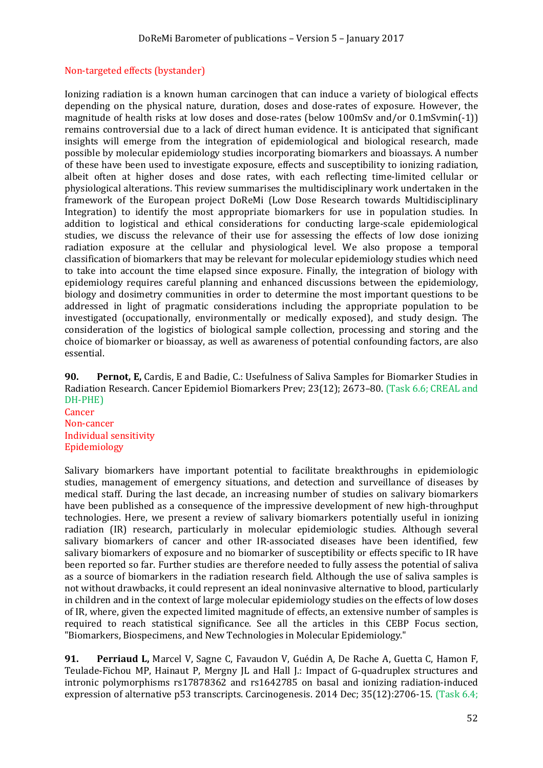Non-targeted effects (bystander)

Ionizing radiation is a known human carcinogen that can induce a variety of biological effects depending on the physical nature, duration, doses and dose-rates of exposure. However, the magnitude of health risks at low doses and dose-rates (below 100mSv and/or 0.1mSvmin(-1)) remains controversial due to a lack of direct human evidence. It is anticipated that significant insights will emerge from the integration of epidemiological and biological research, made possible by molecular epidemiology studies incorporating biomarkers and bioassays. A number of these have been used to investigate exposure, effects and susceptibility to ionizing radiation, albeit often at higher doses and dose rates, with each reflecting time-limited cellular or physiological alterations. This review summarises the multidisciplinary work undertaken in the framework of the European project DoReMi (Low Dose Research towards Multidisciplinary Integration) to identify the most appropriate biomarkers for use in population studies. In addition to logistical and ethical considerations for conducting large-scale epidemiological studies, we discuss the relevance of their use for assessing the effects of low dose ionizing radiation exposure at the cellular and physiological level. We also propose a temporal classification of biomarkers that may be relevant for molecular epidemiology studies which need to take into account the time elapsed since exposure. Finally, the integration of biology with epidemiology requires careful planning and enhanced discussions between the epidemiology, biology and dosimetry communities in order to determine the most important questions to be addressed in light of pragmatic considerations including the appropriate population to be investigated (occupationally, environmentally or medically exposed), and study design. The consideration of the logistics of biological sample collection, processing and storing and the choice of biomarker or bioassay, as well as awareness of potential confounding factors, are also essential.

**90.** **Pernot, E,** Cardis, E and Badie, C.: Usefulness of Saliva Samples for Biomarker Studies in Radiation Research. Cancer Epidemiol Biomarkers Prev; 23(12); 2673–80. (Task 6.6; CREAL and DH-PHE)

Cancer
Non-cancer
Individual sensitivity
Epidemiology

Salivary biomarkers have important potential to facilitate breakthroughs in epidemiologic studies, management of emergency situations, and detection and surveillance of diseases by medical staff. During the last decade, an increasing number of studies on salivary biomarkers have been published as a consequence of the impressive development of new high-throughput technologies. Here, we present a review of salivary biomarkers potentially useful in ionizing radiation (IR) research, particularly in molecular epidemiologic studies. Although several salivary biomarkers of cancer and other IR-associated diseases have been identified, few salivary biomarkers of exposure and no biomarker of susceptibility or effects specific to IR have been reported so far. Further studies are therefore needed to fully assess the potential of saliva as a source of biomarkers in the radiation research field. Although the use of saliva samples is not without drawbacks, it could represent an ideal noninvasive alternative to blood, particularly in children and in the context of large molecular epidemiology studies on the effects of low doses of IR, where, given the expected limited magnitude of effects, an extensive number of samples is required to reach statistical significance. See all the articles in this CEBP Focus section, "Biomarkers, Biospecimens, and New Technologies in Molecular Epidemiology."

**91.** **Perriaud L,** Marcel V, Sagne C, Favaudon V, Guédin A, De Rache A, Guetta C, Hamon F, Teulade-Fichou MP, Hainaut P, Mergny JL and Hall J.: Impact of G-quadruplex structures and intronic polymorphisms rs17878362 and rs1642785 on basal and ionizing radiation-induced expression of alternative p53 transcripts. Carcinogenesis. 2014 Dec; 35(12):2706-15. (Task 6.4;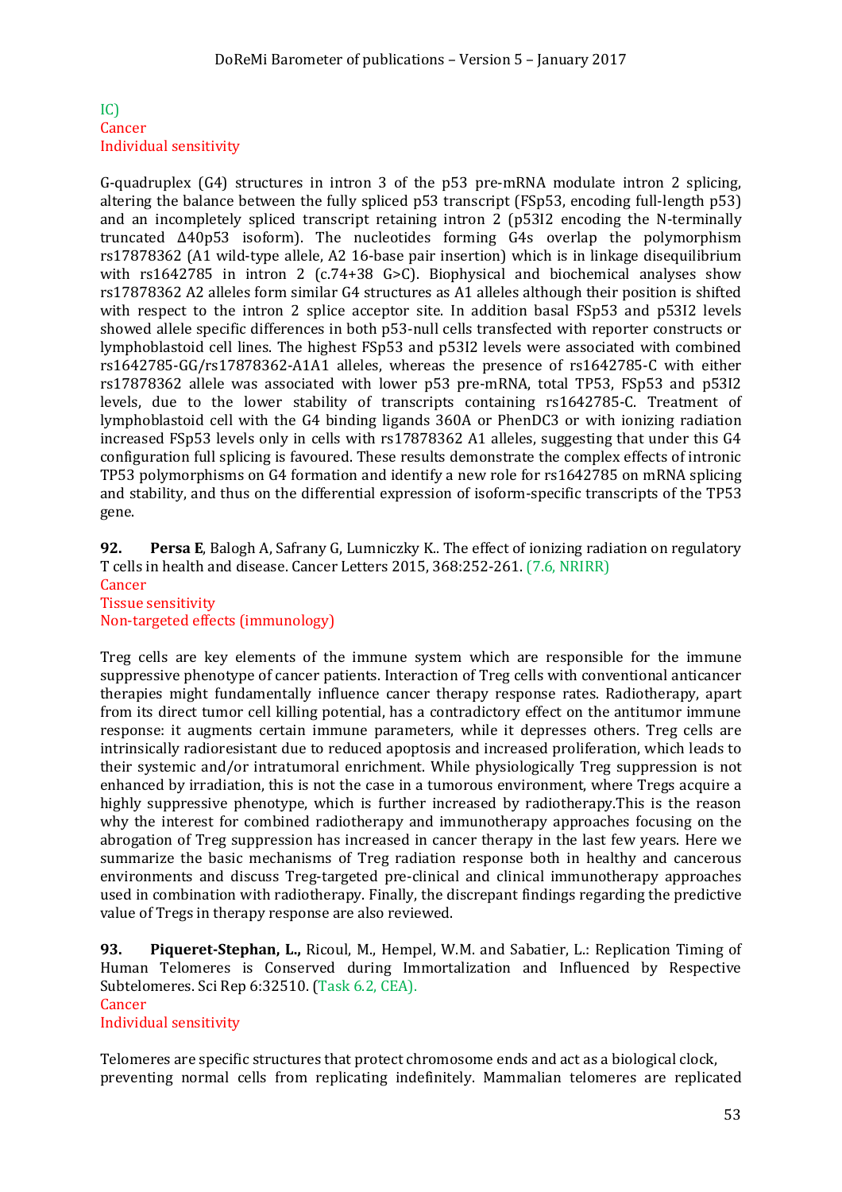IC)
Cancer
Individual sensitivity

G-quadruplex (G4) structures in intron 3 of the p53 pre-mRNA modulate intron 2 splicing, altering the balance between the fully spliced p53 transcript (FSp53, encoding full-length p53) and an incompletely spliced transcript retaining intron 2 (p53I2 encoding the N-terminally truncated Δ40p53 isoform). The nucleotides forming G4s overlap the polymorphism rs17878362 (A1 wild-type allele, A2 16-base pair insertion) which is in linkage disequilibrium with rs1642785 in intron 2 (c.74+38 G>C). Biophysical and biochemical analyses show rs17878362 A2 alleles form similar G4 structures as A1 alleles although their position is shifted with respect to the intron 2 splice acceptor site. In addition basal FSp53 and p53I2 levels showed allele specific differences in both p53-null cells transfected with reporter constructs or lymphoblastoid cell lines. The highest FSp53 and p53I2 levels were associated with combined rs1642785-GG/rs17878362-A1A1 alleles, whereas the presence of rs1642785-C with either rs17878362 allele was associated with lower p53 pre-mRNA, total TP53, FSp53 and p53I2 levels, due to the lower stability of transcripts containing rs1642785-C. Treatment of lymphoblastoid cell with the G4 binding ligands 360A or PhenDC3 or with ionizing radiation increased FSp53 levels only in cells with rs17878362 A1 alleles, suggesting that under this G4 configuration full splicing is favoured. These results demonstrate the complex effects of intronic TP53 polymorphisms on G4 formation and identify a new role for rs1642785 on mRNA splicing and stability, and thus on the differential expression of isoform-specific transcripts of the TP53 gene.

**92.** **Persa E**, Balogh A, Safrany G, Lumniczky K.. The effect of ionizing radiation on regulatory T cells in health and disease. Cancer Letters 2015, 368:252-261. (7.6, NRIRR)
Cancer
Tissue sensitivity
Non-targeted effects (immunology)

Treg cells are key elements of the immune system which are responsible for the immune suppressive phenotype of cancer patients. Interaction of Treg cells with conventional anticancer therapies might fundamentally influence cancer therapy response rates. Radiotherapy, apart from its direct tumor cell killing potential, has a contradictory effect on the antitumor immune response: it augments certain immune parameters, while it depresses others. Treg cells are intrinsically radioresistant due to reduced apoptosis and increased proliferation, which leads to their systemic and/or intratumoral enrichment. While physiologically Treg suppression is not enhanced by irradiation, this is not the case in a tumorous environment, where Tregs acquire a highly suppressive phenotype, which is further increased by radiotherapy.This is the reason why the interest for combined radiotherapy and immunotherapy approaches focusing on the abrogation of Treg suppression has increased in cancer therapy in the last few years. Here we summarize the basic mechanisms of Treg radiation response both in healthy and cancerous environments and discuss Treg-targeted pre-clinical and clinical immunotherapy approaches used in combination with radiotherapy. Finally, the discrepant findings regarding the predictive value of Tregs in therapy response are also reviewed.

**93.** **Piqueret-Stephan, L.,** Ricoul, M., Hempel, W.M. and Sabatier, L.: Replication Timing of Human Telomeres is Conserved during Immortalization and Influenced by Respective Subtelomeres. Sci Rep 6:32510. (Task 6.2, CEA).
Cancer
Individual sensitivity

Telomeres are specific structures that protect chromosome ends and act as a biological clock, preventing normal cells from replicating indefinitely. Mammalian telomeres are replicated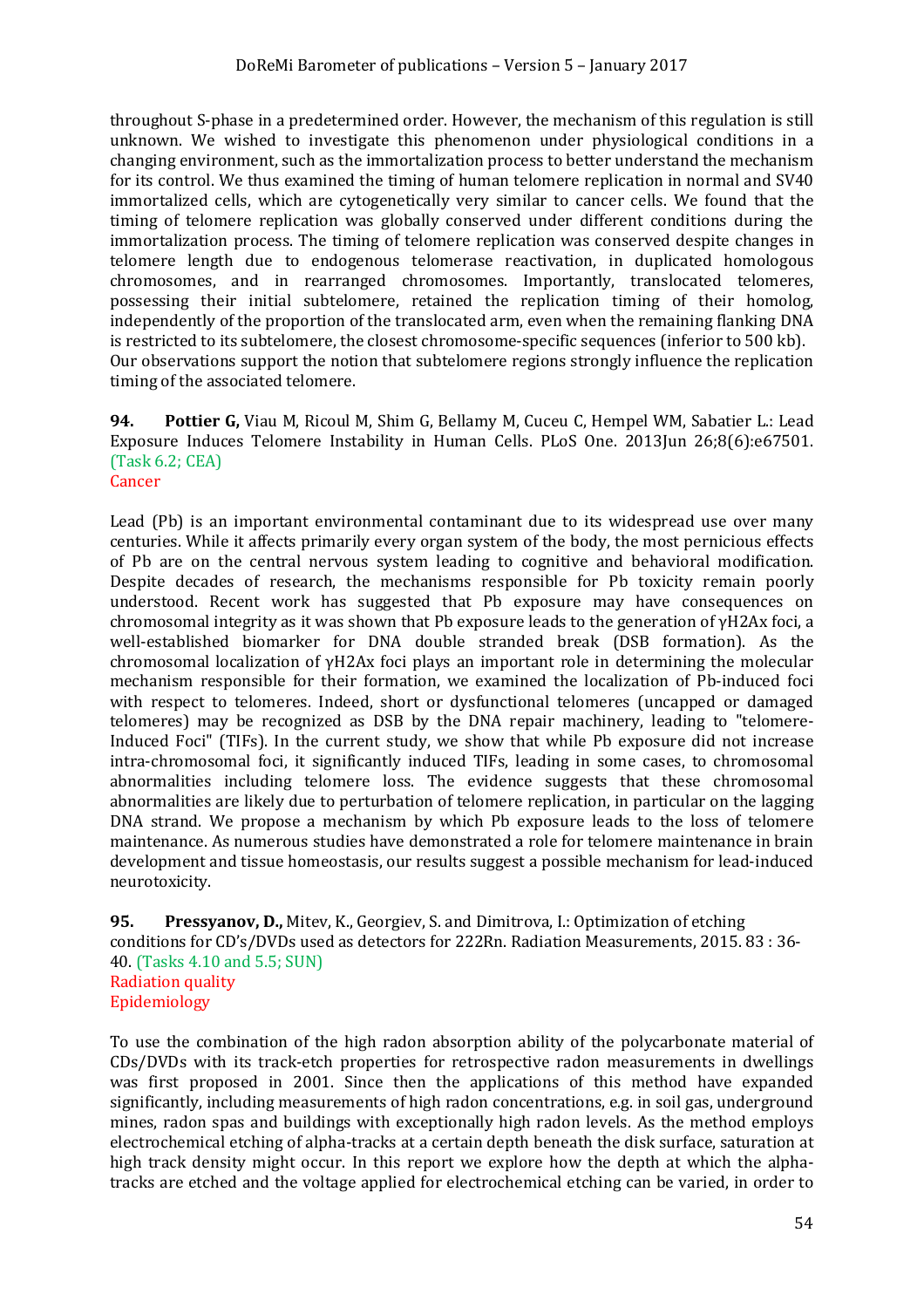throughout S-phase in a predetermined order. However, the mechanism of this regulation is still unknown. We wished to investigate this phenomenon under physiological conditions in a changing environment, such as the immortalization process to better understand the mechanism for its control. We thus examined the timing of human telomere replication in normal and SV40 immortalized cells, which are cytogenetically very similar to cancer cells. We found that the timing of telomere replication was globally conserved under different conditions during the immortalization process. The timing of telomere replication was conserved despite changes in telomere length due to endogenous telomerase reactivation, in duplicated homologous chromosomes, and in rearranged chromosomes. Importantly, translocated telomeres, possessing their initial subtelomere, retained the replication timing of their homolog, independently of the proportion of the translocated arm, even when the remaining flanking DNA is restricted to its subtelomere, the closest chromosome-specific sequences (inferior to 500 kb). Our observations support the notion that subtelomere regions strongly influence the replication timing of the associated telomere.

**94. Pottier G,** Viau M, Ricoul M, Shim G, Bellamy M, Cuceu C, Hempel WM, Sabatier L.: Lead Exposure Induces Telomere Instability in Human Cells. PLoS One. 2013Jun 26;8(6):e67501. (Task 6.2; CEA)
Cancer

Lead (Pb) is an important environmental contaminant due to its widespread use over many centuries. While it affects primarily every organ system of the body, the most pernicious effects of Pb are on the central nervous system leading to cognitive and behavioral modification. Despite decades of research, the mechanisms responsible for Pb toxicity remain poorly understood. Recent work has suggested that Pb exposure may have consequences on chromosomal integrity as it was shown that Pb exposure leads to the generation of γH2Ax foci, a well-established biomarker for DNA double stranded break (DSB formation). As the chromosomal localization of γH2Ax foci plays an important role in determining the molecular mechanism responsible for their formation, we examined the localization of Pb-induced foci with respect to telomeres. Indeed, short or dysfunctional telomeres (uncapped or damaged telomeres) may be recognized as DSB by the DNA repair machinery, leading to "telomere-Induced Foci" (TIFs). In the current study, we show that while Pb exposure did not increase intra-chromosomal foci, it significantly induced TIFs, leading in some cases, to chromosomal abnormalities including telomere loss. The evidence suggests that these chromosomal abnormalities are likely due to perturbation of telomere replication, in particular on the lagging DNA strand. We propose a mechanism by which Pb exposure leads to the loss of telomere maintenance. As numerous studies have demonstrated a role for telomere maintenance in brain development and tissue homeostasis, our results suggest a possible mechanism for lead-induced neurotoxicity.

**95. Pressyanov, D.,** Mitev, K., Georgiev, S. and Dimitrova, I.: Optimization of etching conditions for CD's/DVDs used as detectors for 222Rn. Radiation Measurements, 2015. 83 : 36-40. (Tasks 4.10 and 5.5; SUN)
Radiation quality
Epidemiology

To use the combination of the high radon absorption ability of the polycarbonate material of CDs/DVDs with its track-etch properties for retrospective radon measurements in dwellings was first proposed in 2001. Since then the applications of this method have expanded significantly, including measurements of high radon concentrations, e.g. in soil gas, underground mines, radon spas and buildings with exceptionally high radon levels. As the method employs electrochemical etching of alpha-tracks at a certain depth beneath the disk surface, saturation at high track density might occur. In this report we explore how the depth at which the alpha-tracks are etched and the voltage applied for electrochemical etching can be varied, in order to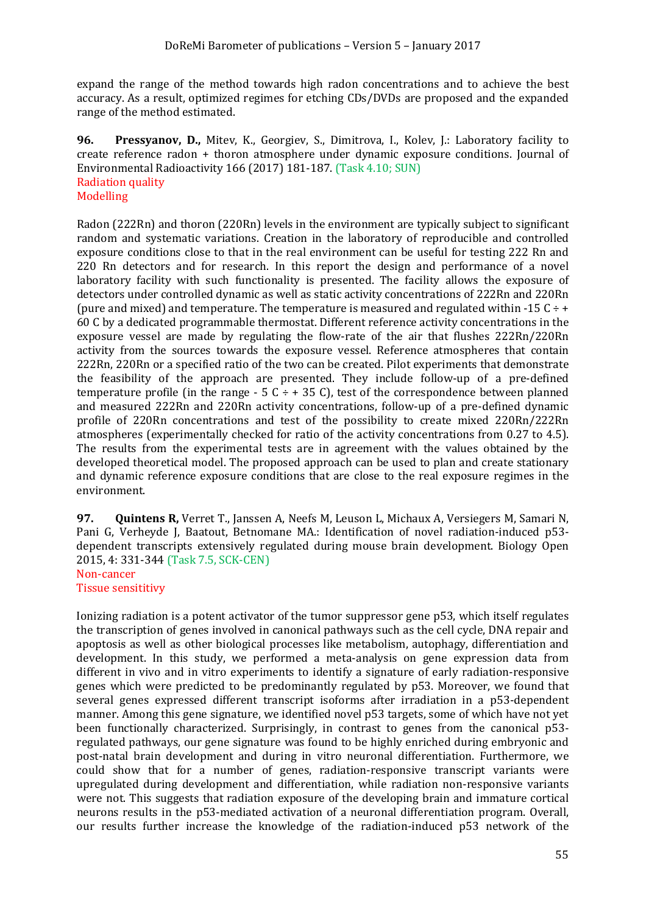expand the range of the method towards high radon concentrations and to achieve the best accuracy. As a result, optimized regimes for etching CDs/DVDs are proposed and the expanded range of the method estimated.

**96. Pressyanov, D.,** Mitev, K., Georgiev, S., Dimitrova, I., Kolev, J.: Laboratory facility to create reference radon + thoron atmosphere under dynamic exposure conditions. Journal of Environmental Radioactivity 166 (2017) 181-187. (Task 4.10; SUN)
Radiation quality
Modelling

Radon (222Rn) and thoron (220Rn) levels in the environment are typically subject to significant random and systematic variations. Creation in the laboratory of reproducible and controlled exposure conditions close to that in the real environment can be useful for testing 222 Rn and 220 Rn detectors and for research. In this report the design and performance of a novel laboratory facility with such functionality is presented. The facility allows the exposure of detectors under controlled dynamic as well as static activity concentrations of 222Rn and 220Rn (pure and mixed) and temperature. The temperature is measured and regulated within -15 C ÷ + 60 C by a dedicated programmable thermostat. Different reference activity concentrations in the exposure vessel are made by regulating the flow-rate of the air that flushes 222Rn/220Rn activity from the sources towards the exposure vessel. Reference atmospheres that contain 222Rn, 220Rn or a specified ratio of the two can be created. Pilot experiments that demonstrate the feasibility of the approach are presented. They include follow-up of a pre-defined temperature profile (in the range - 5 C ÷ + 35 C), test of the correspondence between planned and measured 222Rn and 220Rn activity concentrations, follow-up of a pre-defined dynamic profile of 220Rn concentrations and test of the possibility to create mixed 220Rn/222Rn atmospheres (experimentally checked for ratio of the activity concentrations from 0.27 to 4.5). The results from the experimental tests are in agreement with the values obtained by the developed theoretical model. The proposed approach can be used to plan and create stationary and dynamic reference exposure conditions that are close to the real exposure regimes in the environment.

**97. Quintens R,** Verret T., Janssen A, Neefs M, Leuson L, Michaux A, Versiegers M, Samari N, Pani G, Verheyde J, Baatout, Betnomane MA.: Identification of novel radiation-induced p53-dependent transcripts extensively regulated during mouse brain development. Biology Open 2015, 4: 331-344 (Task 7.5, SCK-CEN)
Non-cancer
Tissue sensititivy

Ionizing radiation is a potent activator of the tumor suppressor gene p53, which itself regulates the transcription of genes involved in canonical pathways such as the cell cycle, DNA repair and apoptosis as well as other biological processes like metabolism, autophagy, differentiation and development. In this study, we performed a meta-analysis on gene expression data from different in vivo and in vitro experiments to identify a signature of early radiation-responsive genes which were predicted to be predominantly regulated by p53. Moreover, we found that several genes expressed different transcript isoforms after irradiation in a p53-dependent manner. Among this gene signature, we identified novel p53 targets, some of which have not yet been functionally characterized. Surprisingly, in contrast to genes from the canonical p53-regulated pathways, our gene signature was found to be highly enriched during embryonic and post-natal brain development and during in vitro neuronal differentiation. Furthermore, we could show that for a number of genes, radiation-responsive transcript variants were upregulated during development and differentiation, while radiation non-responsive variants were not. This suggests that radiation exposure of the developing brain and immature cortical neurons results in the p53-mediated activation of a neuronal differentiation program. Overall, our results further increase the knowledge of the radiation-induced p53 network of the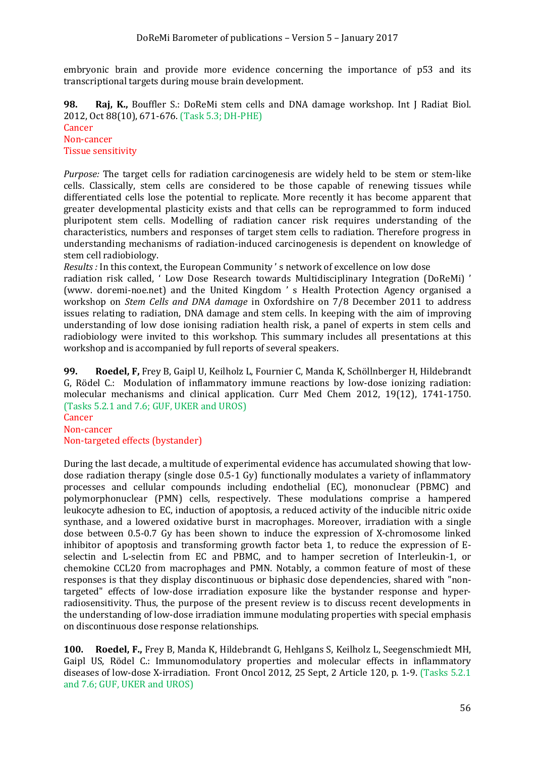embryonic brain and provide more evidence concerning the importance of p53 and its transcriptional targets during mouse brain development.

**98. Raj, K.,** Bouffler S.: DoReMi stem cells and DNA damage workshop. Int J Radiat Biol. 2012, Oct 88(10), 671-676. (Task 5.3; DH-PHE)
Cancer
Non-cancer
Tissue sensitivity

*Purpose:* The target cells for radiation carcinogenesis are widely held to be stem or stem-like cells. Classically, stem cells are considered to be those capable of renewing tissues while differentiated cells lose the potential to replicate. More recently it has become apparent that greater developmental plasticity exists and that cells can be reprogrammed to form induced pluripotent stem cells. Modelling of radiation cancer risk requires understanding of the characteristics, numbers and responses of target stem cells to radiation. Therefore progress in understanding mechanisms of radiation-induced carcinogenesis is dependent on knowledge of stem cell radiobiology.
*Results :* In this context, the European Community ' s network of excellence on low dose radiation risk called, ' Low Dose Research towards Multidisciplinary Integration (DoReMi) ' (www. doremi-noe.net) and the United Kingdom ' s Health Protection Agency organised a workshop on *Stem Cells and DNA damage* in Oxfordshire on 7/8 December 2011 to address issues relating to radiation, DNA damage and stem cells. In keeping with the aim of improving understanding of low dose ionising radiation health risk, a panel of experts in stem cells and radiobiology were invited to this workshop. This summary includes all presentations at this workshop and is accompanied by full reports of several speakers.

**99. Roedel, F,** Frey B, Gaipl U, Keilholz L, Fournier C, Manda K, Schöllnberger H, Hildebrandt G, Rödel C.: Modulation of inflammatory immune reactions by low-dose ionizing radiation: molecular mechanisms and clinical application. Curr Med Chem 2012, 19(12), 1741-1750. (Tasks 5.2.1 and 7.6; GUF, UKER and UROS)
Cancer
Non-cancer
Non-targeted effects (bystander)

During the last decade, a multitude of experimental evidence has accumulated showing that low-dose radiation therapy (single dose 0.5-1 Gy) functionally modulates a variety of inflammatory processes and cellular compounds including endothelial (EC), mononuclear (PBMC) and polymorphonuclear (PMN) cells, respectively. These modulations comprise a hampered leukocyte adhesion to EC, induction of apoptosis, a reduced activity of the inducible nitric oxide synthase, and a lowered oxidative burst in macrophages. Moreover, irradiation with a single dose between 0.5-0.7 Gy has been shown to induce the expression of X-chromosome linked inhibitor of apoptosis and transforming growth factor beta 1, to reduce the expression of E-selectin and L-selectin from EC and PBMC, and to hamper secretion of Interleukin-1, or chemokine CCL20 from macrophages and PMN. Notably, a common feature of most of these responses is that they display discontinuous or biphasic dose dependencies, shared with "non-targeted" effects of low-dose irradiation exposure like the bystander response and hyper-radiosensitivity. Thus, the purpose of the present review is to discuss recent developments in the understanding of low-dose irradiation immune modulating properties with special emphasis on discontinuous dose response relationships.

**100. Roedel, F.,** Frey B, Manda K, Hildebrandt G, Hehlgans S, Keilholz L, Seegenschmiedt MH, Gaipl US, Rödel C.: Immunomodulatory properties and molecular effects in inflammatory diseases of low-dose X-irradiation. Front Oncol 2012, 25 Sept, 2 Article 120, p. 1-9. (Tasks 5.2.1 and 7.6; GUF, UKER and UROS)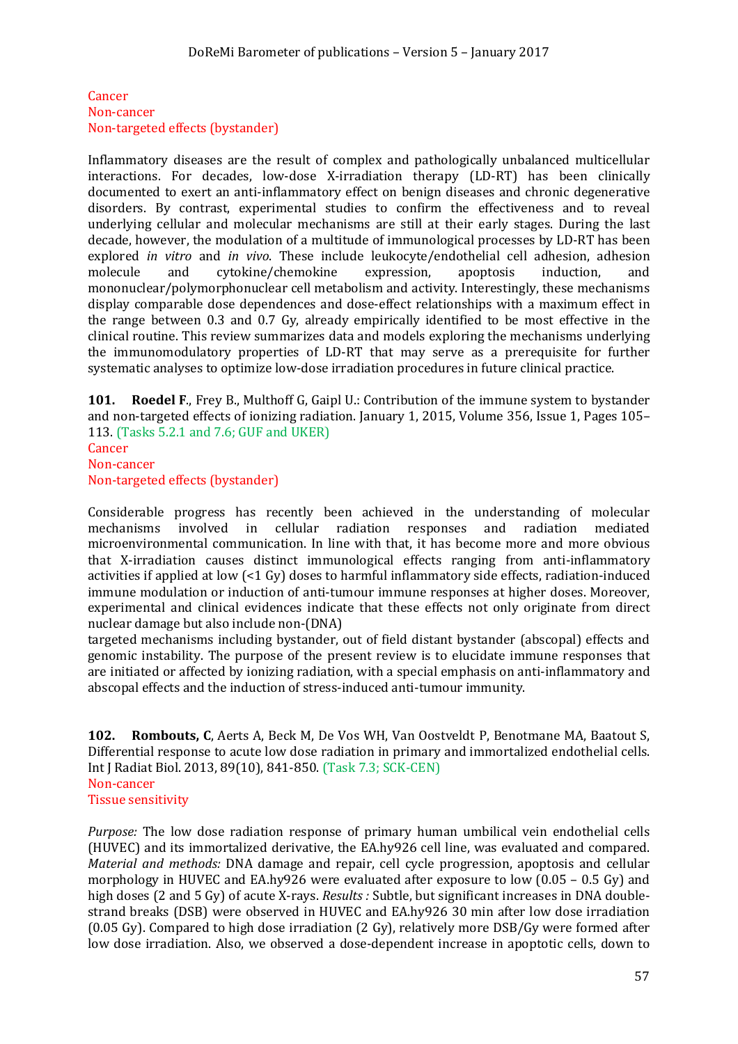Cancer
Non-cancer
Non-targeted effects (bystander)

Inflammatory diseases are the result of complex and pathologically unbalanced multicellular interactions. For decades, low-dose X-irradiation therapy (LD-RT) has been clinically documented to exert an anti-inflammatory effect on benign diseases and chronic degenerative disorders. By contrast, experimental studies to confirm the effectiveness and to reveal underlying cellular and molecular mechanisms are still at their early stages. During the last decade, however, the modulation of a multitude of immunological processes by LD-RT has been explored *in vitro* and *in vivo*. These include leukocyte/endothelial cell adhesion, adhesion molecule and cytokine/chemokine expression, apoptosis induction, and mononuclear/polymorphonuclear cell metabolism and activity. Interestingly, these mechanisms display comparable dose dependences and dose-effect relationships with a maximum effect in the range between 0.3 and 0.7 Gy, already empirically identified to be most effective in the clinical routine. This review summarizes data and models exploring the mechanisms underlying the immunomodulatory properties of LD-RT that may serve as a prerequisite for further systematic analyses to optimize low-dose irradiation procedures in future clinical practice.

**101. Roedel F**., Frey B., Multhoff G, Gaipl U.: Contribution of the immune system to bystander and non-targeted effects of ionizing radiation. January 1, 2015, Volume 356, Issue 1, Pages 105–113. (Tasks 5.2.1 and 7.6; GUF and UKER)
Cancer
Non-cancer
Non-targeted effects (bystander)

Considerable progress has recently been achieved in the understanding of molecular mechanisms involved in cellular radiation responses and radiation mediated microenvironmental communication. In line with that, it has become more and more obvious that X-irradiation causes distinct immunological effects ranging from anti-inflammatory activities if applied at low (<1 Gy) doses to harmful inflammatory side effects, radiation-induced immune modulation or induction of anti-tumour immune responses at higher doses. Moreover, experimental and clinical evidences indicate that these effects not only originate from direct nuclear damage but also include non-(DNA)
targeted mechanisms including bystander, out of field distant bystander (abscopal) effects and genomic instability. The purpose of the present review is to elucidate immune responses that are initiated or affected by ionizing radiation, with a special emphasis on anti-inflammatory and abscopal effects and the induction of stress-induced anti-tumour immunity.

**102. Rombouts, C**, Aerts A, Beck M, De Vos WH, Van Oostveldt P, Benotmane MA, Baatout S, Differential response to acute low dose radiation in primary and immortalized endothelial cells. Int J Radiat Biol. 2013, 89(10), 841-850. (Task 7.3; SCK-CEN)
Non-cancer
Tissue sensitivity

*Purpose:* The low dose radiation response of primary human umbilical vein endothelial cells (HUVEC) and its immortalized derivative, the EA.hy926 cell line, was evaluated and compared. *Material and methods:* DNA damage and repair, cell cycle progression, apoptosis and cellular morphology in HUVEC and EA.hy926 were evaluated after exposure to low (0.05 – 0.5 Gy) and high doses (2 and 5 Gy) of acute X-rays. *Results :* Subtle, but significant increases in DNA double-strand breaks (DSB) were observed in HUVEC and EA.hy926 30 min after low dose irradiation (0.05 Gy). Compared to high dose irradiation (2 Gy), relatively more DSB/Gy were formed after low dose irradiation. Also, we observed a dose-dependent increase in apoptotic cells, down to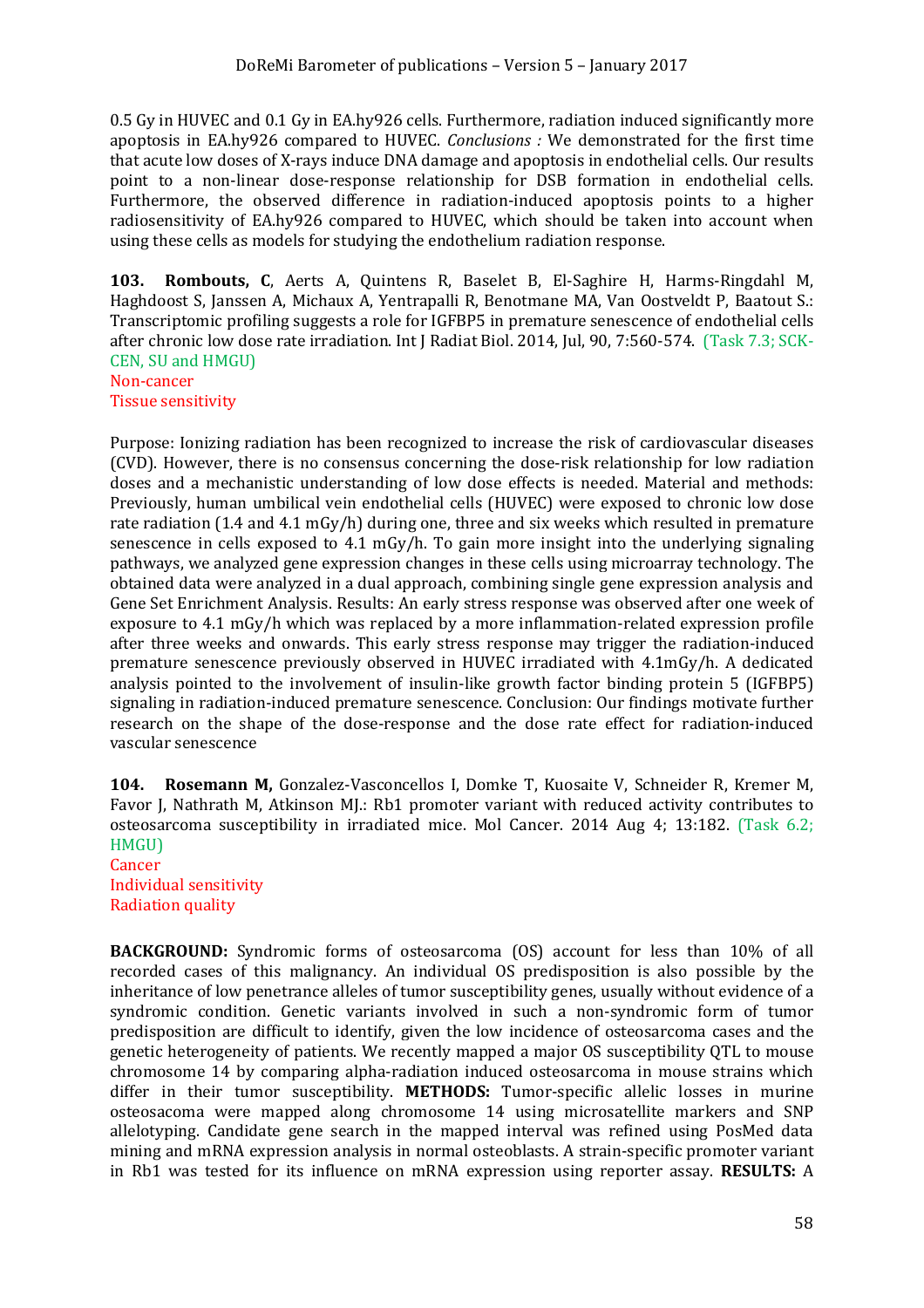0.5 Gy in HUVEC and 0.1 Gy in EA.hy926 cells. Furthermore, radiation induced significantly more apoptosis in EA.hy926 compared to HUVEC. *Conclusions :* We demonstrated for the first time that acute low doses of X-rays induce DNA damage and apoptosis in endothelial cells. Our results point to a non-linear dose-response relationship for DSB formation in endothelial cells. Furthermore, the observed difference in radiation-induced apoptosis points to a higher radiosensitivity of EA.hy926 compared to HUVEC, which should be taken into account when using these cells as models for studying the endothelium radiation response.

**103. Rombouts, C**, Aerts A, Quintens R, Baselet B, El-Saghire H, Harms-Ringdahl M, Haghdoost S, Janssen A, Michaux A, Yentrapalli R, Benotmane MA, Van Oostveldt P, Baatout S.: Transcriptomic profiling suggests a role for IGFBP5 in premature senescence of endothelial cells after chronic low dose rate irradiation. Int J Radiat Biol. 2014, Jul, 90, 7:560-574. (Task 7.3; SCK-CEN, SU and HMGU)
Non-cancer
Tissue sensitivity

Purpose: Ionizing radiation has been recognized to increase the risk of cardiovascular diseases (CVD). However, there is no consensus concerning the dose-risk relationship for low radiation doses and a mechanistic understanding of low dose effects is needed. Material and methods: Previously, human umbilical vein endothelial cells (HUVEC) were exposed to chronic low dose rate radiation (1.4 and 4.1 mGy/h) during one, three and six weeks which resulted in premature senescence in cells exposed to 4.1 mGy/h. To gain more insight into the underlying signaling pathways, we analyzed gene expression changes in these cells using microarray technology. The obtained data were analyzed in a dual approach, combining single gene expression analysis and Gene Set Enrichment Analysis. Results: An early stress response was observed after one week of exposure to 4.1 mGy/h which was replaced by a more inflammation-related expression profile after three weeks and onwards. This early stress response may trigger the radiation-induced premature senescence previously observed in HUVEC irradiated with 4.1mGy/h. A dedicated analysis pointed to the involvement of insulin-like growth factor binding protein 5 (IGFBP5) signaling in radiation-induced premature senescence. Conclusion: Our findings motivate further research on the shape of the dose-response and the dose rate effect for radiation-induced vascular senescence

**104. Rosemann M,** Gonzalez-Vasconcellos I, Domke T, Kuosaite V, Schneider R, Kremer M, Favor J, Nathrath M, Atkinson MJ.: Rb1 promoter variant with reduced activity contributes to osteosarcoma susceptibility in irradiated mice. Mol Cancer. 2014 Aug 4; 13:182. (Task 6.2; HMGU)
Cancer
Individual sensitivity
Radiation quality

**BACKGROUND:** Syndromic forms of osteosarcoma (OS) account for less than 10% of all recorded cases of this malignancy. An individual OS predisposition is also possible by the inheritance of low penetrance alleles of tumor susceptibility genes, usually without evidence of a syndromic condition. Genetic variants involved in such a non-syndromic form of tumor predisposition are difficult to identify, given the low incidence of osteosarcoma cases and the genetic heterogeneity of patients. We recently mapped a major OS susceptibility QTL to mouse chromosome 14 by comparing alpha-radiation induced osteosarcoma in mouse strains which differ in their tumor susceptibility. **METHODS:** Tumor-specific allelic losses in murine osteosacoma were mapped along chromosome 14 using microsatellite markers and SNP allelotyping. Candidate gene search in the mapped interval was refined using PosMed data mining and mRNA expression analysis in normal osteoblasts. A strain-specific promoter variant in Rb1 was tested for its influence on mRNA expression using reporter assay. **RESULTS:** A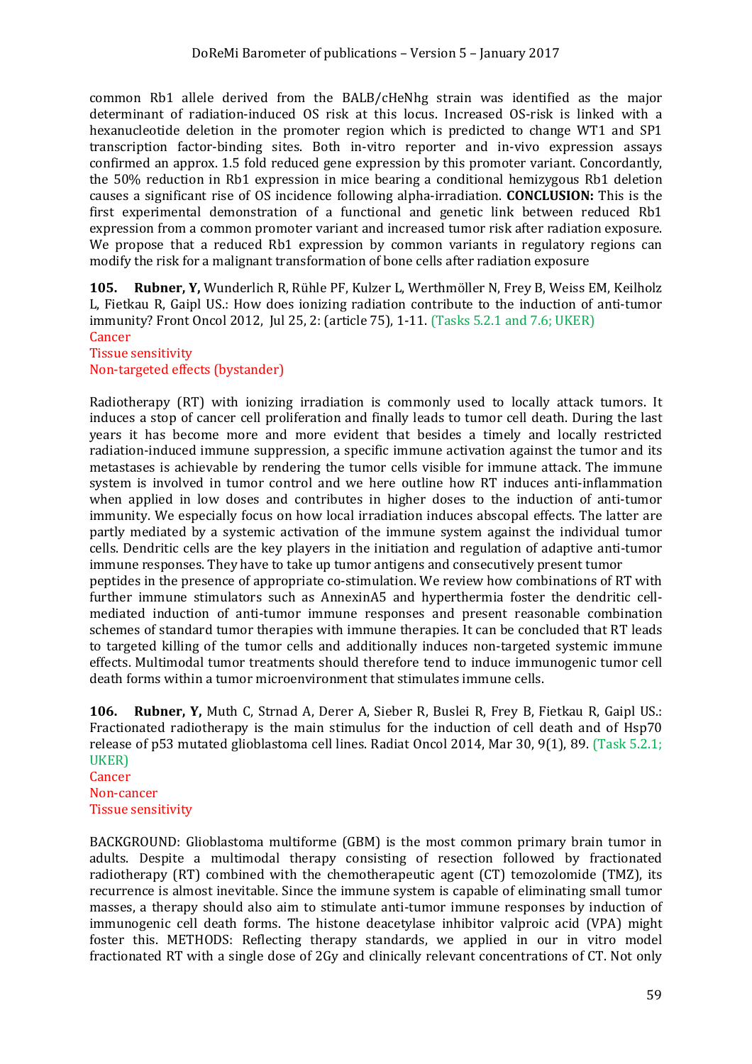common Rb1 allele derived from the BALB/cHeNhg strain was identified as the major determinant of radiation-induced OS risk at this locus. Increased OS-risk is linked with a hexanucleotide deletion in the promoter region which is predicted to change WT1 and SP1 transcription factor-binding sites. Both in-vitro reporter and in-vivo expression assays confirmed an approx. 1.5 fold reduced gene expression by this promoter variant. Concordantly, the 50% reduction in Rb1 expression in mice bearing a conditional hemizygous Rb1 deletion causes a significant rise of OS incidence following alpha-irradiation. **CONCLUSION:** This is the first experimental demonstration of a functional and genetic link between reduced Rb1 expression from a common promoter variant and increased tumor risk after radiation exposure. We propose that a reduced Rb1 expression by common variants in regulatory regions can modify the risk for a malignant transformation of bone cells after radiation exposure

**105. Rubner, Y,** Wunderlich R, Rühle PF, Kulzer L, Werthmöller N, Frey B, Weiss EM, Keilholz L, Fietkau R, Gaipl US.: How does ionizing radiation contribute to the induction of anti-tumor immunity? Front Oncol 2012, Jul 25, 2: (article 75), 1-11. (Tasks 5.2.1 and 7.6; UKER)
Cancer
Tissue sensitivity
Non-targeted effects (bystander)

Radiotherapy (RT) with ionizing irradiation is commonly used to locally attack tumors. It induces a stop of cancer cell proliferation and finally leads to tumor cell death. During the last years it has become more and more evident that besides a timely and locally restricted radiation-induced immune suppression, a specific immune activation against the tumor and its metastases is achievable by rendering the tumor cells visible for immune attack. The immune system is involved in tumor control and we here outline how RT induces anti-inflammation when applied in low doses and contributes in higher doses to the induction of anti-tumor immunity. We especially focus on how local irradiation induces abscopal effects. The latter are partly mediated by a systemic activation of the immune system against the individual tumor cells. Dendritic cells are the key players in the initiation and regulation of adaptive anti-tumor immune responses. They have to take up tumor antigens and consecutively present tumor peptides in the presence of appropriate co-stimulation. We review how combinations of RT with further immune stimulators such as AnnexinA5 and hyperthermia foster the dendritic cell-mediated induction of anti-tumor immune responses and present reasonable combination schemes of standard tumor therapies with immune therapies. It can be concluded that RT leads to targeted killing of the tumor cells and additionally induces non-targeted systemic immune effects. Multimodal tumor treatments should therefore tend to induce immunogenic tumor cell death forms within a tumor microenvironment that stimulates immune cells.

**106. Rubner, Y,** Muth C, Strnad A, Derer A, Sieber R, Buslei R, Frey B, Fietkau R, Gaipl US.: Fractionated radiotherapy is the main stimulus for the induction of cell death and of Hsp70 release of p53 mutated glioblastoma cell lines. Radiat Oncol 2014, Mar 30, 9(1), 89. (Task 5.2.1; UKER)
Cancer
Non-cancer
Tissue sensitivity

BACKGROUND: Glioblastoma multiforme (GBM) is the most common primary brain tumor in adults. Despite a multimodal therapy consisting of resection followed by fractionated radiotherapy (RT) combined with the chemotherapeutic agent (CT) temozolomide (TMZ), its recurrence is almost inevitable. Since the immune system is capable of eliminating small tumor masses, a therapy should also aim to stimulate anti-tumor immune responses by induction of immunogenic cell death forms. The histone deacetylase inhibitor valproic acid (VPA) might foster this. METHODS: Reflecting therapy standards, we applied in our in vitro model fractionated RT with a single dose of 2Gy and clinically relevant concentrations of CT. Not only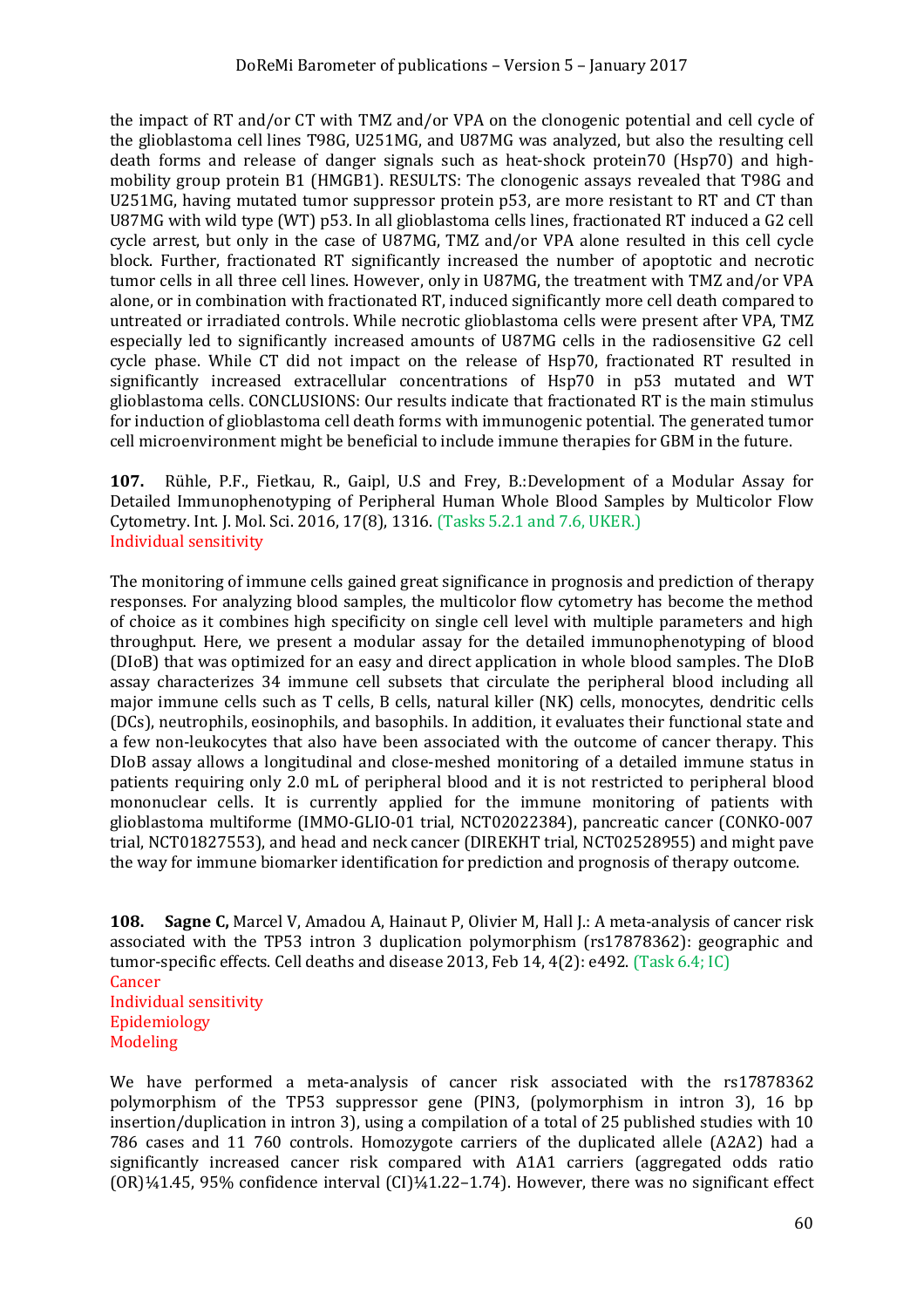the impact of RT and/or CT with TMZ and/or VPA on the clonogenic potential and cell cycle of the glioblastoma cell lines T98G, U251MG, and U87MG was analyzed, but also the resulting cell death forms and release of danger signals such as heat-shock protein70 (Hsp70) and high-mobility group protein B1 (HMGB1). RESULTS: The clonogenic assays revealed that T98G and U251MG, having mutated tumor suppressor protein p53, are more resistant to RT and CT than U87MG with wild type (WT) p53. In all glioblastoma cells lines, fractionated RT induced a G2 cell cycle arrest, but only in the case of U87MG, TMZ and/or VPA alone resulted in this cell cycle block. Further, fractionated RT significantly increased the number of apoptotic and necrotic tumor cells in all three cell lines. However, only in U87MG, the treatment with TMZ and/or VPA alone, or in combination with fractionated RT, induced significantly more cell death compared to untreated or irradiated controls. While necrotic glioblastoma cells were present after VPA, TMZ especially led to significantly increased amounts of U87MG cells in the radiosensitive G2 cell cycle phase. While CT did not impact on the release of Hsp70, fractionated RT resulted in significantly increased extracellular concentrations of Hsp70 in p53 mutated and WT glioblastoma cells. CONCLUSIONS: Our results indicate that fractionated RT is the main stimulus for induction of glioblastoma cell death forms with immunogenic potential. The generated tumor cell microenvironment might be beneficial to include immune therapies for GBM in the future.

**107.** Rühle, P.F., Fietkau, R., Gaipl, U.S and Frey, B.:Development of a Modular Assay for Detailed Immunophenotyping of Peripheral Human Whole Blood Samples by Multicolor Flow Cytometry. Int. J. Mol. Sci. 2016, 17(8), 1316. (Tasks 5.2.1 and 7.6, UKER.)
Individual sensitivity

The monitoring of immune cells gained great significance in prognosis and prediction of therapy responses. For analyzing blood samples, the multicolor flow cytometry has become the method of choice as it combines high specificity on single cell level with multiple parameters and high throughput. Here, we present a modular assay for the detailed immunophenotyping of blood (DIoB) that was optimized for an easy and direct application in whole blood samples. The DIoB assay characterizes 34 immune cell subsets that circulate the peripheral blood including all major immune cells such as T cells, B cells, natural killer (NK) cells, monocytes, dendritic cells (DCs), neutrophils, eosinophils, and basophils. In addition, it evaluates their functional state and a few non-leukocytes that also have been associated with the outcome of cancer therapy. This DIoB assay allows a longitudinal and close-meshed monitoring of a detailed immune status in patients requiring only 2.0 mL of peripheral blood and it is not restricted to peripheral blood mononuclear cells. It is currently applied for the immune monitoring of patients with glioblastoma multiforme (IMMO-GLIO-01 trial, NCT02022384), pancreatic cancer (CONKO-007 trial, NCT01827553), and head and neck cancer (DIREKHT trial, NCT02528955) and might pave the way for immune biomarker identification for prediction and prognosis of therapy outcome.

**108.** **Sagne C,** Marcel V, Amadou A, Hainaut P, Olivier M, Hall J.: A meta-analysis of cancer risk associated with the TP53 intron 3 duplication polymorphism (rs17878362): geographic and tumor-specific effects. Cell deaths and disease 2013, Feb 14, 4(2): e492. (Task 6.4; IC)
Cancer
Individual sensitivity
Epidemiology
Modeling

We have performed a meta-analysis of cancer risk associated with the rs17878362 polymorphism of the TP53 suppressor gene (PIN3, (polymorphism in intron 3), 16 bp insertion/duplication in intron 3), using a compilation of a total of 25 published studies with 10 786 cases and 11 760 controls. Homozygote carriers of the duplicated allele (A2A2) had a significantly increased cancer risk compared with A1A1 carriers (aggregated odds ratio (OR)¼1.45, 95% confidence interval (CI)¼1.22–1.74). However, there was no significant effect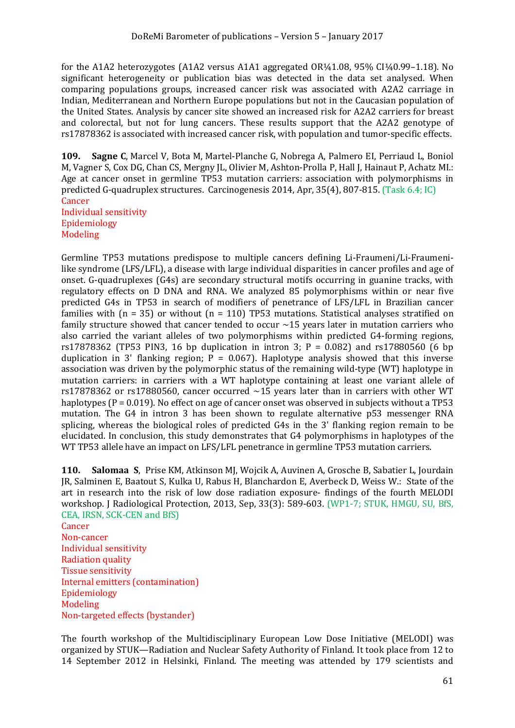for the A1A2 heterozygotes (A1A2 versus A1A1 aggregated OR¼1.08, 95% CI¼0.99–1.18). No significant heterogeneity or publication bias was detected in the data set analysed. When comparing populations groups, increased cancer risk was associated with A2A2 carriage in Indian, Mediterranean and Northern Europe populations but not in the Caucasian population of the United States. Analysis by cancer site showed an increased risk for A2A2 carriers for breast and colorectal, but not for lung cancers. These results support that the A2A2 genotype of rs17878362 is associated with increased cancer risk, with population and tumor-specific effects.

**109. Sagne C**, Marcel V, Bota M, Martel-Planche G, Nobrega A, Palmero EI, Perriaud L, Boniol M, Vagner S, Cox DG, Chan CS, Mergny JL, Olivier M, Ashton-Prolla P, Hall J, Hainaut P, Achatz MI.: Age at cancer onset in germline TP53 mutation carriers: association with polymorphisms in predicted G-quadruplex structures. Carcinogenesis 2014, Apr, 35(4), 807-815. (Task 6.4; IC)
Cancer
Individual sensitivity
Epidemiology
Modeling

Germline TP53 mutations predispose to multiple cancers defining Li-Fraumeni/Li-Fraumeni-like syndrome (LFS/LFL), a disease with large individual disparities in cancer profiles and age of onset. G-quadruplexes (G4s) are secondary structural motifs occurring in guanine tracks, with regulatory effects on D DNA and RNA. We analyzed 85 polymorphisms within or near five predicted G4s in TP53 in search of modifiers of penetrance of LFS/LFL in Brazilian cancer families with (n = 35) or without (n = 110) TP53 mutations. Statistical analyses stratified on family structure showed that cancer tended to occur ~15 years later in mutation carriers who also carried the variant alleles of two polymorphisms within predicted G4-forming regions, rs17878362 (TP53 PIN3, 16 bp duplication in intron 3; P = 0.082) and rs17880560 (6 bp duplication in 3' flanking region; P = 0.067). Haplotype analysis showed that this inverse association was driven by the polymorphic status of the remaining wild-type (WT) haplotype in mutation carriers: in carriers with a WT haplotype containing at least one variant allele of rs17878362 or rs17880560, cancer occurred ~15 years later than in carriers with other WT haplotypes (P = 0.019). No effect on age of cancer onset was observed in subjects without a TP53 mutation. The G4 in intron 3 has been shown to regulate alternative p53 messenger RNA splicing, whereas the biological roles of predicted G4s in the 3' flanking region remain to be elucidated. In conclusion, this study demonstrates that G4 polymorphisms in haplotypes of the WT TP53 allele have an impact on LFS/LFL penetrance in germline TP53 mutation carriers.

**110. Salomaa S**, Prise KM, Atkinson MJ, Wojcik A, Auvinen A, Grosche B, Sabatier L, Jourdain JR, Salminen E, Baatout S, Kulka U, Rabus H, Blanchardon E, Averbeck D, Weiss W.: State of the art in research into the risk of low dose radiation exposure- findings of the fourth MELODI workshop. J Radiological Protection, 2013, Sep, 33(3): 589-603. (WP1-7; STUK, HMGU, SU, BfS, CEA, IRSN, SCK-CEN and BfS)
Cancer
Non-cancer
Individual sensitivity
Radiation quality
Tissue sensitivity
Internal emitters (contamination)
Epidemiology
Modeling
Non-targeted effects (bystander)

The fourth workshop of the Multidisciplinary European Low Dose Initiative (MELODI) was organized by STUK—Radiation and Nuclear Safety Authority of Finland. It took place from 12 to 14 September 2012 in Helsinki, Finland. The meeting was attended by 179 scientists and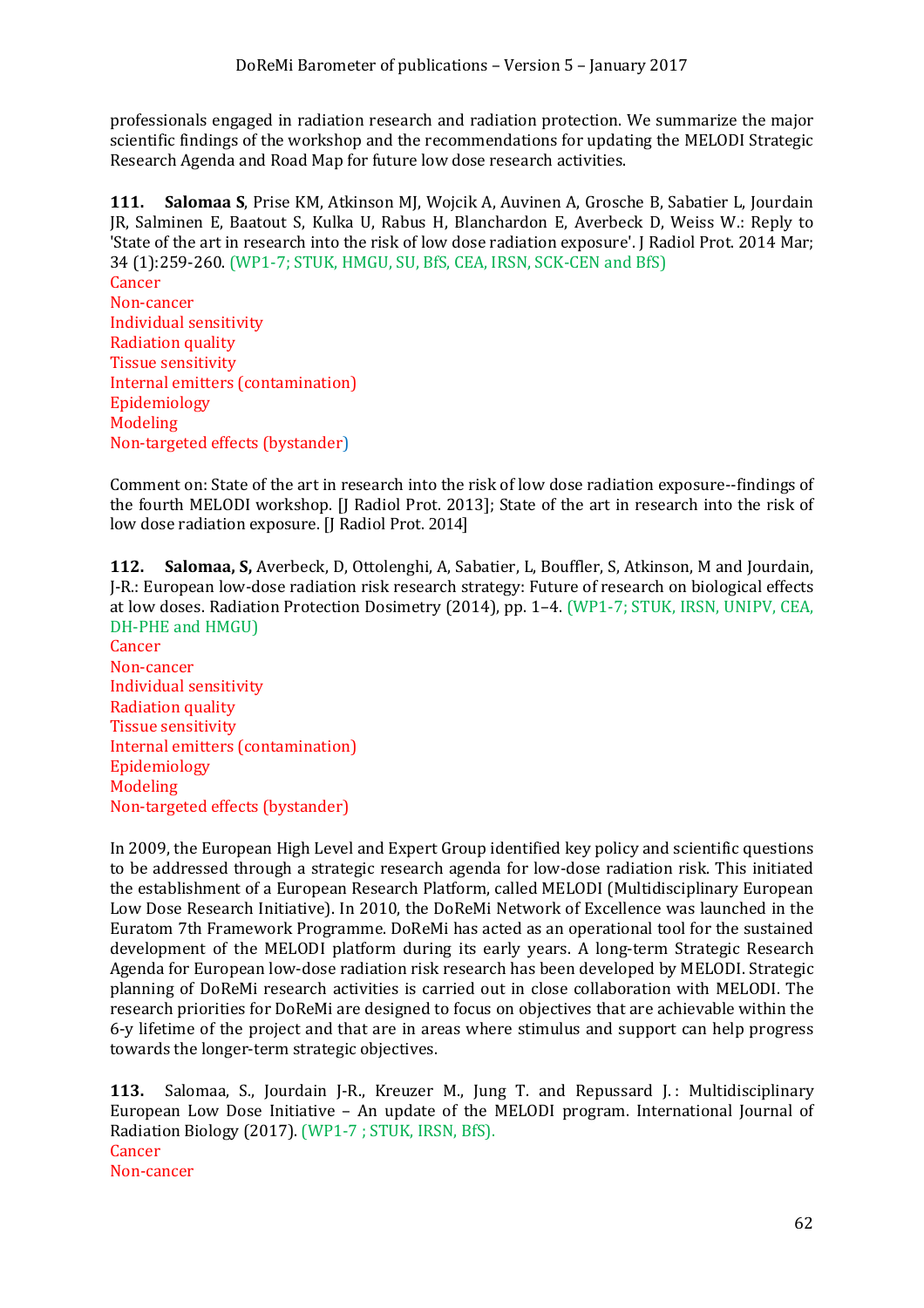professionals engaged in radiation research and radiation protection. We summarize the major scientific findings of the workshop and the recommendations for updating the MELODI Strategic Research Agenda and Road Map for future low dose research activities.

**111.** **Salomaa S**, Prise KM, Atkinson MJ, Wojcik A, Auvinen A, Grosche B, Sabatier L, Jourdain JR, Salminen E, Baatout S, Kulka U, Rabus H, Blanchardon E, Averbeck D, Weiss W.: Reply to 'State of the art in research into the risk of low dose radiation exposure'. J Radiol Prot. 2014 Mar; 34 (1):259-260. (WP1-7; STUK, HMGU, SU, BfS, CEA, IRSN, SCK-CEN and BfS)
Cancer
Non-cancer
Individual sensitivity
Radiation quality
Tissue sensitivity
Internal emitters (contamination)
Epidemiology
Modeling
Non-targeted effects (bystander)

Comment on: State of the art in research into the risk of low dose radiation exposure--findings of the fourth MELODI workshop. [J Radiol Prot. 2013]; State of the art in research into the risk of low dose radiation exposure. [J Radiol Prot. 2014]

**112.** **Salomaa, S,** Averbeck, D, Ottolenghi, A, Sabatier, L, Bouffler, S, Atkinson, M and Jourdain, J-R.: European low-dose radiation risk research strategy: Future of research on biological effects at low doses. Radiation Protection Dosimetry (2014), pp. 1–4. (WP1-7; STUK, IRSN, UNIPV, CEA, DH-PHE and HMGU)
Cancer
Non-cancer
Individual sensitivity
Radiation quality
Tissue sensitivity
Internal emitters (contamination)
Epidemiology
Modeling
Non-targeted effects (bystander)

In 2009, the European High Level and Expert Group identified key policy and scientific questions to be addressed through a strategic research agenda for low-dose radiation risk. This initiated the establishment of a European Research Platform, called MELODI (Multidisciplinary European Low Dose Research Initiative). In 2010, the DoReMi Network of Excellence was launched in the Euratom 7th Framework Programme. DoReMi has acted as an operational tool for the sustained development of the MELODI platform during its early years. A long-term Strategic Research Agenda for European low-dose radiation risk research has been developed by MELODI. Strategic planning of DoReMi research activities is carried out in close collaboration with MELODI. The research priorities for DoReMi are designed to focus on objectives that are achievable within the 6-y lifetime of the project and that are in areas where stimulus and support can help progress towards the longer-term strategic objectives.

**113.** Salomaa, S., Jourdain J-R., Kreuzer M., Jung T. and Repussard J. : Multidisciplinary European Low Dose Initiative – An update of the MELODI program. International Journal of Radiation Biology (2017). (WP1-7 ; STUK, IRSN, BfS).
Cancer
Non-cancer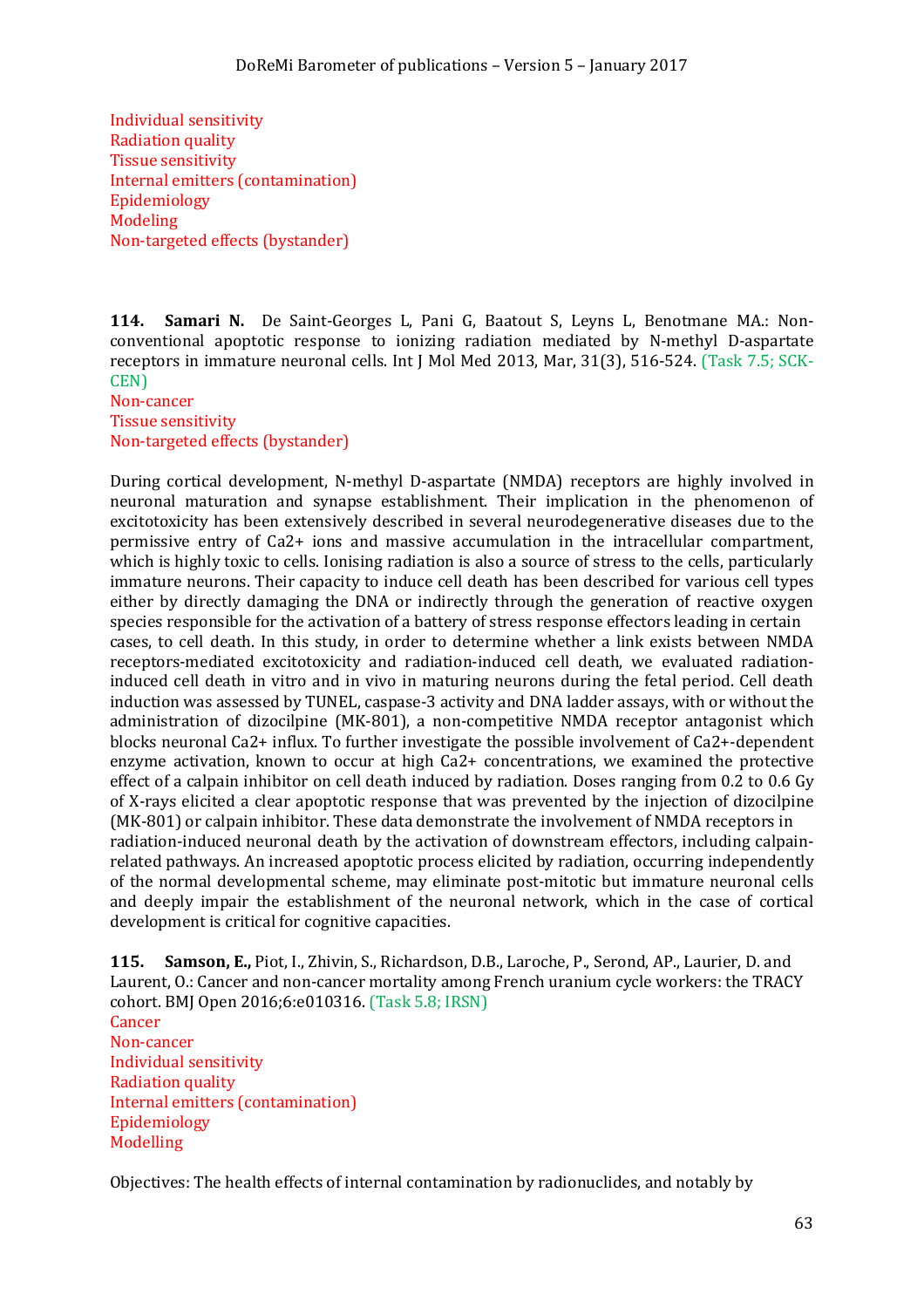Individual sensitivity
Radiation quality
Tissue sensitivity
Internal emitters (contamination)
Epidemiology
Modeling
Non-targeted effects (bystander)

**114. Samari N.** De Saint-Georges L, Pani G, Baatout S, Leys L, Benotmane MA.: Non-conventional apoptotic response to ionizing radiation mediated by N-methyl D-aspartate receptors in immature neuronal cells. Int J Mol Med 2013, Mar, 31(3), 516-524. (Task 7.5; SCK-CEN)
Non-cancer
Tissue sensitivity
Non-targeted effects (bystander)

During cortical development, N-methyl D-aspartate (NMDA) receptors are highly involved in neuronal maturation and synapse establishment. Their implication in the phenomenon of excitotoxicity has been extensively described in several neurodegenerative diseases due to the permissive entry of $Ca^{2+}$ ions and massive accumulation in the intracellular compartment, which is highly toxic to cells. Ionising radiation is also a source of stress to the cells, particularly immature neurons. Their capacity to induce cell death has been described for various cell types either by directly damaging the DNA or indirectly through the generation of reactive oxygen species responsible for the activation of a battery of stress response effectors leading in certain cases, to cell death. In this study, in order to determine whether a link exists between NMDA receptors-mediated excitotoxicity and radiation-induced cell death, we evaluated radiation-induced cell death in vitro and in vivo in maturing neurons during the fetal period. Cell death induction was assessed by TUNEL, caspase-3 activity and DNA ladder assays, with or without the administration of dizocilpine (MK-801), a non-competitive NMDA receptor antagonist which blocks neuronal $Ca^{2+}$ influx. To further investigate the possible involvement of $Ca^{2+}$-dependent enzyme activation, known to occur at high $Ca^{2+}$ concentrations, we examined the protective effect of a calpain inhibitor on cell death induced by radiation. Doses ranging from 0.2 to 0.6 Gy of X-rays elicited a clear apoptotic response that was prevented by the injection of dizocilpine (MK-801) or calpain inhibitor. These data demonstrate the involvement of NMDA receptors in radiation-induced neuronal death by the activation of downstream effectors, including calpain-related pathways. An increased apoptotic process elicited by radiation, occurring independently of the normal developmental scheme, may eliminate post-mitotic but immature neuronal cells and deeply impair the establishment of the neuronal network, which in the case of cortical development is critical for cognitive capacities.

**115. Samson, E.,** Piot, I., Zhivin, S., Richardson, D.B., Laroche, P., Serond, AP., Laurier, D. and Laurent, O.: Cancer and non-cancer mortality among French uranium cycle workers: the TRACY cohort. BMJ Open 2016;6:e010316. (Task 5.8; IRSN)
Cancer
Non-cancer
Individual sensitivity
Radiation quality
Internal emitters (contamination)
Epidemiology
Modelling

Objectives: The health effects of internal contamination by radionuclides, and notably by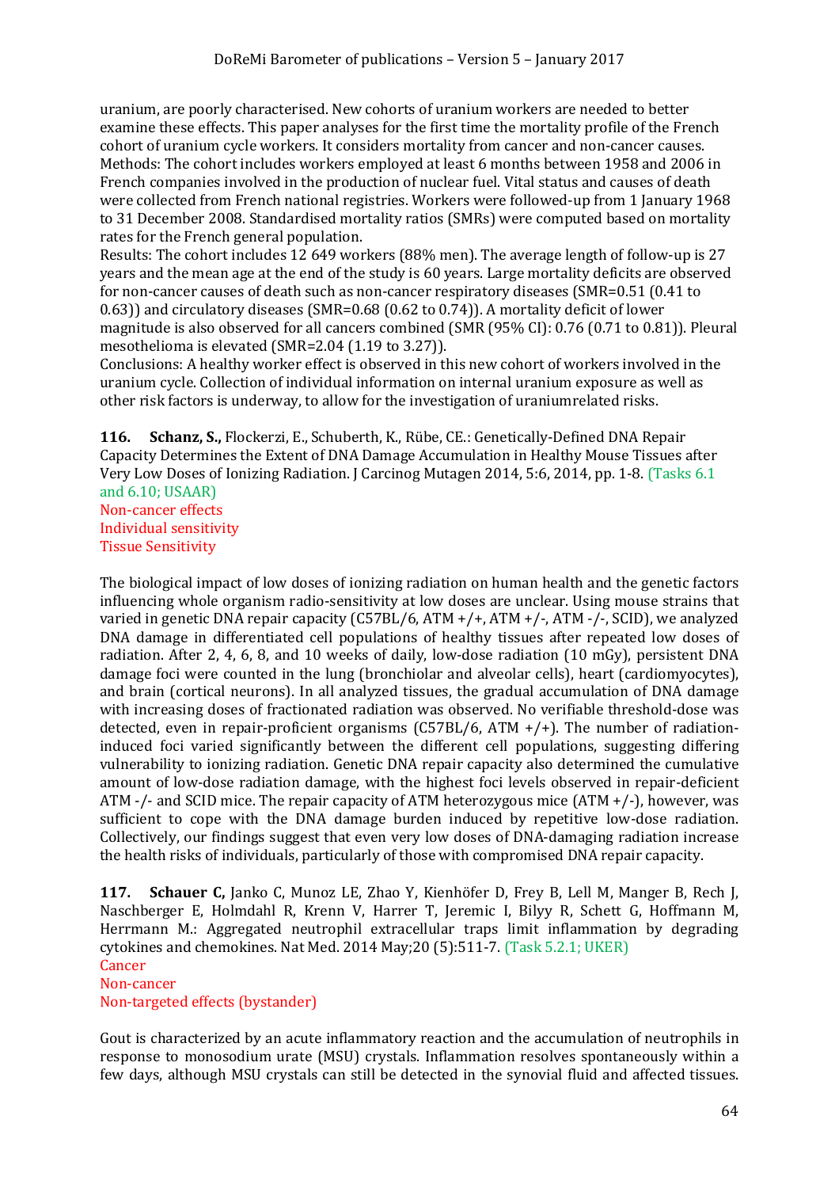uranium, are poorly characterised. New cohorts of uranium workers are needed to better examine these effects. This paper analyses for the first time the mortality profile of the French cohort of uranium cycle workers. It considers mortality from cancer and non-cancer causes.
Methods: The cohort includes workers employed at least 6 months between 1958 and 2006 in French companies involved in the production of nuclear fuel. Vital status and causes of death were collected from French national registries. Workers were followed-up from 1 January 1968 to 31 December 2008. Standardised mortality ratios (SMRs) were computed based on mortality rates for the French general population.
Results: The cohort includes 12 649 workers (88% men). The average length of follow-up is 27 years and the mean age at the end of the study is 60 years. Large mortality deficits are observed for non-cancer causes of death such as non-cancer respiratory diseases (SMR=0.51 (0.41 to 0.63)) and circulatory diseases (SMR=0.68 (0.62 to 0.74)). A mortality deficit of lower magnitude is also observed for all cancers combined (SMR (95% CI): 0.76 (0.71 to 0.81)). Pleural mesothelioma is elevated (SMR=2.04 (1.19 to 3.27)).
Conclusions: A healthy worker effect is observed in this new cohort of workers involved in the uranium cycle. Collection of individual information on internal uranium exposure as well as other risk factors is underway, to allow for the investigation of uraniumrelated risks.

**116. Schanz, S.,** Flockerzi, E., Schuberth, K., Rübe, CE.: Genetically-Defined DNA Repair Capacity Determines the Extent of DNA Damage Accumulation in Healthy Mouse Tissues after Very Low Doses of Ionizing Radiation. J Carcinog Mutagen 2014, 5:6, 2014, pp. 1-8. (Tasks 6.1 and 6.10; USAAR)
Non-cancer effects
Individual sensitivity
Tissue Sensitivity

The biological impact of low doses of ionizing radiation on human health and the genetic factors influencing whole organism radio-sensitivity at low doses are unclear. Using mouse strains that varied in genetic DNA repair capacity (C57BL/6, ATM +/+, ATM +/-, ATM -/-, SCID), we analyzed DNA damage in differentiated cell populations of healthy tissues after repeated low doses of radiation. After 2, 4, 6, 8, and 10 weeks of daily, low-dose radiation (10 mGy), persistent DNA damage foci were counted in the lung (bronchiolar and alveolar cells), heart (cardiomyocytes), and brain (cortical neurons). In all analyzed tissues, the gradual accumulation of DNA damage with increasing doses of fractionated radiation was observed. No verifiable threshold-dose was detected, even in repair-proficient organisms (C57BL/6, ATM +/+). The number of radiation-induced foci varied significantly between the different cell populations, suggesting differing vulnerability to ionizing radiation. Genetic DNA repair capacity also determined the cumulative amount of low-dose radiation damage, with the highest foci levels observed in repair-deficient ATM -/- and SCID mice. The repair capacity of ATM heterozygous mice (ATM +/-), however, was sufficient to cope with the DNA damage burden induced by repetitive low-dose radiation. Collectively, our findings suggest that even very low doses of DNA-damaging radiation increase the health risks of individuals, particularly of those with compromised DNA repair capacity.

**117. Schauer C,** Janko C, Munoz LE, Zhao Y, Kienhöfer D, Frey B, Lell M, Manger B, Rech J, Naschberger E, Holmdahl R, Krenn V, Harrer T, Jeremic I, Bilyy R, Schett G, Hoffmann M, Herrmann M.: Aggregated neutrophil extracellular traps limit inflammation by degrading cytokines and chemokines. Nat Med. 2014 May;20 (5):511-7. (Task 5.2.1; UKER)
Cancer
Non-cancer
Non-targeted effects (bystander)

Gout is characterized by an acute inflammatory reaction and the accumulation of neutrophils in response to monosodium urate (MSU) crystals. Inflammation resolves spontaneously within a few days, although MSU crystals can still be detected in the synovial fluid and affected tissues.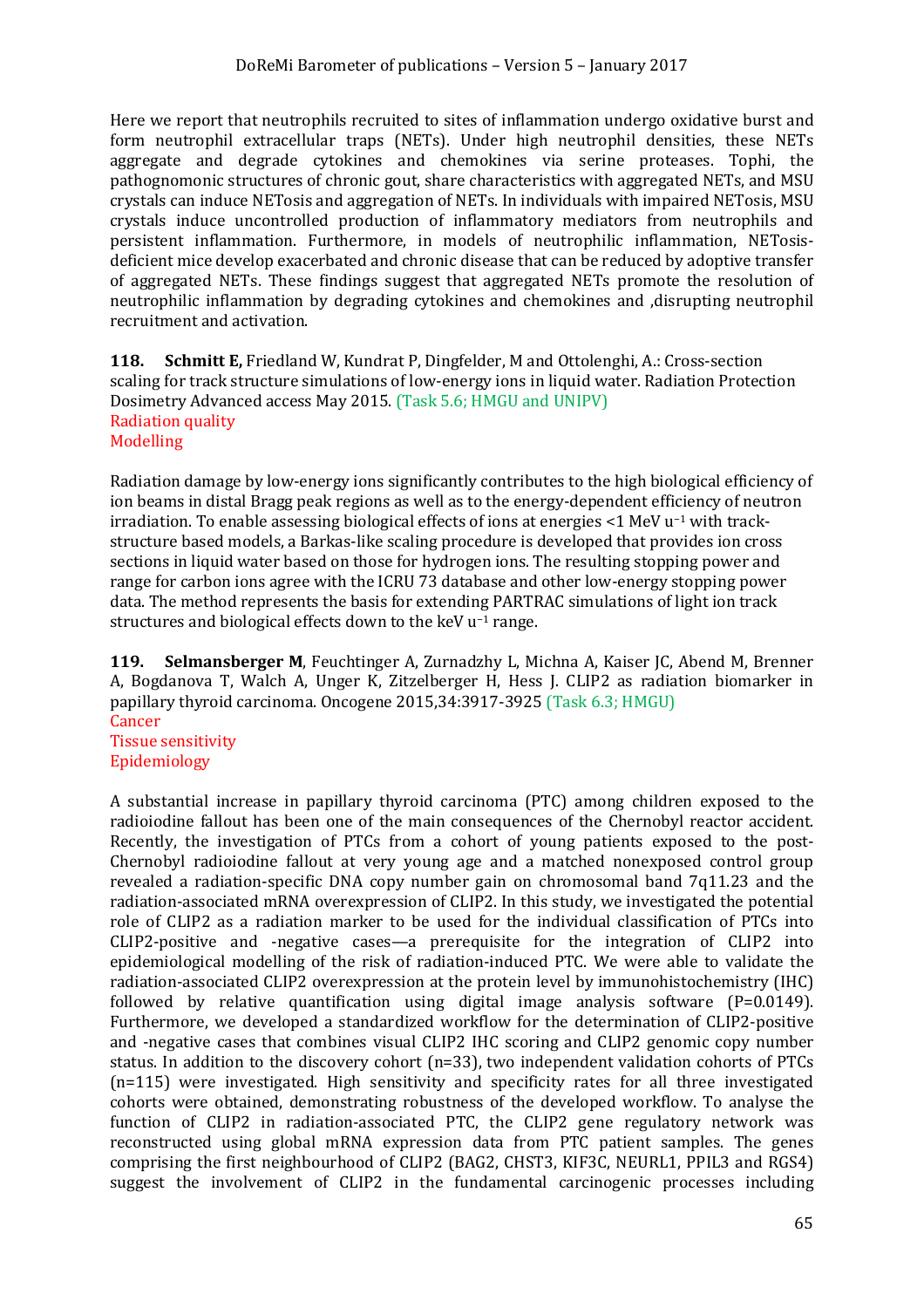Here we report that neutrophils recruited to sites of inflammation undergo oxidative burst and form neutrophil extracellular traps (NETs). Under high neutrophil densities, these NETs aggregate and degrade cytokines and chemokines via serine proteases. Tophi, the pathognomonic structures of chronic gout, share characteristics with aggregated NETs, and MSU crystals can induce NETosis and aggregation of NETs. In individuals with impaired NETosis, MSU crystals induce uncontrolled production of inflammatory mediators from neutrophils and persistent inflammation. Furthermore, in models of neutrophilic inflammation, NETosis-deficient mice develop exacerbated and chronic disease that can be reduced by adoptive transfer of aggregated NETs. These findings suggest that aggregated NETs promote the resolution of neutrophilic inflammation by degrading cytokines and chemokines and ,disrupting neutrophil recruitment and activation.

**118. Schmitt E,** Friedland W, Kundrat P, Dingfelder, M and Ottolenghi, A.: Cross-section scaling for track structure simulations of low-energy ions in liquid water. Radiation Protection Dosimetry Advanced access May 2015. (Task 5.6; HMGU and UNIPV)
Radiation quality
Modelling

Radiation damage by low-energy ions significantly contributes to the high biological efficiency of ion beams in distal Bragg peak regions as well as to the energy-dependent efficiency of neutron irradiation. To enable assessing biological effects of ions at energies <1 MeV $u^{-1}$ with track-structure based models, a Barkas-like scaling procedure is developed that provides ion cross sections in liquid water based on those for hydrogen ions. The resulting stopping power and range for carbon ions agree with the ICRU 73 database and other low-energy stopping power data. The method represents the basis for extending PARTRAC simulations of light ion track structures and biological effects down to the keV $u^{-1}$ range.

**119. Selmansberger M**, Feuchtinger A, Zurnadzhy L, Michna A, Kaiser JC, Abend M, Brenner A, Bogdanova T, Walch A, Unger K, Zitzelberger H, Hess J. CLIP2 as radiation biomarker in papillary thyroid carcinoma. Oncogene 2015,34:3917-3925 (Task 6.3; HMGU)
Cancer
Tissue sensitivity
Epidemiology

A substantial increase in papillary thyroid carcinoma (PTC) among children exposed to the radioiodine fallout has been one of the main consequences of the Chernobyl reactor accident. Recently, the investigation of PTCs from a cohort of young patients exposed to the post-Chernobyl radioiodine fallout at very young age and a matched nonexposed control group revealed a radiation-specific DNA copy number gain on chromosomal band 7q11.23 and the radiation-associated mRNA overexpression of CLIP2. In this study, we investigated the potential role of CLIP2 as a radiation marker to be used for the individual classification of PTCs into CLIP2-positive and -negative cases—a prerequisite for the integration of CLIP2 into epidemiological modelling of the risk of radiation-induced PTC. We were able to validate the radiation-associated CLIP2 overexpression at the protein level by immunohistochemistry (IHC) followed by relative quantification using digital image analysis software (P=0.0149). Furthermore, we developed a standardized workflow for the determination of CLIP2-positive and -negative cases that combines visual CLIP2 IHC scoring and CLIP2 genomic copy number status. In addition to the discovery cohort (n=33), two independent validation cohorts of PTCs (n=115) were investigated. High sensitivity and specificity rates for all three investigated cohorts were obtained, demonstrating robustness of the developed workflow. To analyse the function of CLIP2 in radiation-associated PTC, the CLIP2 gene regulatory network was reconstructed using global mRNA expression data from PTC patient samples. The genes comprising the first neighbourhood of CLIP2 (BAG2, CHST3, KIF3C, NEURL1, PPIL3 and RGS4) suggest the involvement of CLIP2 in the fundamental carcinogenic processes including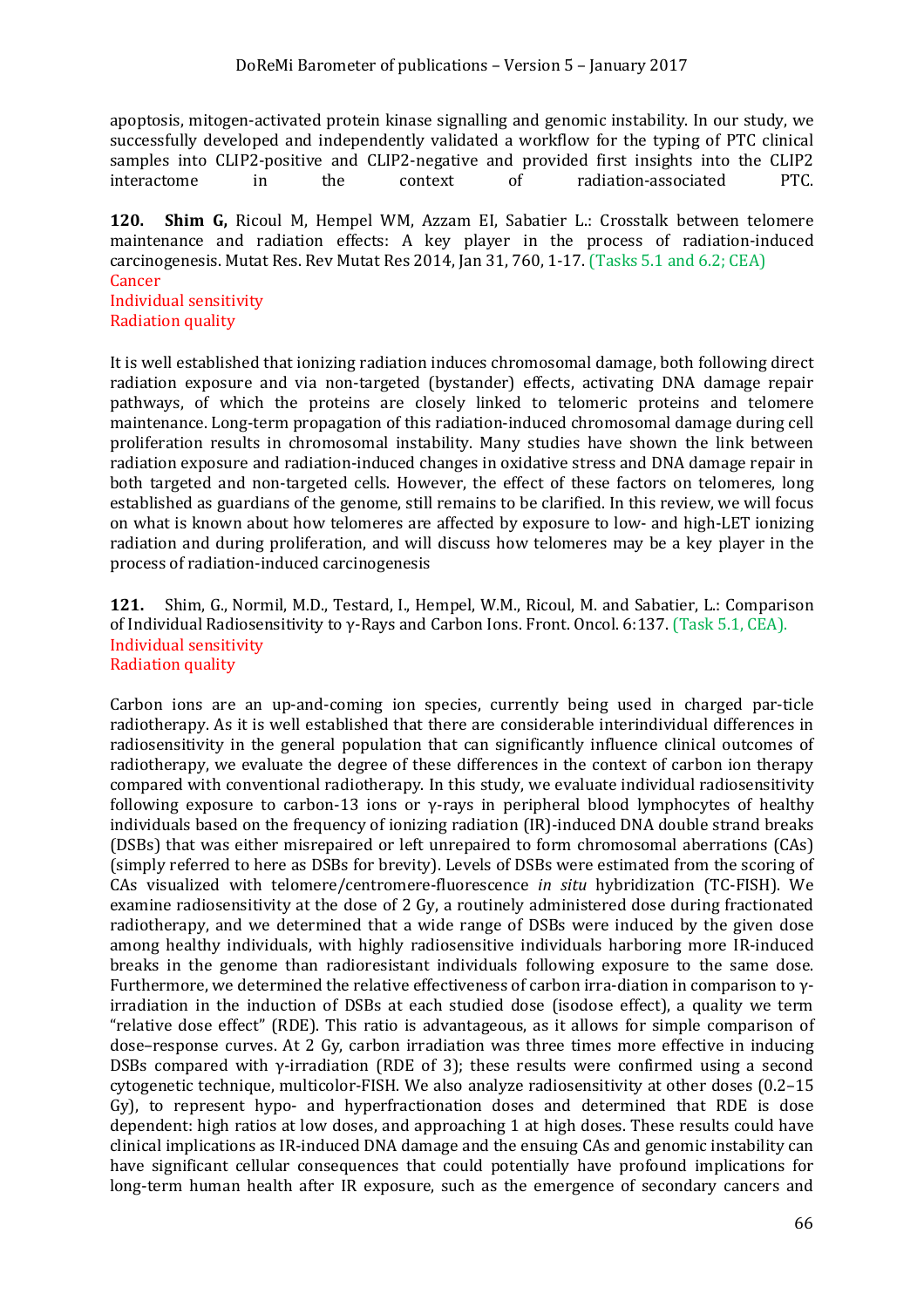apoptosis, mitogen-activated protein kinase signalling and genomic instability. In our study, we successfully developed and independently validated a workflow for the typing of PTC clinical samples into CLIP2-positive and CLIP2-negative and provided first insights into the CLIP2 interactome in the context of radiation-associated PTC.

**120. Shim G,** Ricoul M, Hempel WM, Azzam EI, Sabatier L.: Crosstalk between telomere maintenance and radiation effects: A key player in the process of radiation-induced carcinogenesis. Mutat Res. Rev Mutat Res 2014, Jan 31, 760, 1-17. (Tasks 5.1 and 6.2; CEA)
Cancer
Individual sensitivity
Radiation quality

It is well established that ionizing radiation induces chromosomal damage, both following direct radiation exposure and via non-targeted (bystander) effects, activating DNA damage repair pathways, of which the proteins are closely linked to telomeric proteins and telomere maintenance. Long-term propagation of this radiation-induced chromosomal damage during cell proliferation results in chromosomal instability. Many studies have shown the link between radiation exposure and radiation-induced changes in oxidative stress and DNA damage repair in both targeted and non-targeted cells. However, the effect of these factors on telomeres, long established as guardians of the genome, still remains to be clarified. In this review, we will focus on what is known about how telomeres are affected by exposure to low- and high-LET ionizing radiation and during proliferation, and will discuss how telomeres may be a key player in the process of radiation-induced carcinogenesis

**121.** Shim, G., Normil, M.D., Testard, I., Hempel, W.M., Ricoul, M. and Sabatier, L.: Comparison of Individual Radiosensitivity to γ-Rays and Carbon Ions. Front. Oncol. 6:137. (Task 5.1, CEA).
Individual sensitivity
Radiation quality

Carbon ions are an up-and-coming ion species, currently being used in charged par-ticle radiotherapy. As it is well established that there are considerable interindividual differences in radiosensitivity in the general population that can significantly influence clinical outcomes of radiotherapy, we evaluate the degree of these differences in the context of carbon ion therapy compared with conventional radiotherapy. In this study, we evaluate individual radiosensitivity following exposure to carbon-13 ions or γ-rays in peripheral blood lymphocytes of healthy individuals based on the frequency of ionizing radiation (IR)-induced DNA double strand breaks (DSBs) that was either misrepaired or left unrepaired to form chromosomal aberrations (CAs) (simply referred to here as DSBs for brevity). Levels of DSBs were estimated from the scoring of CAs visualized with telomere/centromere-fluorescence *in situ* hybridization (TC-FISH). We examine radiosensitivity at the dose of 2 Gy, a routinely administered dose during fractionated radiotherapy, and we determined that a wide range of DSBs were induced by the given dose among healthy individuals, with highly radiosensitive individuals harboring more IR-induced breaks in the genome than radioresistant individuals following exposure to the same dose. Furthermore, we determined the relative effectiveness of carbon irra-diation in comparison to γ-irradiation in the induction of DSBs at each studied dose (isodose effect), a quality we term "relative dose effect" (RDE). This ratio is advantageous, as it allows for simple comparison of dose–response curves. At 2 Gy, carbon irradiation was three times more effective in inducing DSBs compared with γ-irradiation (RDE of 3); these results were confirmed using a second cytogenetic technique, multicolor-FISH. We also analyze radiosensitivity at other doses (0.2–15 Gy), to represent hypo- and hyperfractionation doses and determined that RDE is dose dependent: high ratios at low doses, and approaching 1 at high doses. These results could have clinical implications as IR-induced DNA damage and the ensuing CAs and genomic instability can have significant cellular consequences that could potentially have profound implications for long-term human health after IR exposure, such as the emergence of secondary cancers and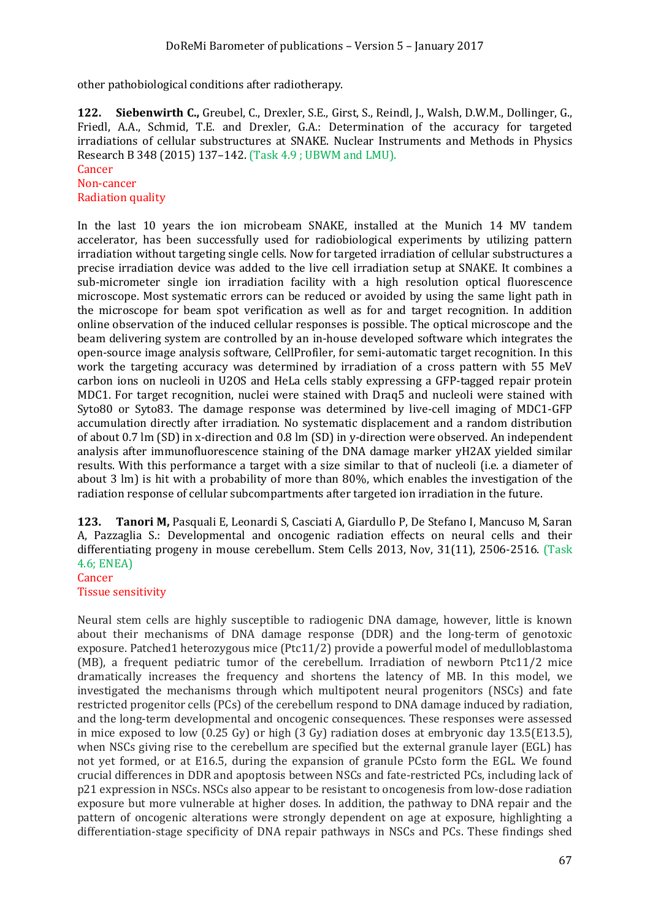other pathobiological conditions after radiotherapy.

**122.** **Siebenwirth C.,** Greubel, C., Drexler, S.E., Girst, S., Reindl, J., Walsh, D.W.M., Dollinger, G., Friedl, A.A., Schmid, T.E. and Drexler, G.A.: Determination of the accuracy for targeted irradiations of cellular substructures at SNAKE. Nuclear Instruments and Methods in Physics Research B 348 (2015) 137–142. (Task 4.9 ; UBWM and LMU).
Cancer
Non-cancer
Radiation quality

In the last 10 years the ion microbeam SNAKE, installed at the Munich 14 MV tandem accelerator, has been successfully used for radiobiological experiments by utilizing pattern irradiation without targeting single cells. Now for targeted irradiation of cellular substructures a precise irradiation device was added to the live cell irradiation setup at SNAKE. It combines a sub-micrometer single ion irradiation facility with a high resolution optical fluorescence microscope. Most systematic errors can be reduced or avoided by using the same light path in the microscope for beam spot verification as well as for and target recognition. In addition online observation of the induced cellular responses is possible. The optical microscope and the beam delivering system are controlled by an in-house developed software which integrates the open-source image analysis software, CellProfiler, for semi-automatic target recognition. In this work the targeting accuracy was determined by irradiation of a cross pattern with 55 MeV carbon ions on nucleoli in U2OS and HeLa cells stably expressing a GFP-tagged repair protein MDC1. For target recognition, nuclei were stained with Draq5 and nucleoli were stained with Syto80 or Syto83. The damage response was determined by live-cell imaging of MDC1-GFP accumulation directly after irradiation. No systematic displacement and a random distribution of about 0.7 lm (SD) in x-direction and 0.8 lm (SD) in y-direction were observed. An independent analysis after immunofluorescence staining of the DNA damage marker yH2AX yielded similar results. With this performance a target with a size similar to that of nucleoli (i.e. a diameter of about 3 lm) is hit with a probability of more than 80%, which enables the investigation of the radiation response of cellular subcompartments after targeted ion irradiation in the future.

**123.** **Tanori M,** Pasquali E, Leonardi S, Casciati A, Giardullo P, De Stefano I, Mancuso M, Saran A, Pazzaglia S.: Developmental and oncogenic radiation effects on neural cells and their differentiating progeny in mouse cerebellum. Stem Cells 2013, Nov, 31(11), 2506-2516. (Task 4.6; ENEA)
Cancer
Tissue sensitivity

Neural stem cells are highly susceptible to radiogenic DNA damage, however, little is known about their mechanisms of DNA damage response (DDR) and the long-term of genotoxic exposure. Patched1 heterozygous mice (Ptc11/2) provide a powerful model of medulloblastoma (MB), a frequent pediatric tumor of the cerebellum. Irradiation of newborn Ptc11/2 mice dramatically increases the frequency and shortens the latency of MB. In this model, we investigated the mechanisms through which multipotent neural progenitors (NSCs) and fate restricted progenitor cells (PCs) of the cerebellum respond to DNA damage induced by radiation, and the long-term developmental and oncogenic consequences. These responses were assessed in mice exposed to low (0.25 Gy) or high (3 Gy) radiation doses at embryonic day 13.5(E13.5), when NSCs giving rise to the cerebellum are specified but the external granule layer (EGL) has not yet formed, or at E16.5, during the expansion of granule PCsto form the EGL. We found crucial differences in DDR and apoptosis between NSCs and fate-restricted PCs, including lack of p21 expression in NSCs. NSCs also appear to be resistant to oncogenesis from low-dose radiation exposure but more vulnerable at higher doses. In addition, the pathway to DNA repair and the pattern of oncogenic alterations were strongly dependent on age at exposure, highlighting a differentiation-stage specificity of DNA repair pathways in NSCs and PCs. These findings shed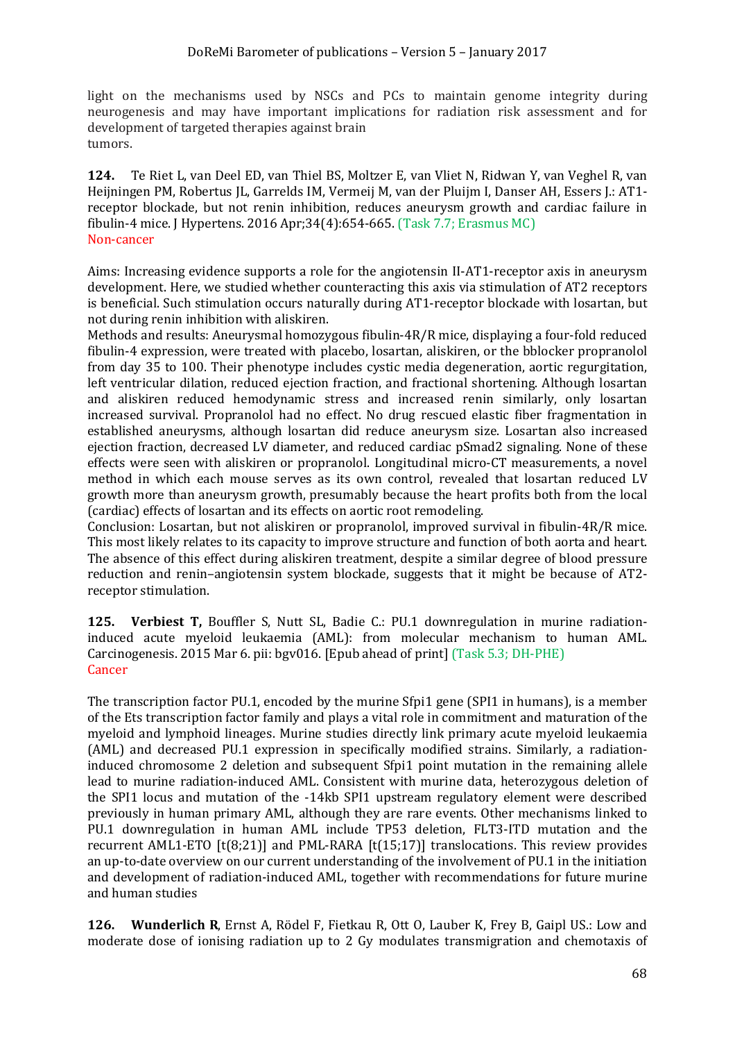light on the mechanisms used by NSCs and PCs to maintain genome integrity during neurogenesis and may have important implications for radiation risk assessment and for development of targeted therapies against brain
tumors.

**124.** Te Riet L, van Deel ED, van Thiel BS, Moltzer E, van Vliet N, Ridwan Y, van Veghel R, van Heijningen PM, Robertus JL, Garrelds IM, Vermeij M, van der Pluijm I, Danser AH, Essers J.: AT1-receptor blockade, but not renin inhibition, reduces aneurysm growth and cardiac failure in fibulin-4 mice. J Hypertens. 2016 Apr;34(4):654-665. (Task 7.7; Erasmus MC)
Non-cancer

Aims: Increasing evidence supports a role for the angiotensin II-AT1-receptor axis in aneurysm development. Here, we studied whether counteracting this axis via stimulation of AT2 receptors is beneficial. Such stimulation occurs naturally during AT1-receptor blockade with losartan, but not during renin inhibition with aliskiren.
Methods and results: Aneurysmal homozygous fibulin-4R/R mice, displaying a four-fold reduced fibulin-4 expression, were treated with placebo, losartan, aliskiren, or the bblocker propranolol from day 35 to 100. Their phenotype includes cystic media degeneration, aortic regurgitation, left ventricular dilation, reduced ejection fraction, and fractional shortening. Although losartan and aliskiren reduced hemodynamic stress and increased renin similarly, only losartan increased survival. Propranolol had no effect. No drug rescued elastic fiber fragmentation in established aneurysms, although losartan did reduce aneurysm size. Losartan also increased ejection fraction, decreased LV diameter, and reduced cardiac pSmad2 signaling. None of these effects were seen with aliskiren or propranolol. Longitudinal micro-CT measurements, a novel method in which each mouse serves as its own control, revealed that losartan reduced LV growth more than aneurysm growth, presumably because the heart profits both from the local (cardiac) effects of losartan and its effects on aortic root remodeling.
Conclusion: Losartan, but not aliskiren or propranolol, improved survival in fibulin-4R/R mice. This most likely relates to its capacity to improve structure and function of both aorta and heart. The absence of this effect during aliskiren treatment, despite a similar degree of blood pressure reduction and renin–angiotensin system blockade, suggests that it might be because of AT2-receptor stimulation.

**125.** **Verbiest T,** Bouffler S, Nutt SL, Badie C.: PU.1 downregulation in murine radiation-induced acute myeloid leukaemia (AML): from molecular mechanism to human AML. Carcinogenesis. 2015 Mar 6. pii: bgv016. [Epub ahead of print] (Task 5.3; DH-PHE)
Cancer

The transcription factor PU.1, encoded by the murine Sfpi1 gene (SPI1 in humans), is a member of the Ets transcription factor family and plays a vital role in commitment and maturation of the myeloid and lymphoid lineages. Murine studies directly link primary acute myeloid leukaemia (AML) and decreased PU.1 expression in specifically modified strains. Similarly, a radiation-induced chromosome 2 deletion and subsequent Sfpi1 point mutation in the remaining allele lead to murine radiation-induced AML. Consistent with murine data, heterozygous deletion of the SPI1 locus and mutation of the -14kb SPI1 upstream regulatory element were described previously in human primary AML, although they are rare events. Other mechanisms linked to PU.1 downregulation in human AML include TP53 deletion, FLT3-ITD mutation and the recurrent AML1-ETO [t(8;21)] and PML-RARA [t(15;17)] translocations. This review provides an up-to-date overview on our current understanding of the involvement of PU.1 in the initiation and development of radiation-induced AML, together with recommendations for future murine and human studies

**126.** **Wunderlich R**, Ernst A, Rödel F, Fietkau R, Ott O, Lauber K, Frey B, Gaipl US.: Low and moderate dose of ionising radiation up to 2 Gy modulates transmigration and chemotaxis of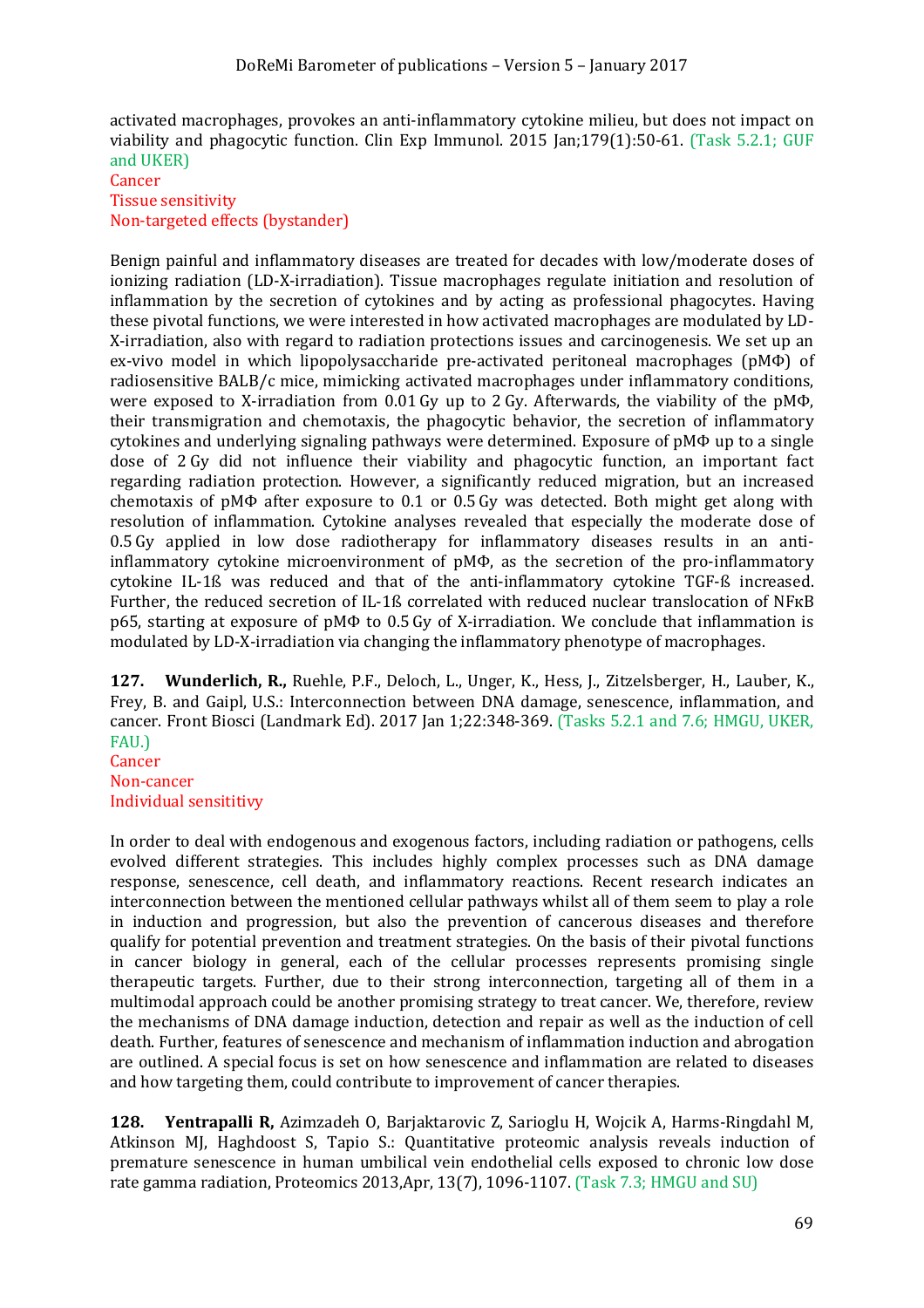activated macrophages, provokes an anti-inflammatory cytokine milieu, but does not impact on viability and phagocytic function. Clin Exp Immunol. 2015 Jan;179(1):50-61. (Task 5.2.1; GUF and UKER)
Cancer
Tissue sensitivity
Non-targeted effects (bystander)

Benign painful and inflammatory diseases are treated for decades with low/moderate doses of ionizing radiation (LD-X-irradiation). Tissue macrophages regulate initiation and resolution of inflammation by the secretion of cytokines and by acting as professional phagocytes. Having these pivotal functions, we were interested in how activated macrophages are modulated by LD-X-irradiation, also with regard to radiation protections issues and carcinogenesis. We set up an ex-vivo model in which lipopolysaccharide pre-activated peritoneal macrophages (pMΦ) of radiosensitive BALB/c mice, mimicking activated macrophages under inflammatory conditions, were exposed to X-irradiation from 0.01 Gy up to 2 Gy. Afterwards, the viability of the pMΦ, their transmigration and chemotaxis, the phagocytic behavior, the secretion of inflammatory cytokines and underlying signaling pathways were determined. Exposure of pMΦ up to a single dose of 2 Gy did not influence their viability and phagocytic function, an important fact regarding radiation protection. However, a significantly reduced migration, but an increased chemotaxis of pMΦ after exposure to 0.1 or 0.5 Gy was detected. Both might get along with resolution of inflammation. Cytokine analyses revealed that especially the moderate dose of 0.5 Gy applied in low dose radiotherapy for inflammatory diseases results in an anti-inflammatory cytokine microenvironment of pMΦ, as the secretion of the pro-inflammatory cytokine IL-1ß was reduced and that of the anti-inflammatory cytokine TGF-ß increased. Further, the reduced secretion of IL-1ß correlated with reduced nuclear translocation of NFκB p65, starting at exposure of pMΦ to 0.5 Gy of X-irradiation. We conclude that inflammation is modulated by LD-X-irradiation via changing the inflammatory phenotype of macrophages.

**127. Wunderlich, R.,** Ruehle, P.F., Deloch, L., Unger, K., Hess, J., Zitzelsberger, H., Lauber, K., Frey, B. and Gaipl, U.S.: Interconnection between DNA damage, senescence, inflammation, and cancer. Front Biosci (Landmark Ed). 2017 Jan 1;22:348-369. (Tasks 5.2.1 and 7.6; HMGU, UKER, FAU.)
Cancer
Non-cancer
Individual sensititivy

In order to deal with endogenous and exogenous factors, including radiation or pathogens, cells evolved different strategies. This includes highly complex processes such as DNA damage response, senescence, cell death, and inflammatory reactions. Recent research indicates an interconnection between the mentioned cellular pathways whilst all of them seem to play a role in induction and progression, but also the prevention of cancerous diseases and therefore qualify for potential prevention and treatment strategies. On the basis of their pivotal functions in cancer biology in general, each of the cellular processes represents promising single therapeutic targets. Further, due to their strong interconnection, targeting all of them in a multimodal approach could be another promising strategy to treat cancer. We, therefore, review the mechanisms of DNA damage induction, detection and repair as well as the induction of cell death. Further, features of senescence and mechanism of inflammation induction and abrogation are outlined. A special focus is set on how senescence and inflammation are related to diseases and how targeting them, could contribute to improvement of cancer therapies.

**128. Yentrapalli R,** Azimzadeh O, Barjaktarovic Z, Sarioglu H, Wojcik A, Harms-Ringdahl M, Atkinson MJ, Haghdoost S, Tapio S.: Quantitative proteomic analysis reveals induction of premature senescence in human umbilical vein endothelial cells exposed to chronic low dose rate gamma radiation, Proteomics 2013,Apr, 13(7), 1096-1107. (Task 7.3; HMGU and SU)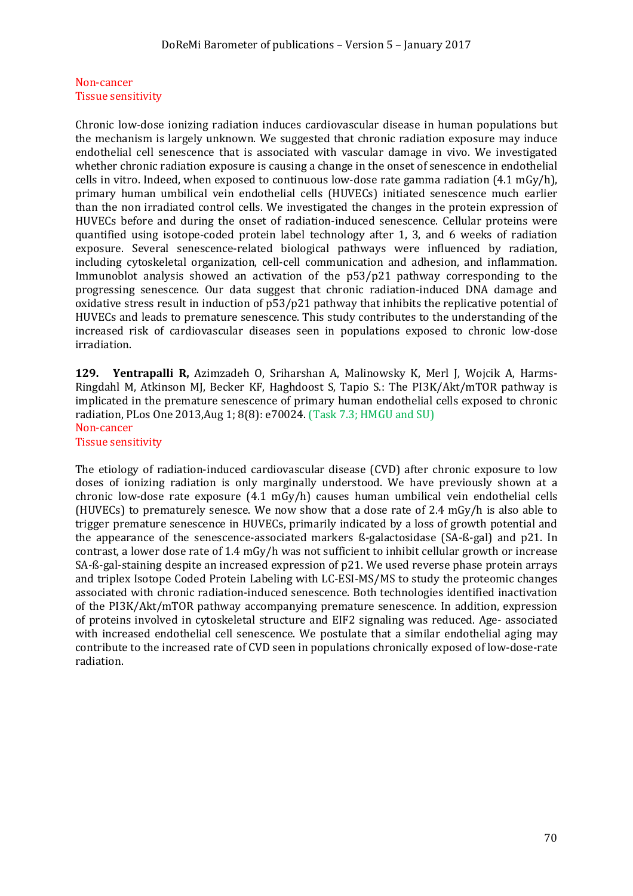Non-cancer
Tissue sensitivity

Chronic low-dose ionizing radiation induces cardiovascular disease in human populations but the mechanism is largely unknown. We suggested that chronic radiation exposure may induce endothelial cell senescence that is associated with vascular damage in vivo. We investigated whether chronic radiation exposure is causing a change in the onset of senescence in endothelial cells in vitro. Indeed, when exposed to continuous low-dose rate gamma radiation (4.1 mGy/h), primary human umbilical vein endothelial cells (HUVECs) initiated senescence much earlier than the non irradiated control cells. We investigated the changes in the protein expression of HUVECs before and during the onset of radiation-induced senescence. Cellular proteins were quantified using isotope-coded protein label technology after 1, 3, and 6 weeks of radiation exposure. Several senescence-related biological pathways were influenced by radiation, including cytoskeletal organization, cell-cell communication and adhesion, and inflammation. Immunoblot analysis showed an activation of the p53/p21 pathway corresponding to the progressing senescence. Our data suggest that chronic radiation-induced DNA damage and oxidative stress result in induction of p53/p21 pathway that inhibits the replicative potential of HUVECs and leads to premature senescence. This study contributes to the understanding of the increased risk of cardiovascular diseases seen in populations exposed to chronic low-dose irradiation.

**129. Yentrapalli R,** Azimzadeh O, Sriharshan A, Malinowsky K, Merl J, Wojcik A, Harms-Ringdahl M, Atkinson MJ, Becker KF, Haghdoost S, Tapio S.: The PI3K/Akt/mTOR pathway is implicated in the premature senescence of primary human endothelial cells exposed to chronic radiation, PLos One 2013,Aug 1; 8(8): e70024. (Task 7.3; HMGU and SU)
Non-cancer
Tissue sensitivity

The etiology of radiation-induced cardiovascular disease (CVD) after chronic exposure to low doses of ionizing radiation is only marginally understood. We have previously shown at a chronic low-dose rate exposure (4.1 mGy/h) causes human umbilical vein endothelial cells (HUVECs) to prematurely senesce. We now show that a dose rate of 2.4 mGy/h is also able to trigger premature senescence in HUVECs, primarily indicated by a loss of growth potential and the appearance of the senescence-associated markers ß-galactosidase (SA-ß-gal) and p21. In contrast, a lower dose rate of 1.4 mGy/h was not sufficient to inhibit cellular growth or increase SA-ß-gal-staining despite an increased expression of p21. We used reverse phase protein arrays and triplex Isotope Coded Protein Labeling with LC-ESI-MS/MS to study the proteomic changes associated with chronic radiation-induced senescence. Both technologies identified inactivation of the PI3K/Akt/mTOR pathway accompanying premature senescence. In addition, expression of proteins involved in cytoskeletal structure and EIF2 signaling was reduced. Age- associated with increased endothelial cell senescence. We postulate that a similar endothelial aging may contribute to the increased rate of CVD seen in populations chronically exposed of low-dose-rate radiation.